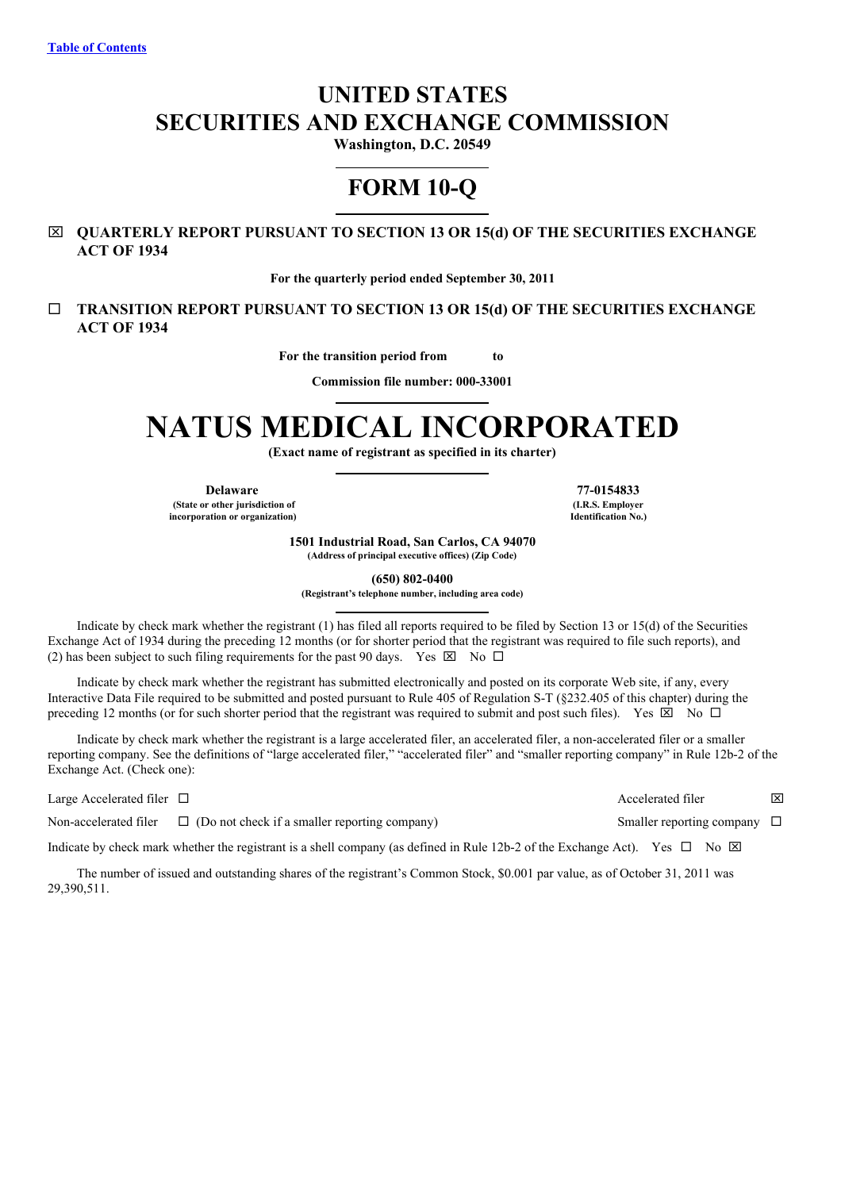[Table of Contents](#)

# UNITED STATES
# SECURITIES AND EXCHANGE COMMISSION

**Washington, D.C. 20549**

## FORM 10-Q

☒ **QUARTERLY REPORT PURSUANT TO SECTION 13 OR 15(d) OF THE SECURITIES EXCHANGE ACT OF 1934**

**For the quarterly period ended September 30, 2011**

☐ **TRANSITION REPORT PURSUANT TO SECTION 13 OR 15(d) OF THE SECURITIES EXCHANGE ACT OF 1934**

**For the transition period from to**

**Commission file number: 000-33001**

# NATUS MEDICAL INCORPORATED

**(Exact name of registrant as specified in its charter)**

| **Delaware** | **77-0154833** |
|---|---|
| **(State or other jurisdiction of incorporation or organization)** | **(I.R.S. Employer Identification No.)** |

**1501 Industrial Road, San Carlos, CA 94070**
**(Address of principal executive offices) (Zip Code)**

**(650) 802-0400**
**(Registrant's telephone number, including area code)**

Indicate by check mark whether the registrant (1) has filed all reports required to be filed by Section 13 or 15(d) of the Securities Exchange Act of 1934 during the preceding 12 months (or for shorter period that the registrant was required to file such reports), and (2) has been subject to such filing requirements for the past 90 days. Yes ☒ No ☐

Indicate by check mark whether the registrant has submitted electronically and posted on its corporate Web site, if any, every Interactive Data File required to be submitted and posted pursuant to Rule 405 of Regulation S-T (§232.405 of this chapter) during the preceding 12 months (or for such shorter period that the registrant was required to submit and post such files). Yes ☒ No ☐

Indicate by check mark whether the registrant is a large accelerated filer, an accelerated filer, a non-accelerated filer or a smaller reporting company. See the definitions of "large accelerated filer," "accelerated filer" and "smaller reporting company" in Rule 12b-2 of the Exchange Act. (Check one):

| | |
|---|---|
| Large Accelerated filer ☐ | Accelerated filer ☒ |
| Non-accelerated filer ☐ (Do not check if a smaller reporting company) | Smaller reporting company ☐ |

Indicate by check mark whether the registrant is a shell company (as defined in Rule 12b-2 of the Exchange Act). Yes ☐ No ☒

The number of issued and outstanding shares of the registrant's Common Stock, $0.001 par value, as of October 31, 2011 was 29,390,511.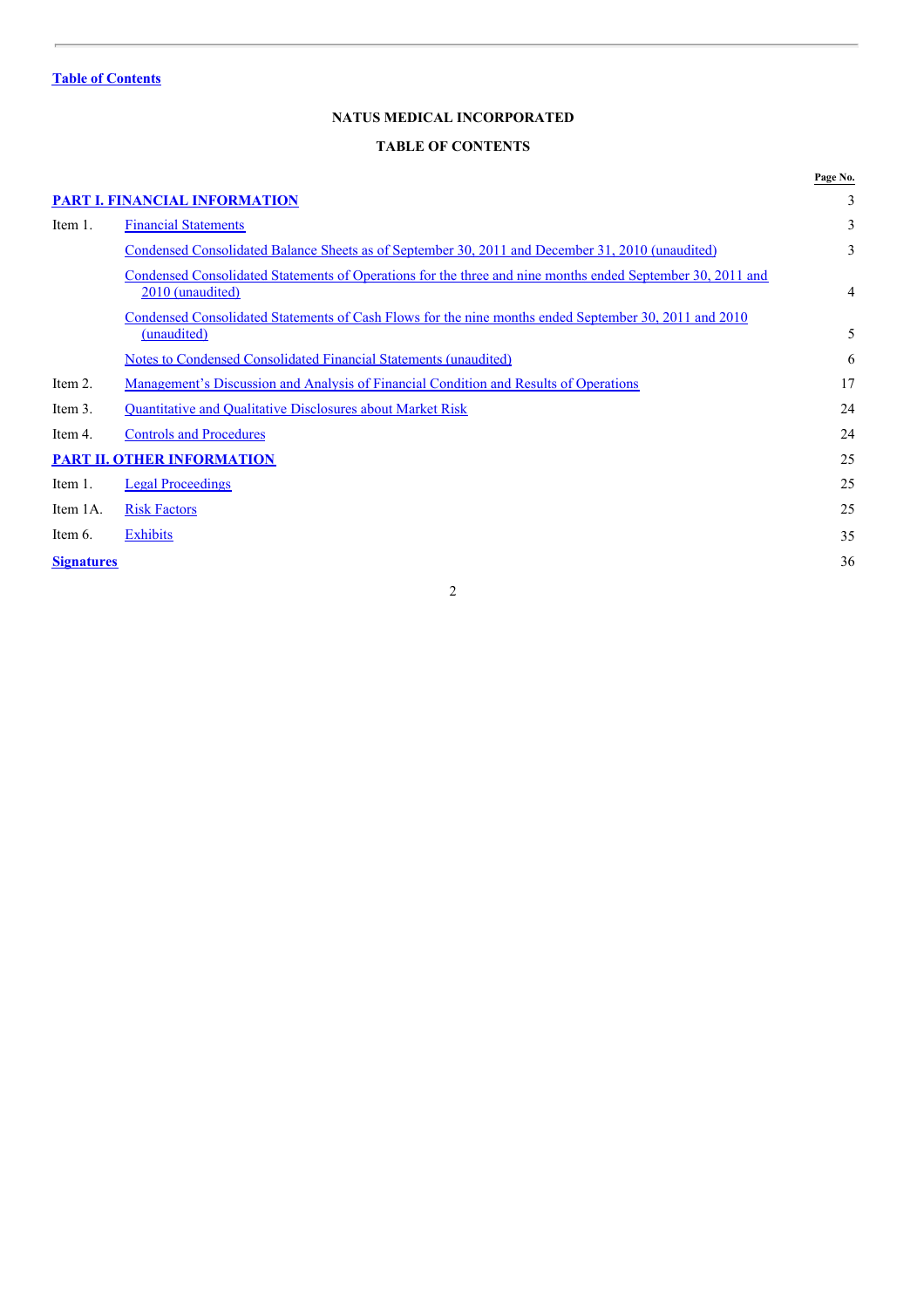Table of Contents

# NATUS MEDICAL INCORPORATED

## TABLE OF CONTENTS

| | | Page No. |
|---|---|---|
| **PART I. FINANCIAL INFORMATION** | | 3 |
| Item 1. | Financial Statements | 3 |
| | Condensed Consolidated Balance Sheets as of September 30, 2011 and December 31, 2010 (unaudited) | 3 |
| | Condensed Consolidated Statements of Operations for the three and nine months ended September 30, 2011 and 2010 (unaudited) | 4 |
| | Condensed Consolidated Statements of Cash Flows for the nine months ended September 30, 2011 and 2010 (unaudited) | 5 |
| | Notes to Condensed Consolidated Financial Statements (unaudited) | 6 |
| Item 2. | Management's Discussion and Analysis of Financial Condition and Results of Operations | 17 |
| Item 3. | Quantitative and Qualitative Disclosures about Market Risk | 24 |
| Item 4. | Controls and Procedures | 24 |
| **PART II. OTHER INFORMATION** | | 25 |
| Item 1. | Legal Proceedings | 25 |
| Item 1A. | Risk Factors | 25 |
| Item 6. | Exhibits | 35 |
| **Signatures** | | 36 |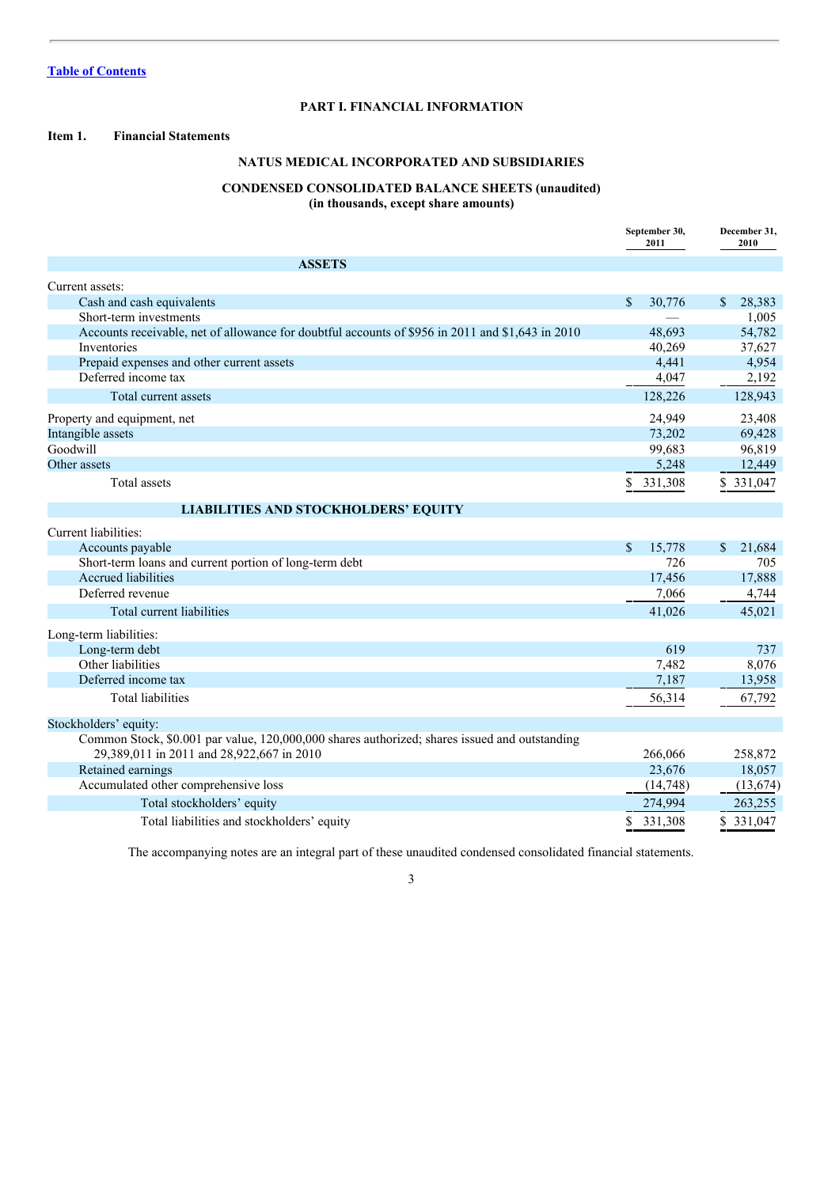[Table of Contents](#)

## PART I. FINANCIAL INFORMATION

### Item 1. Financial Statements

## NATUS MEDICAL INCORPORATED AND SUBSIDIARIES

### CONDENSED CONSOLIDATED BALANCE SHEETS (unaudited)
### (in thousands, except share amounts)

| | September 30, 2011 | December 31, 2010 |
|---|---|---|
| **ASSETS** | | |
| Current assets: | | |
| Cash and cash equivalents | $ 30,776 | $ 28,383 |
| Short-term investments | — | 1,005 |
| Accounts receivable, net of allowance for doubtful accounts of $956 in 2011 and $1,643 in 2010 | 48,693 | 54,782 |
| Inventories | 40,269 | 37,627 |
| Prepaid expenses and other current assets | 4,441 | 4,954 |
| Deferred income tax | 4,047 | 2,192 |
| Total current assets | 128,226 | 128,943 |
| Property and equipment, net | 24,949 | 23,408 |
| Intangible assets | 73,202 | 69,428 |
| Goodwill | 99,683 | 96,819 |
| Other assets | 5,248 | 12,449 |
| Total assets | $ 331,308 | $ 331,047 |
| **LIABILITIES AND STOCKHOLDERS' EQUITY** | | |
| Current liabilities: | | |
| Accounts payable | $ 15,778 | $ 21,684 |
| Short-term loans and current portion of long-term debt | 726 | 705 |
| Accrued liabilities | 17,456 | 17,888 |
| Deferred revenue | 7,066 | 4,744 |
| Total current liabilities | 41,026 | 45,021 |
| Long-term liabilities: | | |
| Long-term debt | 619 | 737 |
| Other liabilities | 7,482 | 8,076 |
| Deferred income tax | 7,187 | 13,958 |
| Total liabilities | 56,314 | 67,792 |
| Stockholders' equity: | | |
| Common Stock, $0.001 par value, 120,000,000 shares authorized; shares issued and outstanding 29,389,011 in 2011 and 28,922,667 in 2010 | 266,066 | 258,872 |
| Retained earnings | 23,676 | 18,057 |
| Accumulated other comprehensive loss | (14,748) | (13,674) |
| Total stockholders' equity | 274,994 | 263,255 |
| Total liabilities and stockholders' equity | $ 331,308 | $ 331,047 |

The accompanying notes are an integral part of these unaudited condensed consolidated financial statements.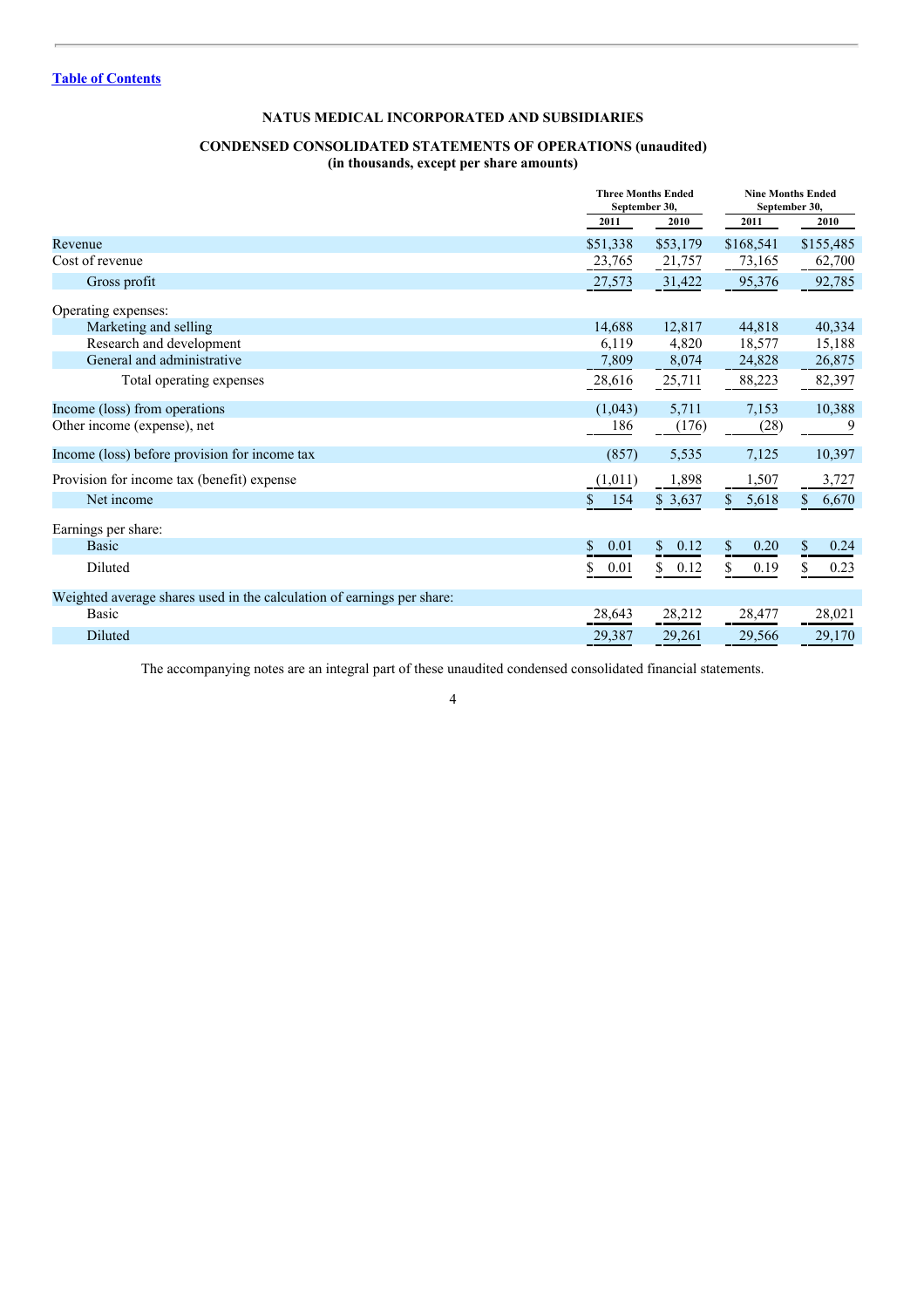[Table of Contents](#)

## NATUS MEDICAL INCORPORATED AND SUBSIDIARIES

### CONDENSED CONSOLIDATED STATEMENTS OF OPERATIONS (unaudited)
**(in thousands, except per share amounts)**

| | Three Months Ended September 30, | | Nine Months Ended September 30, | |
|---|---|---|---|---|
| | 2011 | 2010 | 2011 | 2010 |
| Revenue | $51,338 | $53,179 | $168,541 | $155,485 |
| Cost of revenue | 23,765 | 21,757 | 73,165 | 62,700 |
| Gross profit | 27,573 | 31,422 | 95,376 | 92,785 |
| Operating expenses: | | | | |
| Marketing and selling | 14,688 | 12,817 | 44,818 | 40,334 |
| Research and development | 6,119 | 4,820 | 18,577 | 15,188 |
| General and administrative | 7,809 | 8,074 | 24,828 | 26,875 |
| Total operating expenses | 28,616 | 25,711 | 88,223 | 82,397 |
| Income (loss) from operations | (1,043) | 5,711 | 7,153 | 10,388 |
| Other income (expense), net | 186 | (176) | (28) | 9 |
| Income (loss) before provision for income tax | (857) | 5,535 | 7,125 | 10,397 |
| Provision for income tax (benefit) expense | (1,011) | 1,898 | 1,507 | 3,727 |
| Net income | $ 154 | $ 3,637 | $ 5,618 | $ 6,670 |
| Earnings per share: | | | | |
| Basic | $ 0.01 | $ 0.12 | $ 0.20 | $ 0.24 |
| Diluted | $ 0.01 | $ 0.12 | $ 0.19 | $ 0.23 |
| Weighted average shares used in the calculation of earnings per share: | | | | |
| Basic | 28,643 | 28,212 | 28,477 | 28,021 |
| Diluted | 29,387 | 29,261 | 29,566 | 29,170 |

The accompanying notes are an integral part of these unaudited condensed consolidated financial statements.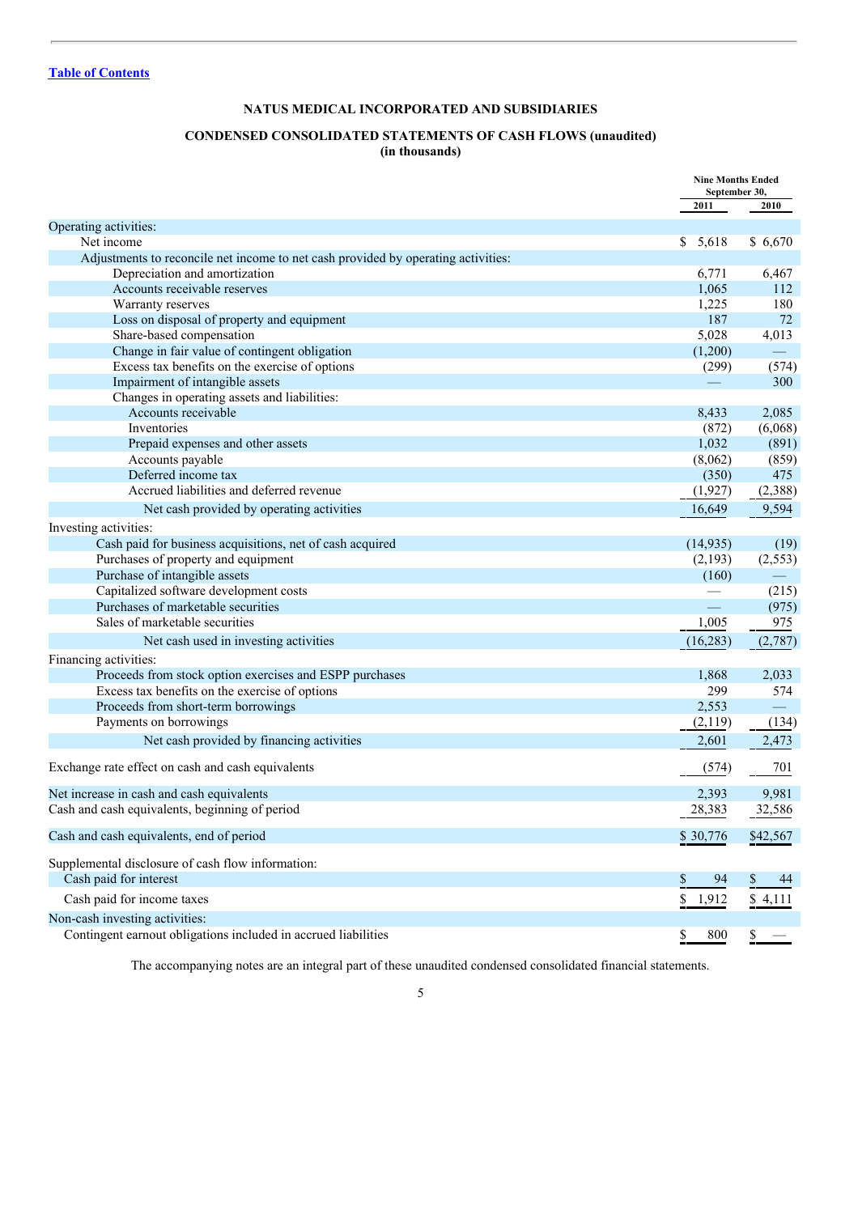[Table of Contents](#)

# NATUS MEDICAL INCORPORATED AND SUBSIDIARIES

## CONDENSED CONSOLIDATED STATEMENTS OF CASH FLOWS (unaudited)
### (in thousands)

| | Nine Months Ended September 30, | |
|---|---|---|
| | 2011 | 2010 |
| Operating activities: | | |
| Net income | $ 5,618 | $ 6,670 |
| Adjustments to reconcile net income to net cash provided by operating activities: | | |
| Depreciation and amortization | 6,771 | 6,467 |
| Accounts receivable reserves | 1,065 | 112 |
| Warranty reserves | 1,225 | 180 |
| Loss on disposal of property and equipment | 187 | 72 |
| Share-based compensation | 5,028 | 4,013 |
| Change in fair value of contingent obligation | (1,200) | — |
| Excess tax benefits on the exercise of options | (299) | (574) |
| Impairment of intangible assets | — | 300 |
| Changes in operating assets and liabilities: | | |
| Accounts receivable | 8,433 | 2,085 |
| Inventories | (872) | (6,068) |
| Prepaid expenses and other assets | 1,032 | (891) |
| Accounts payable | (8,062) | (859) |
| Deferred income tax | (350) | 475 |
| Accrued liabilities and deferred revenue | (1,927) | (2,388) |
| Net cash provided by operating activities | 16,649 | 9,594 |
| Investing activities: | | |
| Cash paid for business acquisitions, net of cash acquired | (14,935) | (19) |
| Purchases of property and equipment | (2,193) | (2,553) |
| Purchase of intangible assets | (160) | — |
| Capitalized software development costs | — | (215) |
| Purchases of marketable securities | — | (975) |
| Sales of marketable securities | 1,005 | 975 |
| Net cash used in investing activities | (16,283) | (2,787) |
| Financing activities: | | |
| Proceeds from stock option exercises and ESPP purchases | 1,868 | 2,033 |
| Excess tax benefits on the exercise of options | 299 | 574 |
| Proceeds from short-term borrowings | 2,553 | — |
| Payments on borrowings | (2,119) | (134) |
| Net cash provided by financing activities | 2,601 | 2,473 |
| Exchange rate effect on cash and cash equivalents | (574) | 701 |
| Net increase in cash and cash equivalents | 2,393 | 9,981 |
| Cash and cash equivalents, beginning of period | 28,383 | 32,586 |
| Cash and cash equivalents, end of period | $ 30,776 | $42,567 |
| Supplemental disclosure of cash flow information: | | |
| Cash paid for interest | $ 94 | $ 44 |
| Cash paid for income taxes | $ 1,912 | $ 4,111 |
| Non-cash investing activities: | | |
| Contingent earnout obligations included in accrued liabilities | $ 800 | $ — |

The accompanying notes are an integral part of these unaudited condensed consolidated financial statements.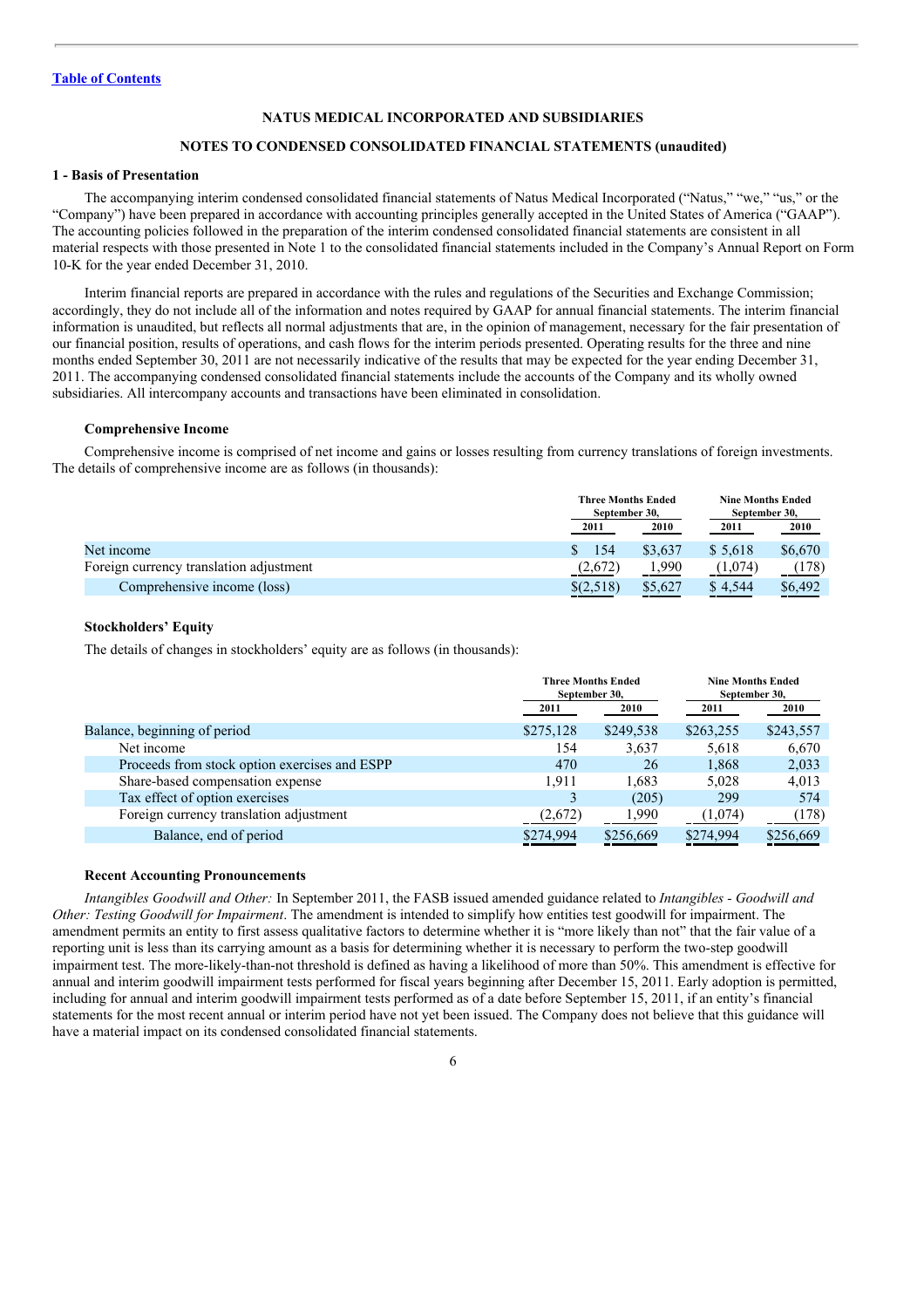[Table of Contents](#)

## NATUS MEDICAL INCORPORATED AND SUBSIDIARIES

## NOTES TO CONDENSED CONSOLIDATED FINANCIAL STATEMENTS (unaudited)

### 1 - Basis of Presentation

The accompanying interim condensed consolidated financial statements of Natus Medical Incorporated ("Natus," "we," "us," or the "Company") have been prepared in accordance with accounting principles generally accepted in the United States of America ("GAAP"). The accounting policies followed in the preparation of the interim condensed consolidated financial statements are consistent in all material respects with those presented in Note 1 to the consolidated financial statements included in the Company's Annual Report on Form 10-K for the year ended December 31, 2010.

Interim financial reports are prepared in accordance with the rules and regulations of the Securities and Exchange Commission; accordingly, they do not include all of the information and notes required by GAAP for annual financial statements. The interim financial information is unaudited, but reflects all normal adjustments that are, in the opinion of management, necessary for the fair presentation of our financial position, results of operations, and cash flows for the interim periods presented. Operating results for the three and nine months ended September 30, 2011 are not necessarily indicative of the results that may be expected for the year ending December 31, 2011. The accompanying condensed consolidated financial statements include the accounts of the Company and its wholly owned subsidiaries. All intercompany accounts and transactions have been eliminated in consolidation.

#### Comprehensive Income

Comprehensive income is comprised of net income and gains or losses resulting from currency translations of foreign investments. The details of comprehensive income are as follows (in thousands):

| | Three Months Ended September 30, | | Nine Months Ended September 30, | |
|---|---|---|---|---|
| | 2011 | 2010 | 2011 | 2010 |
| Net income | $ 154 | $3,637 | $ 5,618 | $6,670 |
| Foreign currency translation adjustment | (2,672) | 1,990 | (1,074) | (178) |
| Comprehensive income (loss) | $(2,518) | $5,627 | $ 4,544 | $6,492 |

#### Stockholders' Equity

The details of changes in stockholders' equity are as follows (in thousands):

| | Three Months Ended September 30, | | Nine Months Ended September 30, | |
|---|---|---|---|---|
| | 2011 | 2010 | 2011 | 2010 |
| Balance, beginning of period | $275,128 | $249,538 | $263,255 | $243,557 |
| Net income | 154 | 3,637 | 5,618 | 6,670 |
| Proceeds from stock option exercises and ESPP | 470 | 26 | 1,868 | 2,033 |
| Share-based compensation expense | 1,911 | 1,683 | 5,028 | 4,013 |
| Tax effect of option exercises | 3 | (205) | 299 | 574 |
| Foreign currency translation adjustment | (2,672) | 1,990 | (1,074) | (178) |
| Balance, end of period | $274,994 | $256,669 | $274,994 | $256,669 |

#### Recent Accounting Pronouncements

*Intangibles Goodwill and Other:* In September 2011, the FASB issued amended guidance related to *Intangibles - Goodwill and Other: Testing Goodwill for Impairment*. The amendment is intended to simplify how entities test goodwill for impairment. The amendment permits an entity to first assess qualitative factors to determine whether it is "more likely than not" that the fair value of a reporting unit is less than its carrying amount as a basis for determining whether it is necessary to perform the two-step goodwill impairment test. The more-likely-than-not threshold is defined as having a likelihood of more than 50%. This amendment is effective for annual and interim goodwill impairment tests performed for fiscal years beginning after December 15, 2011. Early adoption is permitted, including for annual and interim goodwill impairment tests performed as of a date before September 15, 2011, if an entity's financial statements for the most recent annual or interim period have not yet been issued. The Company does not believe that this guidance will have a material impact on its condensed consolidated financial statements.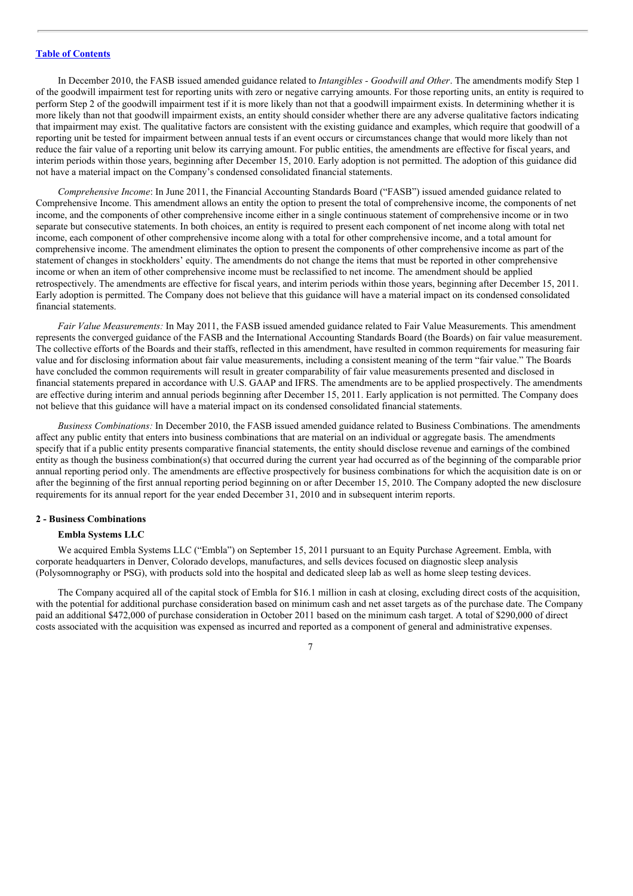In December 2010, the FASB issued amended guidance related to *Intangibles - Goodwill and Other*. The amendments modify Step 1 of the goodwill impairment test for reporting units with zero or negative carrying amounts. For those reporting units, an entity is required to perform Step 2 of the goodwill impairment test if it is more likely than not that a goodwill impairment exists. In determining whether it is more likely than not that goodwill impairment exists, an entity should consider whether there are any adverse qualitative factors indicating that impairment may exist. The qualitative factors are consistent with the existing guidance and examples, which require that goodwill of a reporting unit be tested for impairment between annual tests if an event occurs or circumstances change that would more likely than not reduce the fair value of a reporting unit below its carrying amount. For public entities, the amendments are effective for fiscal years, and interim periods within those years, beginning after December 15, 2010. Early adoption is not permitted. The adoption of this guidance did not have a material impact on the Company's condensed consolidated financial statements.

*Comprehensive Income*: In June 2011, the Financial Accounting Standards Board ("FASB") issued amended guidance related to Comprehensive Income. This amendment allows an entity the option to present the total of comprehensive income, the components of net income, and the components of other comprehensive income either in a single continuous statement of comprehensive income or in two separate but consecutive statements. In both choices, an entity is required to present each component of net income along with total net income, each component of other comprehensive income along with a total for other comprehensive income, and a total amount for comprehensive income. The amendment eliminates the option to present the components of other comprehensive income as part of the statement of changes in stockholders' equity. The amendments do not change the items that must be reported in other comprehensive income or when an item of other comprehensive income must be reclassified to net income. The amendment should be applied retrospectively. The amendments are effective for fiscal years, and interim periods within those years, beginning after December 15, 2011. Early adoption is permitted. The Company does not believe that this guidance will have a material impact on its condensed consolidated financial statements.

*Fair Value Measurements:* In May 2011, the FASB issued amended guidance related to Fair Value Measurements. This amendment represents the converged guidance of the FASB and the International Accounting Standards Board (the Boards) on fair value measurement. The collective efforts of the Boards and their staffs, reflected in this amendment, have resulted in common requirements for measuring fair value and for disclosing information about fair value measurements, including a consistent meaning of the term "fair value." The Boards have concluded the common requirements will result in greater comparability of fair value measurements presented and disclosed in financial statements prepared in accordance with U.S. GAAP and IFRS. The amendments are to be applied prospectively. The amendments are effective during interim and annual periods beginning after December 15, 2011. Early application is not permitted. The Company does not believe that this guidance will have a material impact on its condensed consolidated financial statements.

*Business Combinations:* In December 2010, the FASB issued amended guidance related to Business Combinations. The amendments affect any public entity that enters into business combinations that are material on an individual or aggregate basis. The amendments specify that if a public entity presents comparative financial statements, the entity should disclose revenue and earnings of the combined entity as though the business combination(s) that occurred during the current year had occurred as of the beginning of the comparable prior annual reporting period only. The amendments are effective prospectively for business combinations for which the acquisition date is on or after the beginning of the first annual reporting period beginning on or after December 15, 2010. The Company adopted the new disclosure requirements for its annual report for the year ended December 31, 2010 and in subsequent interim reports.

## 2 - Business Combinations

### Embla Systems LLC

We acquired Embla Systems LLC ("Embla") on September 15, 2011 pursuant to an Equity Purchase Agreement. Embla, with corporate headquarters in Denver, Colorado develops, manufactures, and sells devices focused on diagnostic sleep analysis (Polysomnography or PSG), with products sold into the hospital and dedicated sleep lab as well as home sleep testing devices.

The Company acquired all of the capital stock of Embla for $16.1 million in cash at closing, excluding direct costs of the acquisition, with the potential for additional purchase consideration based on minimum cash and net asset targets as of the purchase date. The Company paid an additional $472,000 of purchase consideration in October 2011 based on the minimum cash target. A total of $290,000 of direct costs associated with the acquisition was expensed as incurred and reported as a component of general and administrative expenses.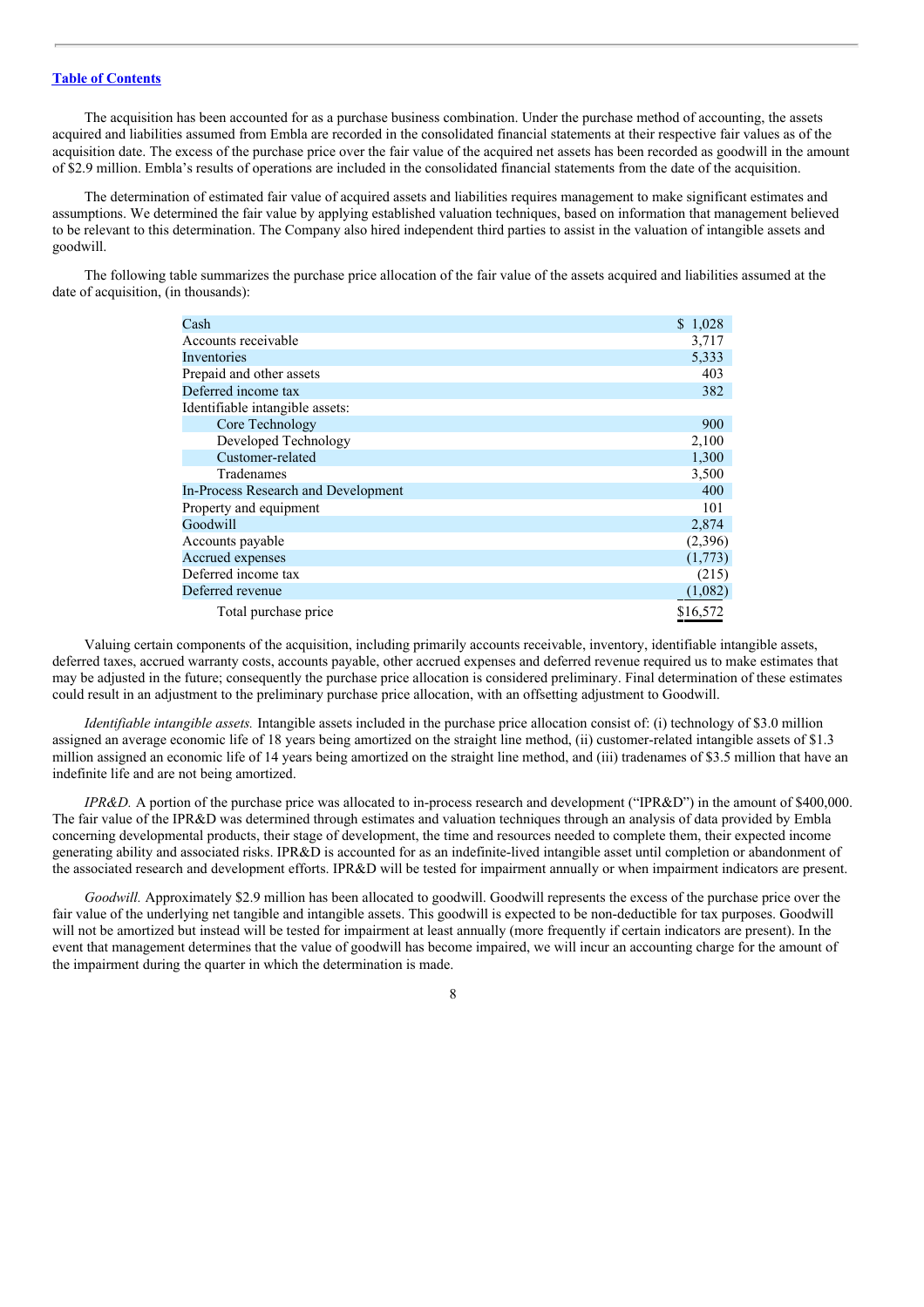[Table of Contents](#)

The acquisition has been accounted for as a purchase business combination. Under the purchase method of accounting, the assets acquired and liabilities assumed from Embla are recorded in the consolidated financial statements at their respective fair values as of the acquisition date. The excess of the purchase price over the fair value of the acquired net assets has been recorded as goodwill in the amount of $2.9 million. Embla's results of operations are included in the consolidated financial statements from the date of the acquisition.

The determination of estimated fair value of acquired assets and liabilities requires management to make significant estimates and assumptions. We determined the fair value by applying established valuation techniques, based on information that management believed to be relevant to this determination. The Company also hired independent third parties to assist in the valuation of intangible assets and goodwill.

The following table summarizes the purchase price allocation of the fair value of the assets acquired and liabilities assumed at the date of acquisition, (in thousands):

| | |
|---|---|
| Cash | $ 1,028 |
| Accounts receivable | 3,717 |
| Inventories | 5,333 |
| Prepaid and other assets | 403 |
| Deferred income tax | 382 |
| Identifiable intangible assets: | |
| Core Technology | 900 |
| Developed Technology | 2,100 |
| Customer-related | 1,300 |
| Tradenames | 3,500 |
| In-Process Research and Development | 400 |
| Property and equipment | 101 |
| Goodwill | 2,874 |
| Accounts payable | (2,396) |
| Accrued expenses | (1,773) |
| Deferred income tax | (215) |
| Deferred revenue | (1,082) |
| Total purchase price | $16,572 |

Valuing certain components of the acquisition, including primarily accounts receivable, inventory, identifiable intangible assets, deferred taxes, accrued warranty costs, accounts payable, other accrued expenses and deferred revenue required us to make estimates that may be adjusted in the future; consequently the purchase price allocation is considered preliminary. Final determination of these estimates could result in an adjustment to the preliminary purchase price allocation, with an offsetting adjustment to Goodwill.

*Identifiable intangible assets.* Intangible assets included in the purchase price allocation consist of: (i) technology of $3.0 million assigned an average economic life of 18 years being amortized on the straight line method, (ii) customer-related intangible assets of $1.3 million assigned an economic life of 14 years being amortized on the straight line method, and (iii) tradenames of $3.5 million that have an indefinite life and are not being amortized.

*IPR&D.* A portion of the purchase price was allocated to in-process research and development ("IPR&D") in the amount of $400,000. The fair value of the IPR&D was determined through estimates and valuation techniques through an analysis of data provided by Embla concerning developmental products, their stage of development, the time and resources needed to complete them, their expected income generating ability and associated risks. IPR&D is accounted for as an indefinite-lived intangible asset until completion or abandonment of the associated research and development efforts. IPR&D will be tested for impairment annually or when impairment indicators are present.

*Goodwill.* Approximately $2.9 million has been allocated to goodwill. Goodwill represents the excess of the purchase price over the fair value of the underlying net tangible and intangible assets. This goodwill is expected to be non-deductible for tax purposes. Goodwill will not be amortized but instead will be tested for impairment at least annually (more frequently if certain indicators are present). In the event that management determines that the value of goodwill has become impaired, we will incur an accounting charge for the amount of the impairment during the quarter in which the determination is made.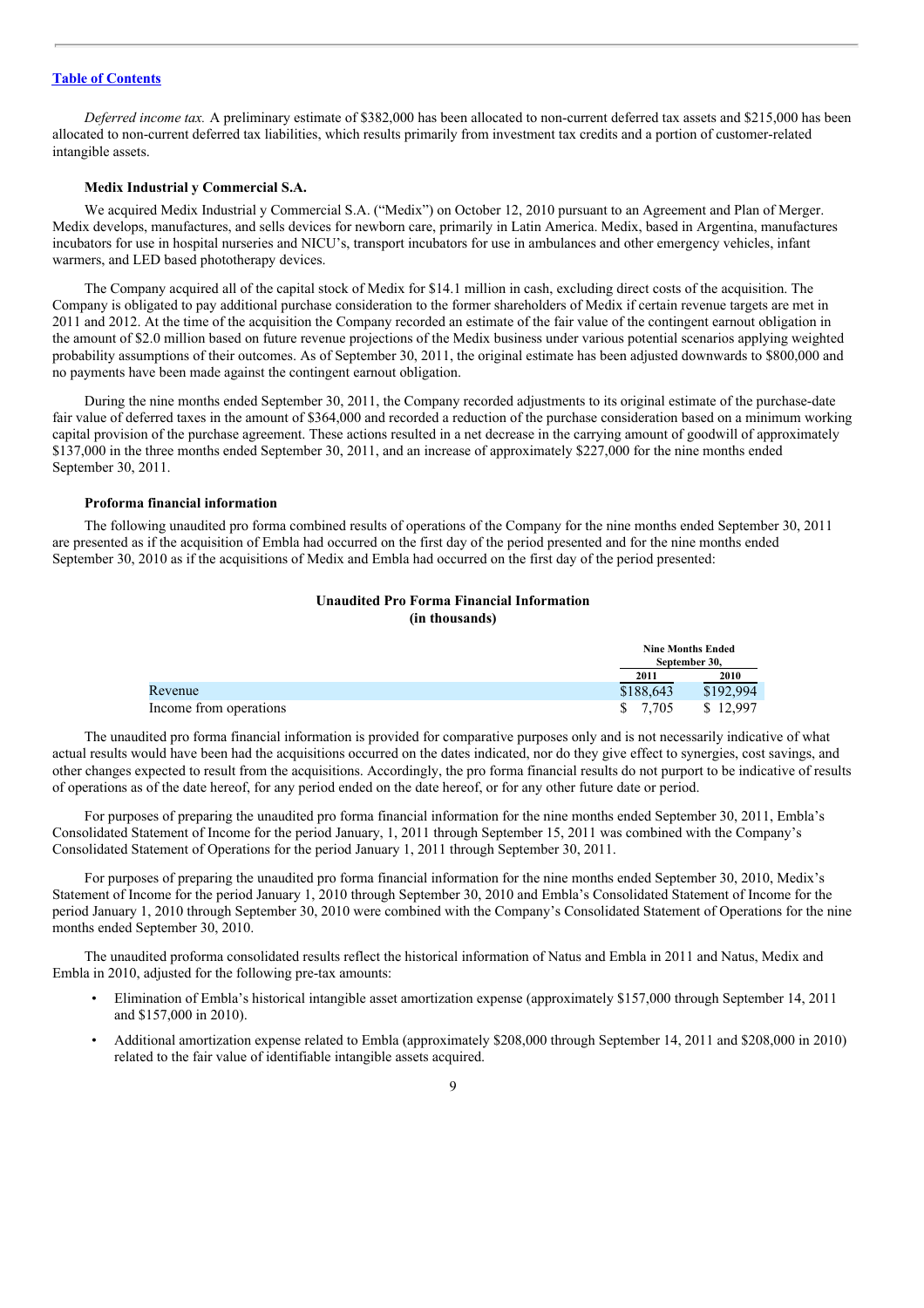[Table of Contents](#)

*Deferred income tax.* A preliminary estimate of $382,000 has been allocated to non-current deferred tax assets and $215,000 has been allocated to non-current deferred tax liabilities, which results primarily from investment tax credits and a portion of customer-related intangible assets.

**Medix Industrial y Commercial S.A.**

We acquired Medix Industrial y Commercial S.A. ("Medix") on October 12, 2010 pursuant to an Agreement and Plan of Merger. Medix develops, manufactures, and sells devices for newborn care, primarily in Latin America. Medix, based in Argentina, manufactures incubators for use in hospital nurseries and NICU's, transport incubators for use in ambulances and other emergency vehicles, infant warmers, and LED based phototherapy devices.

The Company acquired all of the capital stock of Medix for $14.1 million in cash, excluding direct costs of the acquisition. The Company is obligated to pay additional purchase consideration to the former shareholders of Medix if certain revenue targets are met in 2011 and 2012. At the time of the acquisition the Company recorded an estimate of the fair value of the contingent earnout obligation in the amount of $2.0 million based on future revenue projections of the Medix business under various potential scenarios applying weighted probability assumptions of their outcomes. As of September 30, 2011, the original estimate has been adjusted downwards to $800,000 and no payments have been made against the contingent earnout obligation.

During the nine months ended September 30, 2011, the Company recorded adjustments to its original estimate of the purchase-date fair value of deferred taxes in the amount of $364,000 and recorded a reduction of the purchase consideration based on a minimum working capital provision of the purchase agreement. These actions resulted in a net decrease in the carrying amount of goodwill of approximately $137,000 in the three months ended September 30, 2011, and an increase of approximately $227,000 for the nine months ended September 30, 2011.

**Proforma financial information**

The following unaudited pro forma combined results of operations of the Company for the nine months ended September 30, 2011 are presented as if the acquisition of Embla had occurred on the first day of the period presented and for the nine months ended September 30, 2010 as if the acquisitions of Medix and Embla had occurred on the first day of the period presented:

**Unaudited Pro Forma Financial Information**
**(in thousands)**

| | Nine Months Ended September 30, | |
|---|---|---|
| | 2011 | 2010 |
| Revenue | $188,643 | $192,994 |
| Income from operations | $ 7,705 | $ 12,997 |

The unaudited pro forma financial information is provided for comparative purposes only and is not necessarily indicative of what actual results would have been had the acquisitions occurred on the dates indicated, nor do they give effect to synergies, cost savings, and other changes expected to result from the acquisitions. Accordingly, the pro forma financial results do not purport to be indicative of results of operations as of the date hereof, for any period ended on the date hereof, or for any other future date or period.

For purposes of preparing the unaudited pro forma financial information for the nine months ended September 30, 2011, Embla's Consolidated Statement of Income for the period January, 1, 2011 through September 15, 2011 was combined with the Company's Consolidated Statement of Operations for the period January 1, 2011 through September 30, 2011.

For purposes of preparing the unaudited pro forma financial information for the nine months ended September 30, 2010, Medix's Statement of Income for the period January 1, 2010 through September 30, 2010 and Embla's Consolidated Statement of Income for the period January 1, 2010 through September 30, 2010 were combined with the Company's Consolidated Statement of Operations for the nine months ended September 30, 2010.

The unaudited proforma consolidated results reflect the historical information of Natus and Embla in 2011 and Natus, Medix and Embla in 2010, adjusted for the following pre-tax amounts:

- Elimination of Embla's historical intangible asset amortization expense (approximately $157,000 through September 14, 2011 and $157,000 in 2010).
- Additional amortization expense related to Embla (approximately $208,000 through September 14, 2011 and $208,000 in 2010) related to the fair value of identifiable intangible assets acquired.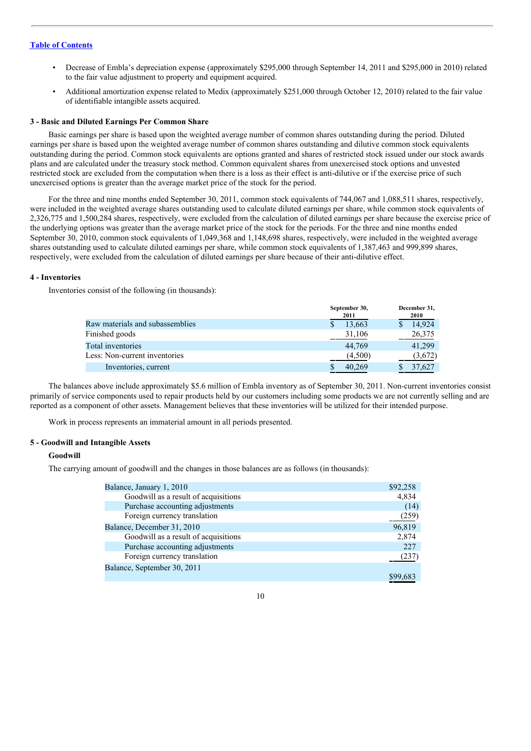[Table of Contents](#)

- Decrease of Embla's depreciation expense (approximately $295,000 through September 14, 2011 and $295,000 in 2010) related to the fair value adjustment to property and equipment acquired.
- Additional amortization expense related to Medix (approximately $251,000 through October 12, 2010) related to the fair value of identifiable intangible assets acquired.

### 3 - Basic and Diluted Earnings Per Common Share

Basic earnings per share is based upon the weighted average number of common shares outstanding during the period. Diluted earnings per share is based upon the weighted average number of common shares outstanding and dilutive common stock equivalents outstanding during the period. Common stock equivalents are options granted and shares of restricted stock issued under our stock awards plans and are calculated under the treasury stock method. Common equivalent shares from unexercised stock options and unvested restricted stock are excluded from the computation when there is a loss as their effect is anti-dilutive or if the exercise price of such unexercised options is greater than the average market price of the stock for the period.

For the three and nine months ended September 30, 2011, common stock equivalents of 744,067 and 1,088,511 shares, respectively, were included in the weighted average shares outstanding used to calculate diluted earnings per share, while common stock equivalents of 2,326,775 and 1,500,284 shares, respectively, were excluded from the calculation of diluted earnings per share because the exercise price of the underlying options was greater than the average market price of the stock for the periods. For the three and nine months ended September 30, 2010, common stock equivalents of 1,049,368 and 1,148,698 shares, respectively, were included in the weighted average shares outstanding used to calculate diluted earnings per share, while common stock equivalents of 1,387,463 and 999,899 shares, respectively, were excluded from the calculation of diluted earnings per share because of their anti-dilutive effect.

### 4 - Inventories

Inventories consist of the following (in thousands):

| | September 30, 2011 | December 31, 2010 |
|---|---|---|
| Raw materials and subassemblies | $ 13,663 | $ 14,924 |
| Finished goods | 31,106 | 26,375 |
| Total inventories | 44,769 | 41,299 |
| Less: Non-current inventories | (4,500) | (3,672) |
| Inventories, current | $ 40,269 | $ 37,627 |

The balances above include approximately $5.6 million of Embla inventory as of September 30, 2011. Non-current inventories consist primarily of service components used to repair products held by our customers including some products we are not currently selling and are reported as a component of other assets. Management believes that these inventories will be utilized for their intended purpose.

Work in process represents an immaterial amount in all periods presented.

### 5 - Goodwill and Intangible Assets

#### Goodwill

The carrying amount of goodwill and the changes in those balances are as follows (in thousands):

| | |
|---|---|
| Balance, January 1, 2010 | $92,258 |
| Goodwill as a result of acquisitions | 4,834 |
| Purchase accounting adjustments | (14) |
| Foreign currency translation | (259) |
| Balance, December 31, 2010 | 96,819 |
| Goodwill as a result of acquisitions | 2,874 |
| Purchase accounting adjustments | 227 |
| Foreign currency translation | (237) |
| Balance, September 30, 2011 | $99,683 |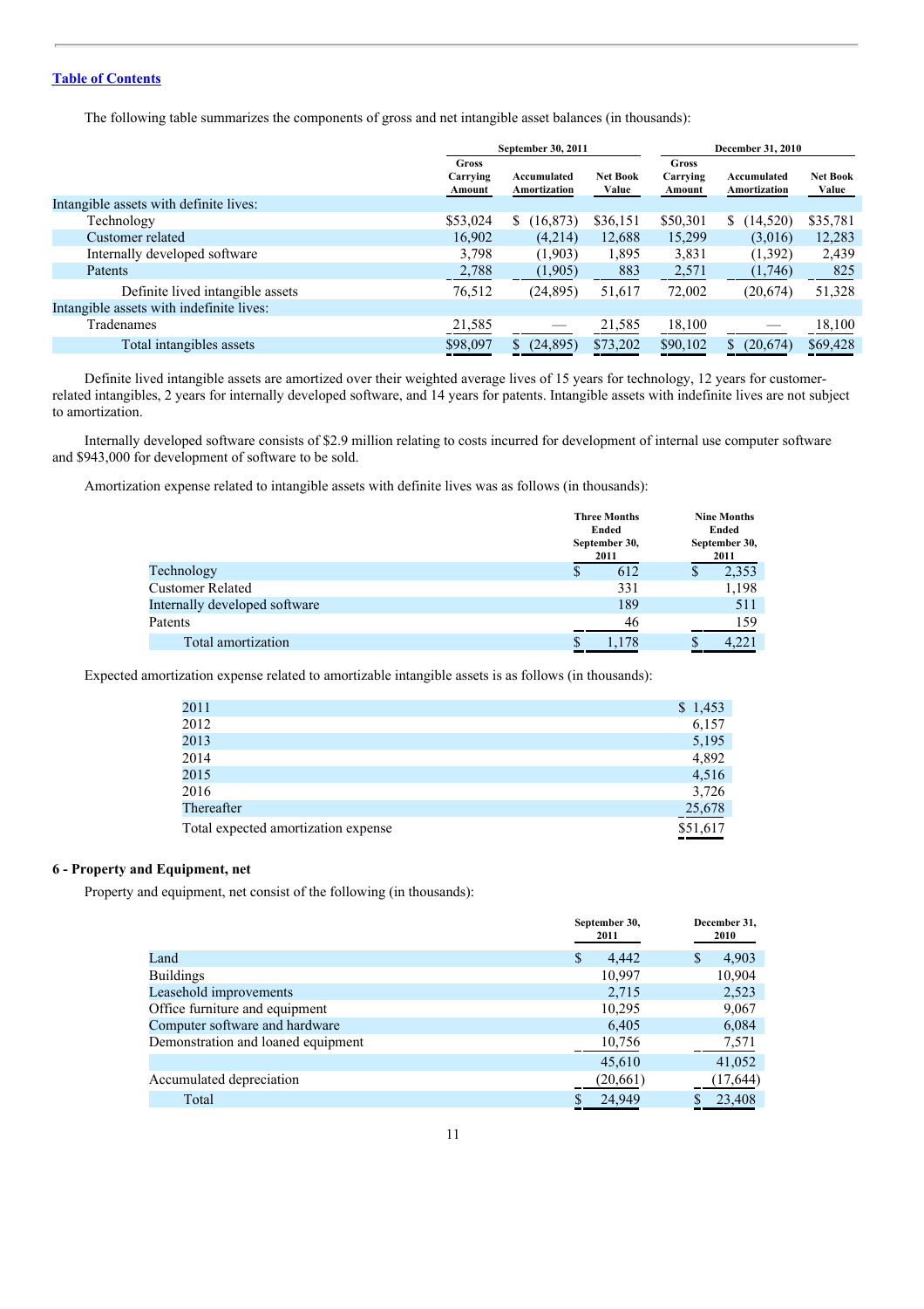[Table of Contents](#)

The following table summarizes the components of gross and net intangible asset balances (in thousands):

| | September 30, 2011 | | | December 31, 2010 | | |
|---|---|---|---|---|---|---|
| | Gross Carrying Amount | Accumulated Amortization | Net Book Value | Gross Carrying Amount | Accumulated Amortization | Net Book Value |
| Intangible assets with definite lives: | | | | | | |
| Technology | $53,024 | $ (16,873) | $36,151 | $50,301 | $ (14,520) | $35,781 |
| Customer related | 16,902 | (4,214) | 12,688 | 15,299 | (3,016) | 12,283 |
| Internally developed software | 3,798 | (1,903) | 1,895 | 3,831 | (1,392) | 2,439 |
| Patents | 2,788 | (1,905) | 883 | 2,571 | (1,746) | 825 |
| Definite lived intangible assets | 76,512 | (24,895) | 51,617 | 72,002 | (20,674) | 51,328 |
| Intangible assets with indefinite lives: | | | | | | |
| Tradenames | 21,585 | — | 21,585 | 18,100 | — | 18,100 |
| Total intangibles assets | $98,097 | $ (24,895) | $73,202 | $90,102 | $ (20,674) | $69,428 |

Definite lived intangible assets are amortized over their weighted average lives of 15 years for technology, 12 years for customer-related intangibles, 2 years for internally developed software, and 14 years for patents. Intangible assets with indefinite lives are not subject to amortization.

Internally developed software consists of $2.9 million relating to costs incurred for development of internal use computer software and $943,000 for development of software to be sold.

Amortization expense related to intangible assets with definite lives was as follows (in thousands):

| | Three Months Ended September 30, 2011 | Nine Months Ended September 30, 2011 |
|---|---|---|
| Technology | $ 612 | $ 2,353 |
| Customer Related | 331 | 1,198 |
| Internally developed software | 189 | 511 |
| Patents | 46 | 159 |
| Total amortization | $ 1,178 | $ 4,221 |

Expected amortization expense related to amortizable intangible assets is as follows (in thousands):

| | |
|---|---|
| 2011 | $ 1,453 |
| 2012 | 6,157 |
| 2013 | 5,195 |
| 2014 | 4,892 |
| 2015 | 4,516 |
| 2016 | 3,726 |
| Thereafter | 25,678 |
| Total expected amortization expense | $51,617 |

## 6 - Property and Equipment, net

Property and equipment, net consist of the following (in thousands):

| | September 30, 2011 | December 31, 2010 |
|---|---|---|
| Land | $ 4,442 | $ 4,903 |
| Buildings | 10,997 | 10,904 |
| Leasehold improvements | 2,715 | 2,523 |
| Office furniture and equipment | 10,295 | 9,067 |
| Computer software and hardware | 6,405 | 6,084 |
| Demonstration and loaned equipment | 10,756 | 7,571 |
| | 45,610 | 41,052 |
| Accumulated depreciation | (20,661) | (17,644) |
| Total | $ 24,949 | $ 23,408 |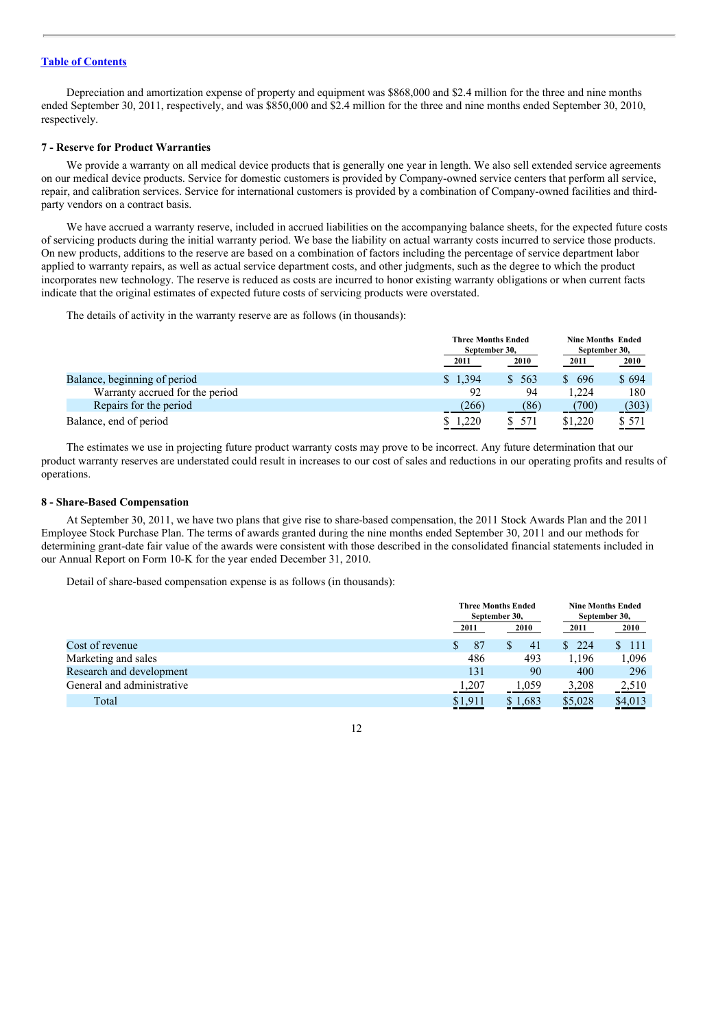[Table of Contents](#)

Depreciation and amortization expense of property and equipment was $868,000 and $2.4 million for the three and nine months ended September 30, 2011, respectively, and was $850,000 and $2.4 million for the three and nine months ended September 30, 2010, respectively.

**7 - Reserve for Product Warranties**

We provide a warranty on all medical device products that is generally one year in length. We also sell extended service agreements on our medical device products. Service for domestic customers is provided by Company-owned service centers that perform all service, repair, and calibration services. Service for international customers is provided by a combination of Company-owned facilities and third-party vendors on a contract basis.

We have accrued a warranty reserve, included in accrued liabilities on the accompanying balance sheets, for the expected future costs of servicing products during the initial warranty period. We base the liability on actual warranty costs incurred to service those products. On new products, additions to the reserve are based on a combination of factors including the percentage of service department labor applied to warranty repairs, as well as actual service department costs, and other judgments, such as the degree to which the product incorporates new technology. The reserve is reduced as costs are incurred to honor existing warranty obligations or when current facts indicate that the original estimates of expected future costs of servicing products were overstated.

The details of activity in the warranty reserve are as follows (in thousands):

| | Three Months Ended September 30, | | Nine Months Ended September 30, | |
|---|---|---|---|---|
| | 2011 | 2010 | 2011 | 2010 |
| Balance, beginning of period | $ 1,394 | $ 563 | $ 696 | $ 694 |
| Warranty accrued for the period | 92 | 94 | 1,224 | 180 |
| Repairs for the period | (266) | (86) | (700) | (303) |
| Balance, end of period | $ 1,220 | $ 571 | $1,220 | $ 571 |

The estimates we use in projecting future product warranty costs may prove to be incorrect. Any future determination that our product warranty reserves are understated could result in increases to our cost of sales and reductions in our operating profits and results of operations.

**8 - Share-Based Compensation**

At September 30, 2011, we have two plans that give rise to share-based compensation, the 2011 Stock Awards Plan and the 2011 Employee Stock Purchase Plan. The terms of awards granted during the nine months ended September 30, 2011 and our methods for determining grant-date fair value of the awards were consistent with those described in the consolidated financial statements included in our Annual Report on Form 10-K for the year ended December 31, 2010.

Detail of share-based compensation expense is as follows (in thousands):

| | Three Months Ended September 30, | | Nine Months Ended September 30, | |
|---|---|---|---|---|
| | 2011 | 2010 | 2011 | 2010 |
| Cost of revenue | $ 87 | $ 41 | $ 224 | $ 111 |
| Marketing and sales | 486 | 493 | 1,196 | 1,096 |
| Research and development | 131 | 90 | 400 | 296 |
| General and administrative | 1,207 | 1,059 | 3,208 | 2,510 |
| Total | $1,911 | $ 1,683 | $5,028 | $4,013 |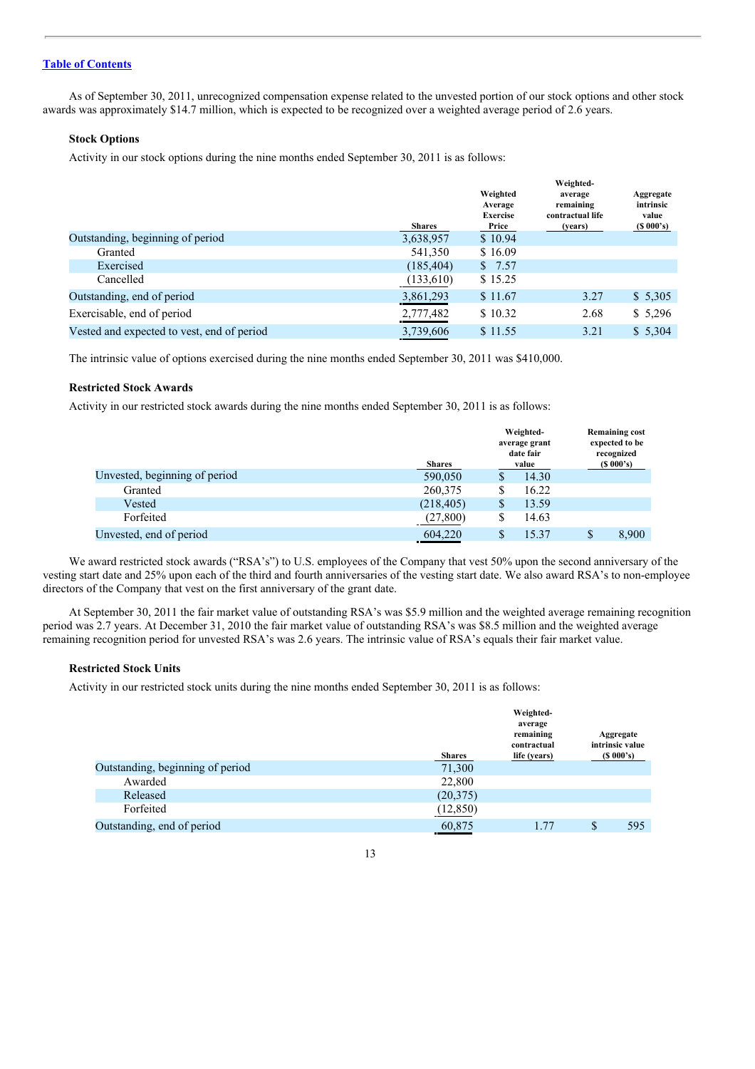[Table of Contents](#)

As of September 30, 2011, unrecognized compensation expense related to the unvested portion of our stock options and other stock awards was approximately $14.7 million, which is expected to be recognized over a weighted average period of 2.6 years.

**Stock Options**

Activity in our stock options during the nine months ended September 30, 2011 is as follows:

| | Shares | Weighted Average Exercise Price | Weighted-average remaining contractual life (years) | Aggregate intrinsic value ($ 000's) |
|---|---|---|---|---|
| Outstanding, beginning of period | 3,638,957 | $ 10.94 | | |
| Granted | 541,350 | $ 16.09 | | |
| Exercised | (185,404) | $ 7.57 | | |
| Cancelled | (133,610) | $ 15.25 | | |
| Outstanding, end of period | 3,861,293 | $ 11.67 | 3.27 | $ 5,305 |
| Exercisable, end of period | 2,777,482 | $ 10.32 | 2.68 | $ 5,296 |
| Vested and expected to vest, end of period | 3,739,606 | $ 11.55 | 3.21 | $ 5,304 |

The intrinsic value of options exercised during the nine months ended September 30, 2011 was $410,000.

**Restricted Stock Awards**

Activity in our restricted stock awards during the nine months ended September 30, 2011 is as follows:

| | Shares | Weighted-average grant date fair value | Remaining cost expected to be recognized ($ 000's) |
|---|---|---|---|
| Unvested, beginning of period | 590,050 | $ 14.30 | |
| Granted | 260,375 | $ 16.22 | |
| Vested | (218,405) | $ 13.59 | |
| Forfeited | (27,800) | $ 14.63 | |
| Unvested, end of period | 604,220 | $ 15.37 | $ 8,900 |

We award restricted stock awards ("RSA's") to U.S. employees of the Company that vest 50% upon the second anniversary of the vesting start date and 25% upon each of the third and fourth anniversaries of the vesting start date. We also award RSA's to non-employee directors of the Company that vest on the first anniversary of the grant date.

At September 30, 2011 the fair market value of outstanding RSA's was $5.9 million and the weighted average remaining recognition period was 2.7 years. At December 31, 2010 the fair market value of outstanding RSA's was $8.5 million and the weighted average remaining recognition period for unvested RSA's was 2.6 years. The intrinsic value of RSA's equals their fair market value.

**Restricted Stock Units**

Activity in our restricted stock units during the nine months ended September 30, 2011 is as follows:

| | Shares | Weighted-average remaining contractual life (years) | Aggregate intrinsic value ($ 000's) |
|---|---|---|---|
| Outstanding, beginning of period | 71,300 | | |
| Awarded | 22,800 | | |
| Released | (20,375) | | |
| Forfeited | (12,850) | | |
| Outstanding, end of period | 60,875 | 1.77 | $ 595 |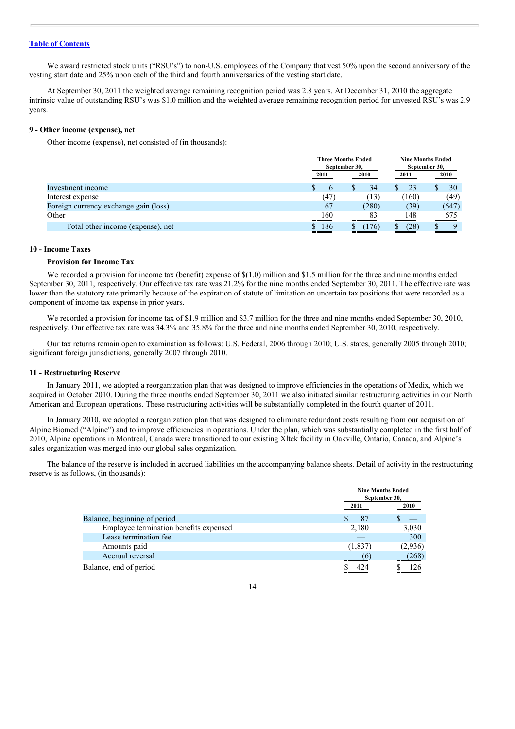[Table of Contents](#)

We award restricted stock units ("RSU's") to non-U.S. employees of the Company that vest 50% upon the second anniversary of the vesting start date and 25% upon each of the third and fourth anniversaries of the vesting start date.

At September 30, 2011 the weighted average remaining recognition period was 2.8 years. At December 31, 2010 the aggregate intrinsic value of outstanding RSU's was $1.0 million and the weighted average remaining recognition period for unvested RSU's was 2.9 years.

**9 - Other income (expense), net**

Other income (expense), net consisted of (in thousands):

| | Three Months Ended September 30, | | Nine Months Ended September 30, | |
|---|---|---|---|---|
| | 2011 | 2010 | 2011 | 2010 |
| Investment income | $ 6 | $ 34 | $ 23 | $ 30 |
| Interest expense | (47) | (13) | (160) | (49) |
| Foreign currency exchange gain (loss) | 67 | (280) | (39) | (647) |
| Other | 160 | 83 | 148 | 675 |
| Total other income (expense), net | $ 186 | $ (176) | $ (28) | $ 9 |

**10 - Income Taxes**

**Provision for Income Tax**

We recorded a provision for income tax (benefit) expense of $(1.0) million and $1.5 million for the three and nine months ended September 30, 2011, respectively. Our effective tax rate was 21.2% for the nine months ended September 30, 2011. The effective rate was lower than the statutory rate primarily because of the expiration of statute of limitation on uncertain tax positions that were recorded as a component of income tax expense in prior years.

We recorded a provision for income tax of $1.9 million and $3.7 million for the three and nine months ended September 30, 2010, respectively. Our effective tax rate was 34.3% and 35.8% for the three and nine months ended September 30, 2010, respectively.

Our tax returns remain open to examination as follows: U.S. Federal, 2006 through 2010; U.S. states, generally 2005 through 2010; significant foreign jurisdictions, generally 2007 through 2010.

**11 - Restructuring Reserve**

In January 2011, we adopted a reorganization plan that was designed to improve efficiencies in the operations of Medix, which we acquired in October 2010. During the three months ended September 30, 2011 we also initiated similar restructuring activities in our North American and European operations. These restructuring activities will be substantially completed in the fourth quarter of 2011.

In January 2010, we adopted a reorganization plan that was designed to eliminate redundant costs resulting from our acquisition of Alpine Biomed ("Alpine") and to improve efficiencies in operations. Under the plan, which was substantially completed in the first half of 2010, Alpine operations in Montreal, Canada were transitioned to our existing Xltek facility in Oakville, Ontario, Canada, and Alpine's sales organization was merged into our global sales organization.

The balance of the reserve is included in accrued liabilities on the accompanying balance sheets. Detail of activity in the restructuring reserve is as follows, (in thousands):

| | Nine Months Ended September 30, | |
|---|---|---|
| | 2011 | 2010 |
| Balance, beginning of period | $ 87 | $ — |
| Employee termination benefits expensed | 2,180 | 3,030 |
| Lease termination fee | — | 300 |
| Amounts paid | (1,837) | (2,936) |
| Accrual reversal | (6) | (268) |
| Balance, end of period | $ 424 | $ 126 |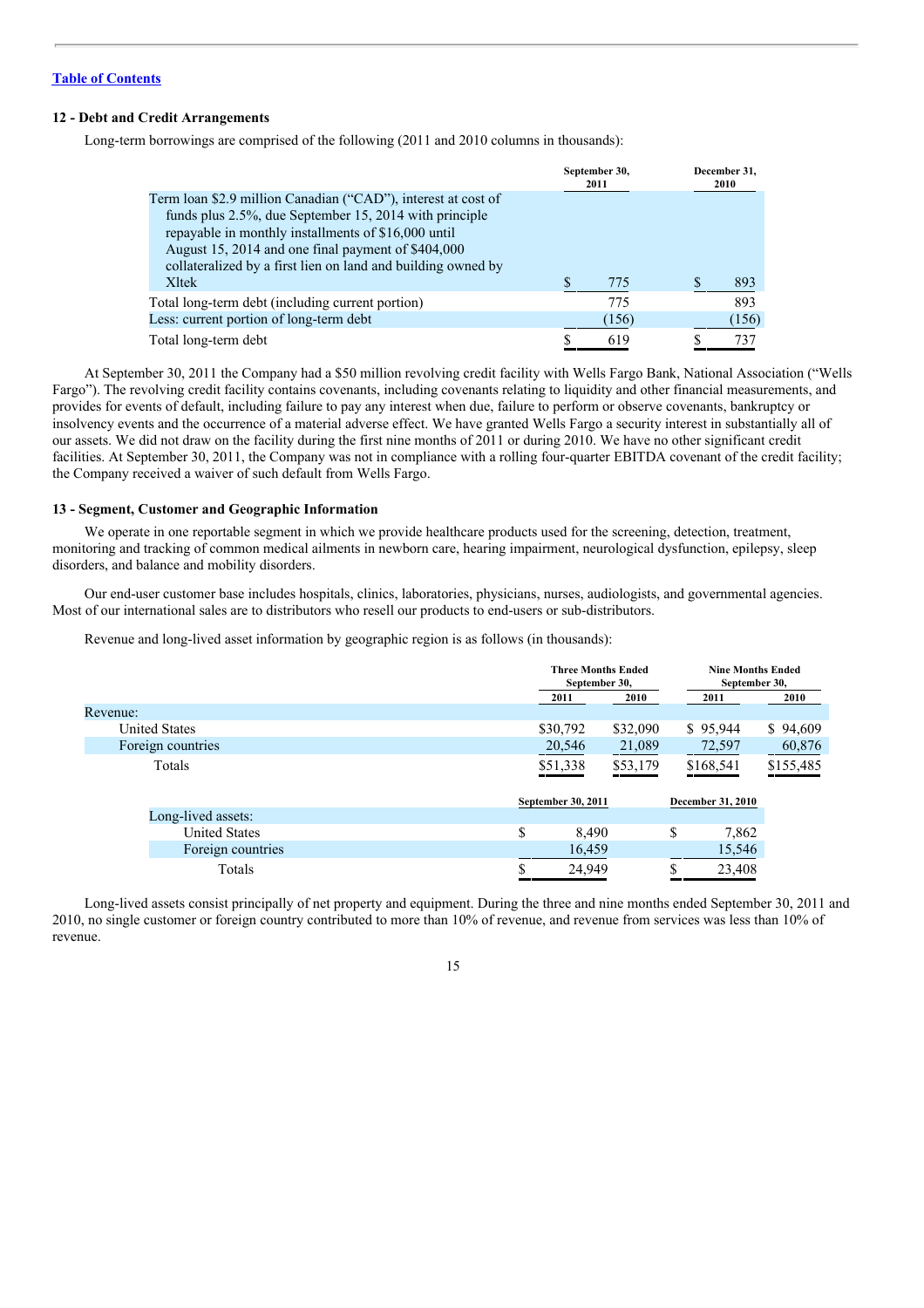[Table of Contents](#)

### 12 - Debt and Credit Arrangements

Long-term borrowings are comprised of the following (2011 and 2010 columns in thousands):

| | September 30, 2011 | December 31, 2010 |
|---|---|---|
| Term loan $2.9 million Canadian ("CAD"), interest at cost of funds plus 2.5%, due September 15, 2014 with principle repayable in monthly installments of $16,000 until August 15, 2014 and one final payment of $404,000 collateralized by a first lien on land and building owned by Xltek | $ 775 | $ 893 |
| Total long-term debt (including current portion) | 775 | 893 |
| Less: current portion of long-term debt | (156) | (156) |
| Total long-term debt | $ 619 | $ 737 |

At September 30, 2011 the Company had a $50 million revolving credit facility with Wells Fargo Bank, National Association ("Wells Fargo"). The revolving credit facility contains covenants, including covenants relating to liquidity and other financial measurements, and provides for events of default, including failure to pay any interest when due, failure to perform or observe covenants, bankruptcy or insolvency events and the occurrence of a material adverse effect. We have granted Wells Fargo a security interest in substantially all of our assets. We did not draw on the facility during the first nine months of 2011 or during 2010. We have no other significant credit facilities. At September 30, 2011, the Company was not in compliance with a rolling four-quarter EBITDA covenant of the credit facility; the Company received a waiver of such default from Wells Fargo.

### 13 - Segment, Customer and Geographic Information

We operate in one reportable segment in which we provide healthcare products used for the screening, detection, treatment, monitoring and tracking of common medical ailments in newborn care, hearing impairment, neurological dysfunction, epilepsy, sleep disorders, and balance and mobility disorders.

Our end-user customer base includes hospitals, clinics, laboratories, physicians, nurses, audiologists, and governmental agencies. Most of our international sales are to distributors who resell our products to end-users or sub-distributors.

Revenue and long-lived asset information by geographic region is as follows (in thousands):

| | Three Months Ended September 30, | | Nine Months Ended September 30, | |
|---|---|---|---|---|
| | 2011 | 2010 | 2011 | 2010 |
| Revenue: | | | | |
| United States | $30,792 | $32,090 | $ 95,944 | $ 94,609 |
| Foreign countries | 20,546 | 21,089 | 72,597 | 60,876 |
| Totals | $51,338 | $53,179 | $168,541 | $155,485 |

| | September 30, 2011 | December 31, 2010 |
|---|---|---|
| Long-lived assets: | | |
| United States | $ 8,490 | $ 7,862 |
| Foreign countries | 16,459 | 15,546 |
| Totals | $ 24,949 | $ 23,408 |

Long-lived assets consist principally of net property and equipment. During the three and nine months ended September 30, 2011 and 2010, no single customer or foreign country contributed to more than 10% of revenue, and revenue from services was less than 10% of revenue.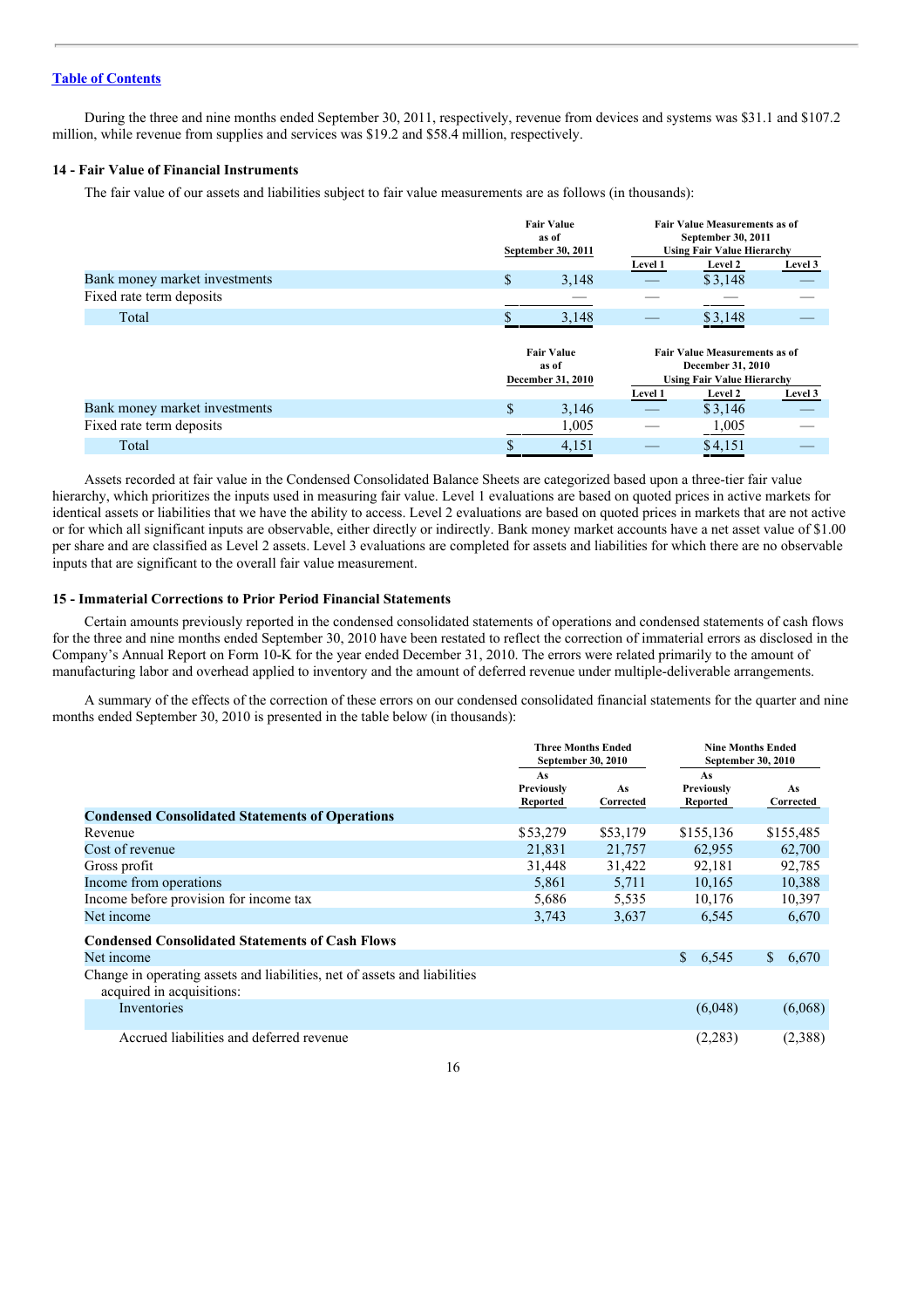[Table of Contents](#)

During the three and nine months ended September 30, 2011, respectively, revenue from devices and systems was $31.1 and $107.2 million, while revenue from supplies and services was $19.2 and $58.4 million, respectively.

### 14 - Fair Value of Financial Instruments

The fair value of our assets and liabilities subject to fair value measurements are as follows (in thousands):

| | Fair Value as of September 30, 2011 | Fair Value Measurements as of September 30, 2011 Using Fair Value Hierarchy | | |
|---|---|---|---|---|
| | | Level 1 | Level 2 | Level 3 |
| Bank money market investments | $ 3,148 | — | $ 3,148 | — |
| Fixed rate term deposits | — | — | — | — |
| Total | $ 3,148 | — | $ 3,148 | — |

| | Fair Value as of December 31, 2010 | Fair Value Measurements as of December 31, 2010 Using Fair Value Hierarchy | | |
|---|---|---|---|---|
| | | Level 1 | Level 2 | Level 3 |
| Bank money market investments | $ 3,146 | — | $ 3,146 | — |
| Fixed rate term deposits | 1,005 | — | 1,005 | — |
| Total | $ 4,151 | — | $ 4,151 | — |

Assets recorded at fair value in the Condensed Consolidated Balance Sheets are categorized based upon a three-tier fair value hierarchy, which prioritizes the inputs used in measuring fair value. Level 1 evaluations are based on quoted prices in active markets for identical assets or liabilities that we have the ability to access. Level 2 evaluations are based on quoted prices in markets that are not active or for which all significant inputs are observable, either directly or indirectly. Bank money market accounts have a net asset value of $1.00 per share and are classified as Level 2 assets. Level 3 evaluations are completed for assets and liabilities for which there are no observable inputs that are significant to the overall fair value measurement.

### 15 - Immaterial Corrections to Prior Period Financial Statements

Certain amounts previously reported in the condensed consolidated statements of operations and condensed statements of cash flows for the three and nine months ended September 30, 2010 have been restated to reflect the correction of immaterial errors as disclosed in the Company's Annual Report on Form 10-K for the year ended December 31, 2010. The errors were related primarily to the amount of manufacturing labor and overhead applied to inventory and the amount of deferred revenue under multiple-deliverable arrangements.

A summary of the effects of the correction of these errors on our condensed consolidated financial statements for the quarter and nine months ended September 30, 2010 is presented in the table below (in thousands):

| | Three Months Ended September 30, 2010 | | Nine Months Ended September 30, 2010 | |
|---|---|---|---|---|
| | As Previously Reported | As Corrected | As Previously Reported | As Corrected |
| **Condensed Consolidated Statements of Operations** | | | | |
| Revenue | $53,279 | $53,179 | $155,136 | $155,485 |
| Cost of revenue | 21,831 | 21,757 | 62,955 | 62,700 |
| Gross profit | 31,448 | 31,422 | 92,181 | 92,785 |
| Income from operations | 5,861 | 5,711 | 10,165 | 10,388 |
| Income before provision for income tax | 5,686 | 5,535 | 10,176 | 10,397 |
| Net income | 3,743 | 3,637 | 6,545 | 6,670 |
| **Condensed Consolidated Statements of Cash Flows** | | | | |
| Net income | | | $ 6,545 | $ 6,670 |
| Change in operating assets and liabilities, net of assets and liabilities acquired in acquisitions: | | | | |
| Inventories | | | (6,048) | (6,068) |
| Accrued liabilities and deferred revenue | | | (2,283) | (2,388) |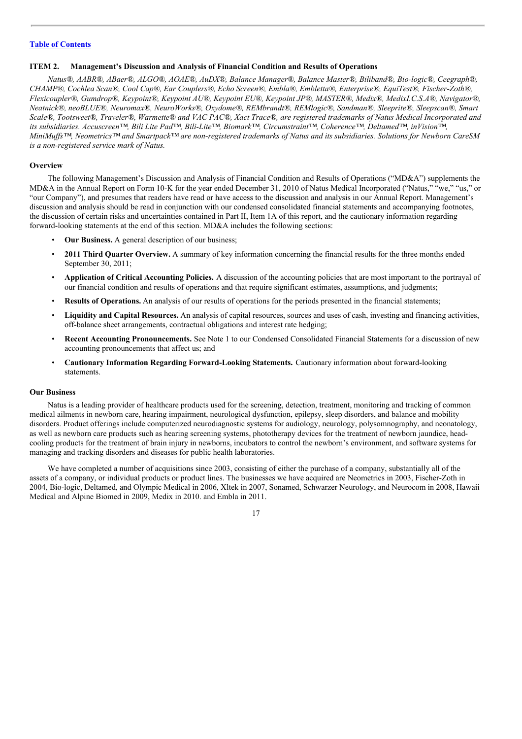[Table of Contents](#)

## ITEM 2. Management's Discussion and Analysis of Financial Condition and Results of Operations

*Natus®, AABR®, ABaer®, ALGO®, AOAE®, AuDX®, Balance Manager®, Balance Master®, Biliband®, Bio-logic®, Ceegraph®, CHAMP®, Cochlea Scan®, Cool Cap®, Ear Couplers®, Echo Screen®, Embla®, Embletta®, Enterprise®, EquiTest®, Fischer-Zoth®, Flexicoupler®, Gumdrop®, Keypoint®, Keypoint AU®, Keypoint EU®, Keypoint JP®, MASTER®, Medix®, MedixI.C.S.A®, Navigator®, Neatnick®, neoBLUE®, Neuromax®, NeuroWorks®, Oxydome®, REMbrandt®, REMlogic®, Sandman®, Sleeprite®, Sleepscan®, Smart Scale®, Tootsweet®, Traveler®, Warmette® and VAC PAC®, Xact Trace®, are registered trademarks of Natus Medical Incorporated and its subsidiaries. Accuscreen™, Bili Lite Pad™, Bili-Lite™, Biomark™, Circumstraint™, Coherence™, Deltamed™, inVision™, MiniMuffs™, Neometrics™ and Smartpack™ are non-registered trademarks of Natus and its subsidiaries. Solutions for Newborn CareSM is a non-registered service mark of Natus.*

### Overview

The following Management's Discussion and Analysis of Financial Condition and Results of Operations ("MD&A") supplements the MD&A in the Annual Report on Form 10-K for the year ended December 31, 2010 of Natus Medical Incorporated ("Natus," "we," "us," or "our Company"), and presumes that readers have read or have access to the discussion and analysis in our Annual Report. Management's discussion and analysis should be read in conjunction with our condensed consolidated financial statements and accompanying footnotes, the discussion of certain risks and uncertainties contained in Part II, Item 1A of this report, and the cautionary information regarding forward-looking statements at the end of this section. MD&A includes the following sections:

- **Our Business.** A general description of our business;
- **2011 Third Quarter Overview.** A summary of key information concerning the financial results for the three months ended September 30, 2011;
- **Application of Critical Accounting Policies.** A discussion of the accounting policies that are most important to the portrayal of our financial condition and results of operations and that require significant estimates, assumptions, and judgments;
- **Results of Operations.** An analysis of our results of operations for the periods presented in the financial statements;
- **Liquidity and Capital Resources.** An analysis of capital resources, sources and uses of cash, investing and financing activities, off-balance sheet arrangements, contractual obligations and interest rate hedging;
- **Recent Accounting Pronouncements.** See Note 1 to our Condensed Consolidated Financial Statements for a discussion of new accounting pronouncements that affect us; and
- **Cautionary Information Regarding Forward-Looking Statements.** Cautionary information about forward-looking statements.

### Our Business

Natus is a leading provider of healthcare products used for the screening, detection, treatment, monitoring and tracking of common medical ailments in newborn care, hearing impairment, neurological dysfunction, epilepsy, sleep disorders, and balance and mobility disorders. Product offerings include computerized neurodiagnostic systems for audiology, neurology, polysomnography, and neonatology, as well as newborn care products such as hearing screening systems, phototherapy devices for the treatment of newborn jaundice, head-cooling products for the treatment of brain injury in newborns, incubators to control the newborn's environment, and software systems for managing and tracking disorders and diseases for public health laboratories.

We have completed a number of acquisitions since 2003, consisting of either the purchase of a company, substantially all of the assets of a company, or individual products or product lines. The businesses we have acquired are Neometrics in 2003, Fischer-Zoth in 2004, Bio-logic, Deltamed, and Olympic Medical in 2006, Xltek in 2007, Sonamed, Schwarzer Neurology, and Neurocom in 2008, Hawaii Medical and Alpine Biomed in 2009, Medix in 2010. and Embla in 2011.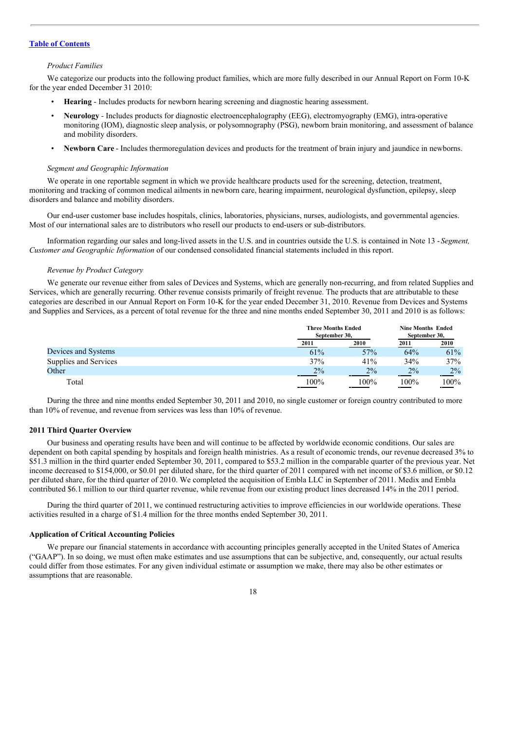[Table of Contents](#)

*Product Families*

We categorize our products into the following product families, which are more fully described in our Annual Report on Form 10-K for the year ended December 31 2010:

- **Hearing** - Includes products for newborn hearing screening and diagnostic hearing assessment.
- **Neurology** - Includes products for diagnostic electroencephalography (EEG), electromyography (EMG), intra-operative monitoring (IOM), diagnostic sleep analysis, or polysomnography (PSG), newborn brain monitoring, and assessment of balance and mobility disorders.
- **Newborn Care** - Includes thermoregulation devices and products for the treatment of brain injury and jaundice in newborns.

*Segment and Geographic Information*

We operate in one reportable segment in which we provide healthcare products used for the screening, detection, treatment, monitoring and tracking of common medical ailments in newborn care, hearing impairment, neurological dysfunction, epilepsy, sleep disorders and balance and mobility disorders.

Our end-user customer base includes hospitals, clinics, laboratories, physicians, nurses, audiologists, and governmental agencies. Most of our international sales are to distributors who resell our products to end-users or sub-distributors.

Information regarding our sales and long-lived assets in the U.S. and in countries outside the U.S. is contained in Note 13 - *Segment, Customer and Geographic Information* of our condensed consolidated financial statements included in this report.

*Revenue by Product Category*

We generate our revenue either from sales of Devices and Systems, which are generally non-recurring, and from related Supplies and Services, which are generally recurring. Other revenue consists primarily of freight revenue. The products that are attributable to these categories are described in our Annual Report on Form 10-K for the year ended December 31, 2010. Revenue from Devices and Systems and Supplies and Services, as a percent of total revenue for the three and nine months ended September 30, 2011 and 2010 is as follows:

| | Three Months Ended September 30, | | Nine Months Ended September 30, | |
|---|---|---|---|---|
| | 2011 | 2010 | 2011 | 2010 |
| Devices and Systems | 61% | 57% | 64% | 61% |
| Supplies and Services | 37% | 41% | 34% | 37% |
| Other | 2% | 2% | 2% | 2% |
| Total | 100% | 100% | 100% | 100% |

During the three and nine months ended September 30, 2011 and 2010, no single customer or foreign country contributed to more than 10% of revenue, and revenue from services was less than 10% of revenue.

**2011 Third Quarter Overview**

Our business and operating results have been and will continue to be affected by worldwide economic conditions. Our sales are dependent on both capital spending by hospitals and foreign health ministries. As a result of economic trends, our revenue decreased 3% to $51.3 million in the third quarter ended September 30, 2011, compared to $53.2 million in the comparable quarter of the previous year. Net income decreased to $154,000, or $0.01 per diluted share, for the third quarter of 2011 compared with net income of $3.6 million, or $0.12 per diluted share, for the third quarter of 2010. We completed the acquisition of Embla LLC in September of 2011. Medix and Embla contributed $6.1 million to our third quarter revenue, while revenue from our existing product lines decreased 14% in the 2011 period.

During the third quarter of 2011, we continued restructuring activities to improve efficiencies in our worldwide operations. These activities resulted in a charge of $1.4 million for the three months ended September 30, 2011.

**Application of Critical Accounting Policies**

We prepare our financial statements in accordance with accounting principles generally accepted in the United States of America ("GAAP"). In so doing, we must often make estimates and use assumptions that can be subjective, and, consequently, our actual results could differ from those estimates. For any given individual estimate or assumption we make, there may also be other estimates or assumptions that are reasonable.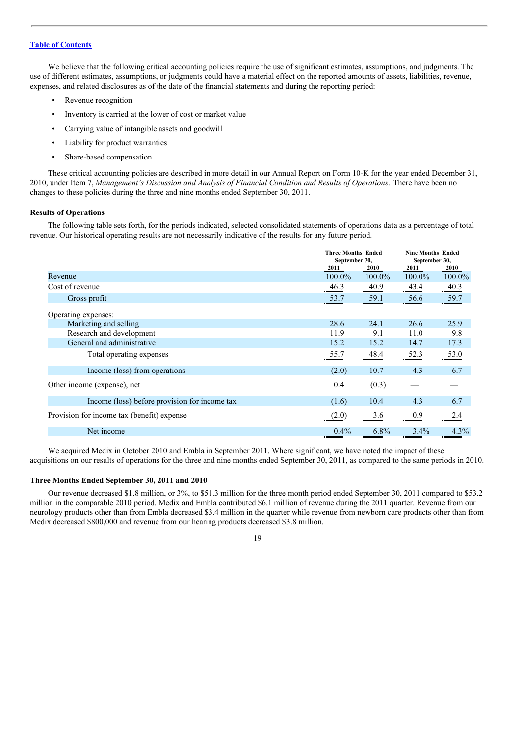[Table of Contents](#)

We believe that the following critical accounting policies require the use of significant estimates, assumptions, and judgments. The use of different estimates, assumptions, or judgments could have a material effect on the reported amounts of assets, liabilities, revenue, expenses, and related disclosures as of the date of the financial statements and during the reporting period:

- Revenue recognition
- Inventory is carried at the lower of cost or market value
- Carrying value of intangible assets and goodwill
- Liability for product warranties
- Share-based compensation

These critical accounting policies are described in more detail in our Annual Report on Form 10-K for the year ended December 31, 2010, under Item 7, *Management's Discussion and Analysis of Financial Condition and Results of Operations*. There have been no changes to these policies during the three and nine months ended September 30, 2011.

**Results of Operations**

The following table sets forth, for the periods indicated, selected consolidated statements of operations data as a percentage of total revenue. Our historical operating results are not necessarily indicative of the results for any future period.

| | Three Months Ended September 30, | | Nine Months Ended September 30, | |
|---|---|---|---|---|
| | 2011 | 2010 | 2011 | 2010 |
| Revenue | 100.0% | 100.0% | 100.0% | 100.0% |
| Cost of revenue | 46.3 | 40.9 | 43.4 | 40.3 |
| Gross profit | 53.7 | 59.1 | 56.6 | 59.7 |
| Operating expenses: | | | | |
| Marketing and selling | 28.6 | 24.1 | 26.6 | 25.9 |
| Research and development | 11.9 | 9.1 | 11.0 | 9.8 |
| General and administrative | 15.2 | 15.2 | 14.7 | 17.3 |
| Total operating expenses | 55.7 | 48.4 | 52.3 | 53.0 |
| Income (loss) from operations | (2.0) | 10.7 | 4.3 | 6.7 |
| Other income (expense), net | 0.4 | (0.3) | — | — |
| Income (loss) before provision for income tax | (1.6) | 10.4 | 4.3 | 6.7 |
| Provision for income tax (benefit) expense | (2.0) | 3.6 | 0.9 | 2.4 |
| Net income | 0.4% | 6.8% | 3.4% | 4.3% |

We acquired Medix in October 2010 and Embla in September 2011. Where significant, we have noted the impact of these acquisitions on our results of operations for the three and nine months ended September 30, 2011, as compared to the same periods in 2010.

**Three Months Ended September 30, 2011 and 2010**

Our revenue decreased $1.8 million, or 3%, to $51.3 million for the three month period ended September 30, 2011 compared to $53.2 million in the comparable 2010 period. Medix and Embla contributed $6.1 million of revenue during the 2011 quarter. Revenue from our neurology products other than from Embla decreased $3.4 million in the quarter while revenue from newborn care products other than from Medix decreased $800,000 and revenue from our hearing products decreased $3.8 million.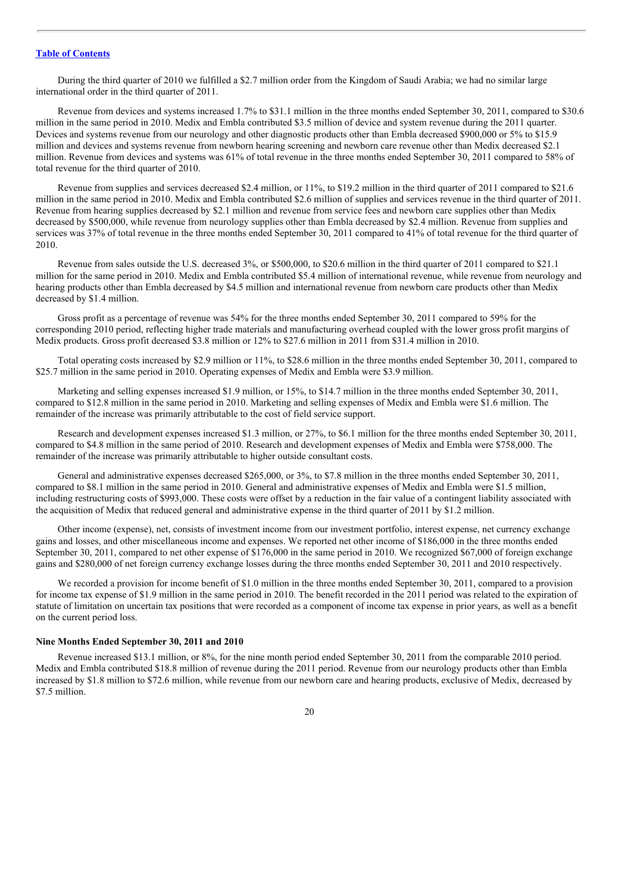[Table of Contents](#)

During the third quarter of 2010 we fulfilled a $2.7 million order from the Kingdom of Saudi Arabia; we had no similar large international order in the third quarter of 2011.

Revenue from devices and systems increased 1.7% to $31.1 million in the three months ended September 30, 2011, compared to $30.6 million in the same period in 2010. Medix and Embla contributed $3.5 million of device and system revenue during the 2011 quarter. Devices and systems revenue from our neurology and other diagnostic products other than Embla decreased $900,000 or 5% to $15.9 million and devices and systems revenue from newborn hearing screening and newborn care revenue other than Medix decreased $2.1 million. Revenue from devices and systems was 61% of total revenue in the three months ended September 30, 2011 compared to 58% of total revenue for the third quarter of 2010.

Revenue from supplies and services decreased $2.4 million, or 11%, to $19.2 million in the third quarter of 2011 compared to $21.6 million in the same period in 2010. Medix and Embla contributed $2.6 million of supplies and services revenue in the third quarter of 2011. Revenue from hearing supplies decreased by $2.1 million and revenue from service fees and newborn care supplies other than Medix decreased by $500,000, while revenue from neurology supplies other than Embla decreased by $2.4 million. Revenue from supplies and services was 37% of total revenue in the three months ended September 30, 2011 compared to 41% of total revenue for the third quarter of 2010.

Revenue from sales outside the U.S. decreased 3%, or $500,000, to $20.6 million in the third quarter of 2011 compared to $21.1 million for the same period in 2010. Medix and Embla contributed $5.4 million of international revenue, while revenue from neurology and hearing products other than Embla decreased by $4.5 million and international revenue from newborn care products other than Medix decreased by $1.4 million.

Gross profit as a percentage of revenue was 54% for the three months ended September 30, 2011 compared to 59% for the corresponding 2010 period, reflecting higher trade materials and manufacturing overhead coupled with the lower gross profit margins of Medix products. Gross profit decreased $3.8 million or 12% to $27.6 million in 2011 from $31.4 million in 2010.

Total operating costs increased by $2.9 million or 11%, to $28.6 million in the three months ended September 30, 2011, compared to $25.7 million in the same period in 2010. Operating expenses of Medix and Embla were $3.9 million.

Marketing and selling expenses increased $1.9 million, or 15%, to $14.7 million in the three months ended September 30, 2011, compared to $12.8 million in the same period in 2010. Marketing and selling expenses of Medix and Embla were $1.6 million. The remainder of the increase was primarily attributable to the cost of field service support.

Research and development expenses increased $1.3 million, or 27%, to $6.1 million for the three months ended September 30, 2011, compared to $4.8 million in the same period of 2010. Research and development expenses of Medix and Embla were $758,000. The remainder of the increase was primarily attributable to higher outside consultant costs.

General and administrative expenses decreased $265,000, or 3%, to $7.8 million in the three months ended September 30, 2011, compared to $8.1 million in the same period in 2010. General and administrative expenses of Medix and Embla were $1.5 million, including restructuring costs of $993,000. These costs were offset by a reduction in the fair value of a contingent liability associated with the acquisition of Medix that reduced general and administrative expense in the third quarter of 2011 by $1.2 million.

Other income (expense), net, consists of investment income from our investment portfolio, interest expense, net currency exchange gains and losses, and other miscellaneous income and expenses. We reported net other income of $186,000 in the three months ended September 30, 2011, compared to net other expense of $176,000 in the same period in 2010. We recognized $67,000 of foreign exchange gains and $280,000 of net foreign currency exchange losses during the three months ended September 30, 2011 and 2010 respectively.

We recorded a provision for income benefit of $1.0 million in the three months ended September 30, 2011, compared to a provision for income tax expense of $1.9 million in the same period in 2010. The benefit recorded in the 2011 period was related to the expiration of statute of limitation on uncertain tax positions that were recorded as a component of income tax expense in prior years, as well as a benefit on the current period loss.

### Nine Months Ended September 30, 2011 and 2010

Revenue increased $13.1 million, or 8%, for the nine month period ended September 30, 2011 from the comparable 2010 period. Medix and Embla contributed $18.8 million of revenue during the 2011 period. Revenue from our neurology products other than Embla increased by $1.8 million to $72.6 million, while revenue from our newborn care and hearing products, exclusive of Medix, decreased by $7.5 million.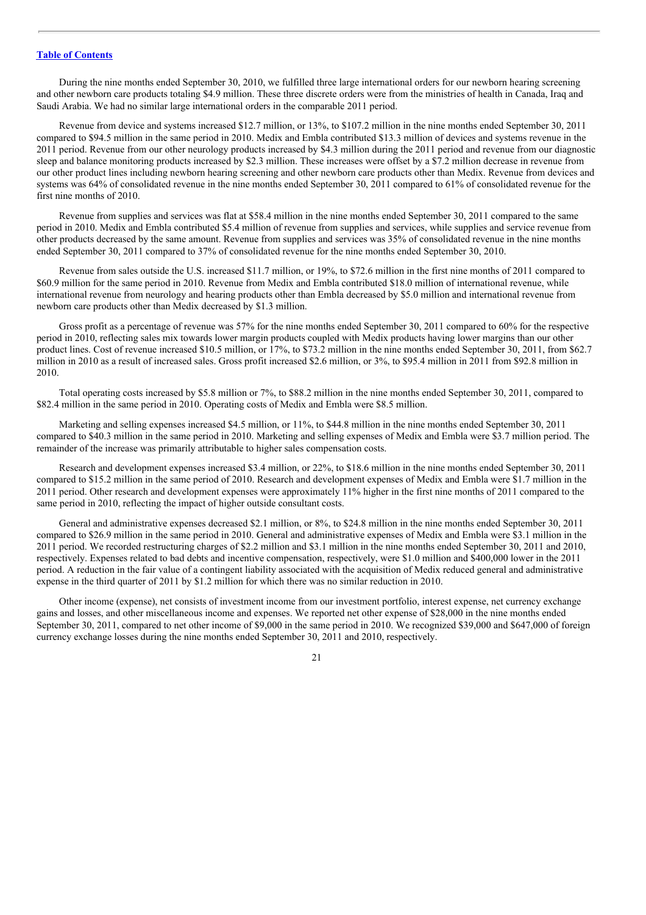[Table of Contents](#)

During the nine months ended September 30, 2010, we fulfilled three large international orders for our newborn hearing screening and other newborn care products totaling $4.9 million. These three discrete orders were from the ministries of health in Canada, Iraq and Saudi Arabia. We had no similar large international orders in the comparable 2011 period.

Revenue from device and systems increased $12.7 million, or 13%, to $107.2 million in the nine months ended September 30, 2011 compared to $94.5 million in the same period in 2010. Medix and Embla contributed $13.3 million of devices and systems revenue in the 2011 period. Revenue from our other neurology products increased by $4.3 million during the 2011 period and revenue from our diagnostic sleep and balance monitoring products increased by $2.3 million. These increases were offset by a $7.2 million decrease in revenue from our other product lines including newborn hearing screening and other newborn care products other than Medix. Revenue from devices and systems was 64% of consolidated revenue in the nine months ended September 30, 2011 compared to 61% of consolidated revenue for the first nine months of 2010.

Revenue from supplies and services was flat at $58.4 million in the nine months ended September 30, 2011 compared to the same period in 2010. Medix and Embla contributed $5.4 million of revenue from supplies and services, while supplies and service revenue from other products decreased by the same amount. Revenue from supplies and services was 35% of consolidated revenue in the nine months ended September 30, 2011 compared to 37% of consolidated revenue for the nine months ended September 30, 2010.

Revenue from sales outside the U.S. increased $11.7 million, or 19%, to $72.6 million in the first nine months of 2011 compared to $60.9 million for the same period in 2010. Revenue from Medix and Embla contributed $18.0 million of international revenue, while international revenue from neurology and hearing products other than Embla decreased by $5.0 million and international revenue from newborn care products other than Medix decreased by $1.3 million.

Gross profit as a percentage of revenue was 57% for the nine months ended September 30, 2011 compared to 60% for the respective period in 2010, reflecting sales mix towards lower margin products coupled with Medix products having lower margins than our other product lines. Cost of revenue increased $10.5 million, or 17%, to $73.2 million in the nine months ended September 30, 2011, from $62.7 million in 2010 as a result of increased sales. Gross profit increased $2.6 million, or 3%, to $95.4 million in 2011 from $92.8 million in 2010.

Total operating costs increased by $5.8 million or 7%, to $88.2 million in the nine months ended September 30, 2011, compared to $82.4 million in the same period in 2010. Operating costs of Medix and Embla were $8.5 million.

Marketing and selling expenses increased $4.5 million, or 11%, to $44.8 million in the nine months ended September 30, 2011 compared to $40.3 million in the same period in 2010. Marketing and selling expenses of Medix and Embla were $3.7 million period. The remainder of the increase was primarily attributable to higher sales compensation costs.

Research and development expenses increased $3.4 million, or 22%, to $18.6 million in the nine months ended September 30, 2011 compared to $15.2 million in the same period of 2010. Research and development expenses of Medix and Embla were $1.7 million in the 2011 period. Other research and development expenses were approximately 11% higher in the first nine months of 2011 compared to the same period in 2010, reflecting the impact of higher outside consultant costs.

General and administrative expenses decreased $2.1 million, or 8%, to $24.8 million in the nine months ended September 30, 2011 compared to $26.9 million in the same period in 2010. General and administrative expenses of Medix and Embla were $3.1 million in the 2011 period. We recorded restructuring charges of $2.2 million and $3.1 million in the nine months ended September 30, 2011 and 2010, respectively. Expenses related to bad debts and incentive compensation, respectively, were $1.0 million and $400,000 lower in the 2011 period. A reduction in the fair value of a contingent liability associated with the acquisition of Medix reduced general and administrative expense in the third quarter of 2011 by $1.2 million for which there was no similar reduction in 2010.

Other income (expense), net consists of investment income from our investment portfolio, interest expense, net currency exchange gains and losses, and other miscellaneous income and expenses. We reported net other expense of $28,000 in the nine months ended September 30, 2011, compared to net other income of $9,000 in the same period in 2010. We recognized $39,000 and $647,000 of foreign currency exchange losses during the nine months ended September 30, 2011 and 2010, respectively.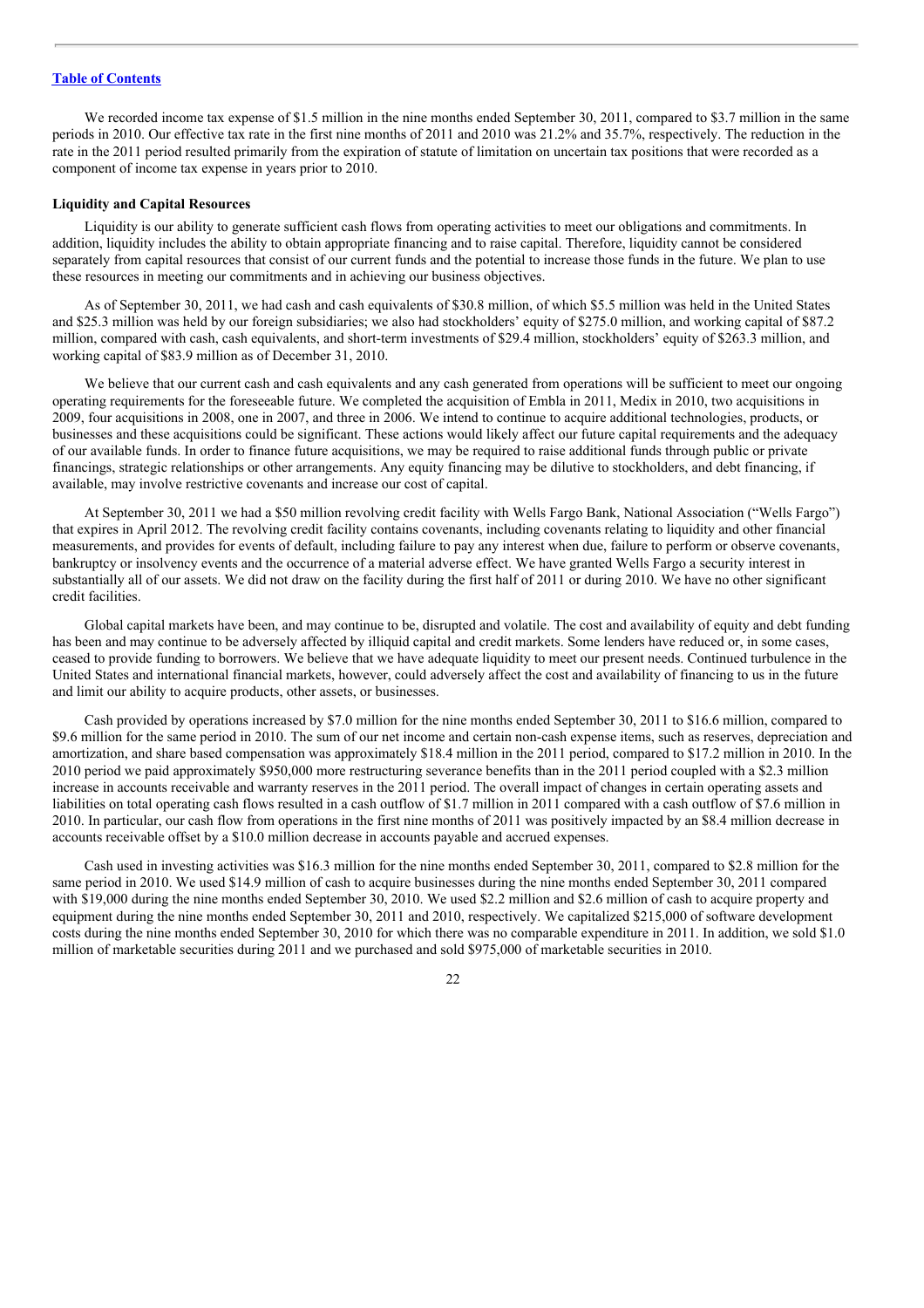We recorded income tax expense of $1.5 million in the nine months ended September 30, 2011, compared to $3.7 million in the same periods in 2010. Our effective tax rate in the first nine months of 2011 and 2010 was 21.2% and 35.7%, respectively. The reduction in the rate in the 2011 period resulted primarily from the expiration of statute of limitation on uncertain tax positions that were recorded as a component of income tax expense in years prior to 2010.

**Liquidity and Capital Resources**

Liquidity is our ability to generate sufficient cash flows from operating activities to meet our obligations and commitments. In addition, liquidity includes the ability to obtain appropriate financing and to raise capital. Therefore, liquidity cannot be considered separately from capital resources that consist of our current funds and the potential to increase those funds in the future. We plan to use these resources in meeting our commitments and in achieving our business objectives.

As of September 30, 2011, we had cash and cash equivalents of $30.8 million, of which $5.5 million was held in the United States and $25.3 million was held by our foreign subsidiaries; we also had stockholders' equity of $275.0 million, and working capital of $87.2 million, compared with cash, cash equivalents, and short-term investments of $29.4 million, stockholders' equity of $263.3 million, and working capital of $83.9 million as of December 31, 2010.

We believe that our current cash and cash equivalents and any cash generated from operations will be sufficient to meet our ongoing operating requirements for the foreseeable future. We completed the acquisition of Embla in 2011, Medix in 2010, two acquisitions in 2009, four acquisitions in 2008, one in 2007, and three in 2006. We intend to continue to acquire additional technologies, products, or businesses and these acquisitions could be significant. These actions would likely affect our future capital requirements and the adequacy of our available funds. In order to finance future acquisitions, we may be required to raise additional funds through public or private financings, strategic relationships or other arrangements. Any equity financing may be dilutive to stockholders, and debt financing, if available, may involve restrictive covenants and increase our cost of capital.

At September 30, 2011 we had a $50 million revolving credit facility with Wells Fargo Bank, National Association ("Wells Fargo") that expires in April 2012. The revolving credit facility contains covenants, including covenants relating to liquidity and other financial measurements, and provides for events of default, including failure to pay any interest when due, failure to perform or observe covenants, bankruptcy or insolvency events and the occurrence of a material adverse effect. We have granted Wells Fargo a security interest in substantially all of our assets. We did not draw on the facility during the first half of 2011 or during 2010. We have no other significant credit facilities.

Global capital markets have been, and may continue to be, disrupted and volatile. The cost and availability of equity and debt funding has been and may continue to be adversely affected by illiquid capital and credit markets. Some lenders have reduced or, in some cases, ceased to provide funding to borrowers. We believe that we have adequate liquidity to meet our present needs. Continued turbulence in the United States and international financial markets, however, could adversely affect the cost and availability of financing to us in the future and limit our ability to acquire products, other assets, or businesses.

Cash provided by operations increased by $7.0 million for the nine months ended September 30, 2011 to $16.6 million, compared to $9.6 million for the same period in 2010. The sum of our net income and certain non-cash expense items, such as reserves, depreciation and amortization, and share based compensation was approximately $18.4 million in the 2011 period, compared to $17.2 million in 2010. In the 2010 period we paid approximately $950,000 more restructuring severance benefits than in the 2011 period coupled with a $2.3 million increase in accounts receivable and warranty reserves in the 2011 period. The overall impact of changes in certain operating assets and liabilities on total operating cash flows resulted in a cash outflow of $1.7 million in 2011 compared with a cash outflow of $7.6 million in 2010. In particular, our cash flow from operations in the first nine months of 2011 was positively impacted by an $8.4 million decrease in accounts receivable offset by a $10.0 million decrease in accounts payable and accrued expenses.

Cash used in investing activities was $16.3 million for the nine months ended September 30, 2011, compared to $2.8 million for the same period in 2010. We used $14.9 million of cash to acquire businesses during the nine months ended September 30, 2011 compared with $19,000 during the nine months ended September 30, 2010. We used $2.2 million and $2.6 million of cash to acquire property and equipment during the nine months ended September 30, 2011 and 2010, respectively. We capitalized $215,000 of software development costs during the nine months ended September 30, 2010 for which there was no comparable expenditure in 2011. In addition, we sold $1.0 million of marketable securities during 2011 and we purchased and sold $975,000 of marketable securities in 2010.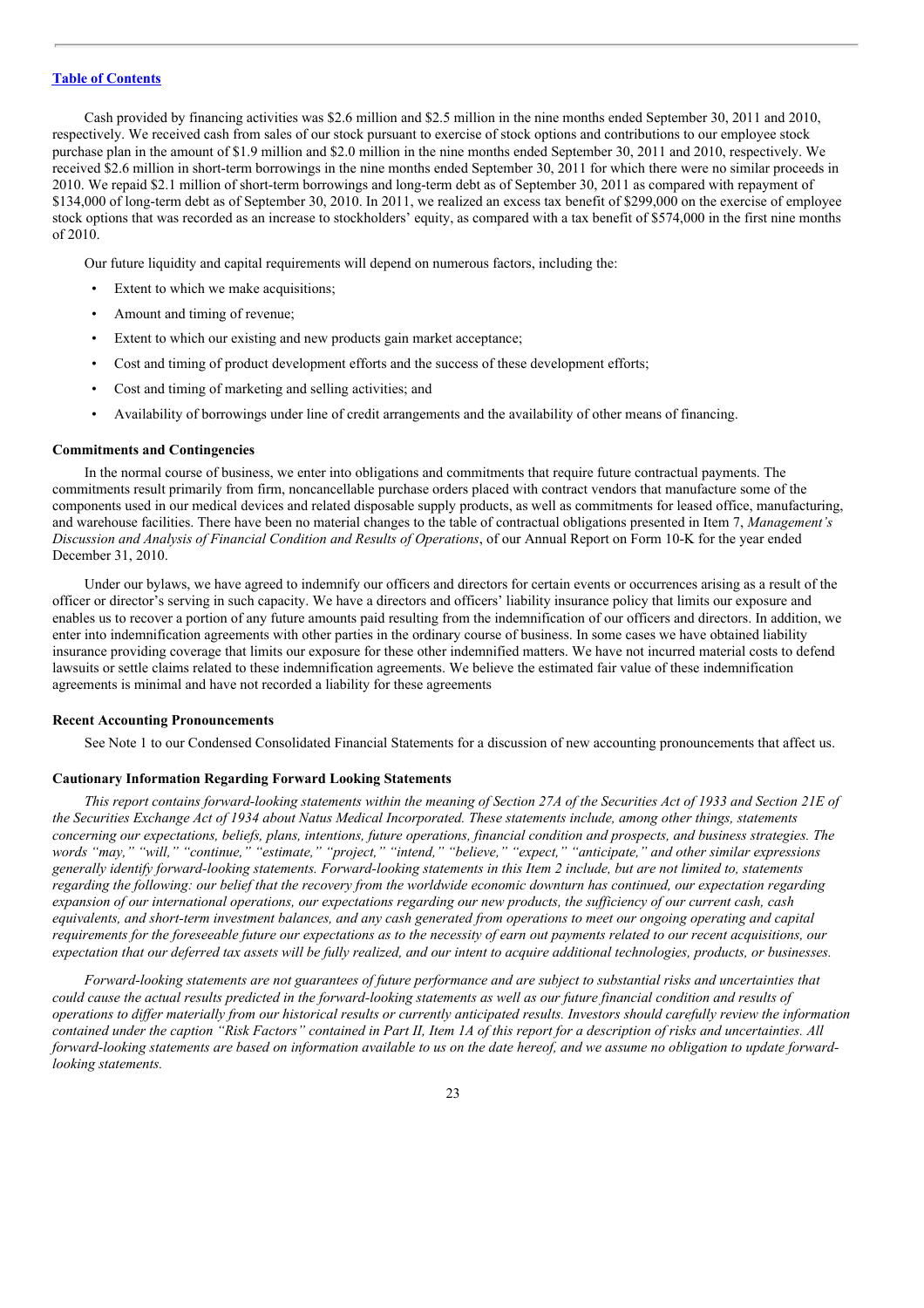[Table of Contents](#)

Cash provided by financing activities was $2.6 million and $2.5 million in the nine months ended September 30, 2011 and 2010, respectively. We received cash from sales of our stock pursuant to exercise of stock options and contributions to our employee stock purchase plan in the amount of $1.9 million and $2.0 million in the nine months ended September 30, 2011 and 2010, respectively. We received $2.6 million in short-term borrowings in the nine months ended September 30, 2011 for which there were no similar proceeds in 2010. We repaid $2.1 million of short-term borrowings and long-term debt as of September 30, 2011 as compared with repayment of $134,000 of long-term debt as of September 30, 2010. In 2011, we realized an excess tax benefit of $299,000 on the exercise of employee stock options that was recorded as an increase to stockholders' equity, as compared with a tax benefit of $574,000 in the first nine months of 2010.

Our future liquidity and capital requirements will depend on numerous factors, including the:

- Extent to which we make acquisitions;
- Amount and timing of revenue;
- Extent to which our existing and new products gain market acceptance;
- Cost and timing of product development efforts and the success of these development efforts;
- Cost and timing of marketing and selling activities; and
- Availability of borrowings under line of credit arrangements and the availability of other means of financing.

**Commitments and Contingencies**

In the normal course of business, we enter into obligations and commitments that require future contractual payments. The commitments result primarily from firm, noncancellable purchase orders placed with contract vendors that manufacture some of the components used in our medical devices and related disposable supply products, as well as commitments for leased office, manufacturing, and warehouse facilities. There have been no material changes to the table of contractual obligations presented in Item 7, *Management's Discussion and Analysis of Financial Condition and Results of Operations*, of our Annual Report on Form 10-K for the year ended December 31, 2010.

Under our bylaws, we have agreed to indemnify our officers and directors for certain events or occurrences arising as a result of the officer or director's serving in such capacity. We have a directors and officers' liability insurance policy that limits our exposure and enables us to recover a portion of any future amounts paid resulting from the indemnification of our officers and directors. In addition, we enter into indemnification agreements with other parties in the ordinary course of business. In some cases we have obtained liability insurance providing coverage that limits our exposure for these other indemnified matters. We have not incurred material costs to defend lawsuits or settle claims related to these indemnification agreements. We believe the estimated fair value of these indemnification agreements is minimal and have not recorded a liability for these agreements

**Recent Accounting Pronouncements**

See Note 1 to our Condensed Consolidated Financial Statements for a discussion of new accounting pronouncements that affect us.

**Cautionary Information Regarding Forward Looking Statements**

*This report contains forward-looking statements within the meaning of Section 27A of the Securities Act of 1933 and Section 21E of the Securities Exchange Act of 1934 about Natus Medical Incorporated. These statements include, among other things, statements concerning our expectations, beliefs, plans, intentions, future operations, financial condition and prospects, and business strategies. The words "may," "will," "continue," "estimate," "project," "intend," "believe," "expect," "anticipate," and other similar expressions generally identify forward-looking statements. Forward-looking statements in this Item 2 include, but are not limited to, statements regarding the following: our belief that the recovery from the worldwide economic downturn has continued, our expectation regarding expansion of our international operations, our expectations regarding our new products, the sufficiency of our current cash, cash equivalents, and short-term investment balances, and any cash generated from operations to meet our ongoing operating and capital requirements for the foreseeable future our expectations as to the necessity of earn out payments related to our recent acquisitions, our expectation that our deferred tax assets will be fully realized, and our intent to acquire additional technologies, products, or businesses.*

*Forward-looking statements are not guarantees of future performance and are subject to substantial risks and uncertainties that could cause the actual results predicted in the forward-looking statements as well as our future financial condition and results of operations to differ materially from our historical results or currently anticipated results. Investors should carefully review the information contained under the caption "Risk Factors" contained in Part II, Item 1A of this report for a description of risks and uncertainties. All forward-looking statements are based on information available to us on the date hereof, and we assume no obligation to update forward-looking statements.*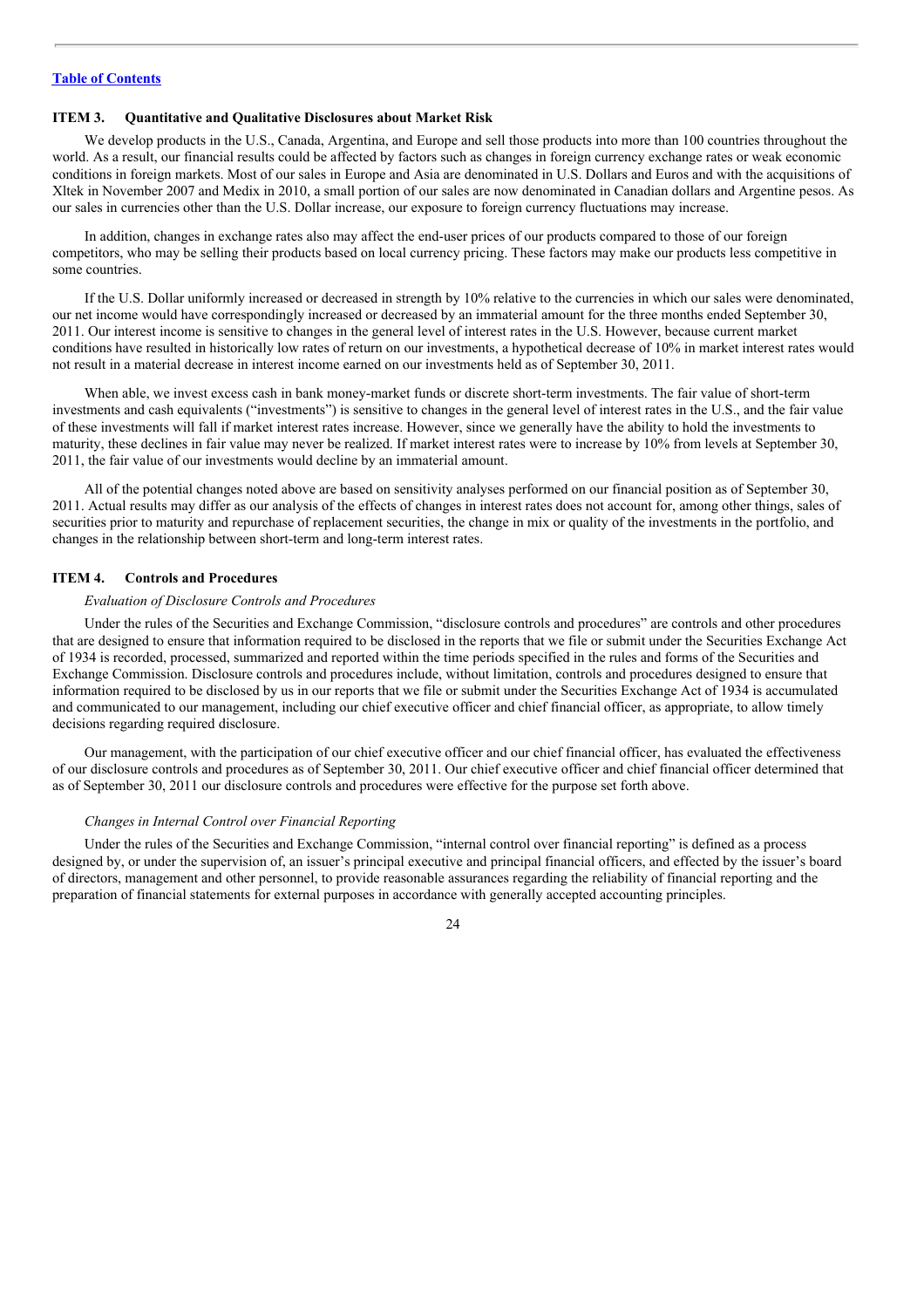## ITEM 3. Quantitative and Qualitative Disclosures about Market Risk

We develop products in the U.S., Canada, Argentina, and Europe and sell those products into more than 100 countries throughout the world. As a result, our financial results could be affected by factors such as changes in foreign currency exchange rates or weak economic conditions in foreign markets. Most of our sales in Europe and Asia are denominated in U.S. Dollars and Euros and with the acquisitions of Xltek in November 2007 and Medix in 2010, a small portion of our sales are now denominated in Canadian dollars and Argentine pesos. As our sales in currencies other than the U.S. Dollar increase, our exposure to foreign currency fluctuations may increase.

In addition, changes in exchange rates also may affect the end-user prices of our products compared to those of our foreign competitors, who may be selling their products based on local currency pricing. These factors may make our products less competitive in some countries.

If the U.S. Dollar uniformly increased or decreased in strength by 10% relative to the currencies in which our sales were denominated, our net income would have correspondingly increased or decreased by an immaterial amount for the three months ended September 30, 2011. Our interest income is sensitive to changes in the general level of interest rates in the U.S. However, because current market conditions have resulted in historically low rates of return on our investments, a hypothetical decrease of 10% in market interest rates would not result in a material decrease in interest income earned on our investments held as of September 30, 2011.

When able, we invest excess cash in bank money-market funds or discrete short-term investments. The fair value of short-term investments and cash equivalents ("investments") is sensitive to changes in the general level of interest rates in the U.S., and the fair value of these investments will fall if market interest rates increase. However, since we generally have the ability to hold the investments to maturity, these declines in fair value may never be realized. If market interest rates were to increase by 10% from levels at September 30, 2011, the fair value of our investments would decline by an immaterial amount.

All of the potential changes noted above are based on sensitivity analyses performed on our financial position as of September 30, 2011. Actual results may differ as our analysis of the effects of changes in interest rates does not account for, among other things, sales of securities prior to maturity and repurchase of replacement securities, the change in mix or quality of the investments in the portfolio, and changes in the relationship between short-term and long-term interest rates.

## ITEM 4. Controls and Procedures

*Evaluation of Disclosure Controls and Procedures*

Under the rules of the Securities and Exchange Commission, "disclosure controls and procedures" are controls and other procedures that are designed to ensure that information required to be disclosed in the reports that we file or submit under the Securities Exchange Act of 1934 is recorded, processed, summarized and reported within the time periods specified in the rules and forms of the Securities and Exchange Commission. Disclosure controls and procedures include, without limitation, controls and procedures designed to ensure that information required to be disclosed by us in our reports that we file or submit under the Securities Exchange Act of 1934 is accumulated and communicated to our management, including our chief executive officer and chief financial officer, as appropriate, to allow timely decisions regarding required disclosure.

Our management, with the participation of our chief executive officer and our chief financial officer, has evaluated the effectiveness of our disclosure controls and procedures as of September 30, 2011. Our chief executive officer and chief financial officer determined that as of September 30, 2011 our disclosure controls and procedures were effective for the purpose set forth above.

*Changes in Internal Control over Financial Reporting*

Under the rules of the Securities and Exchange Commission, "internal control over financial reporting" is defined as a process designed by, or under the supervision of, an issuer's principal executive and principal financial officers, and effected by the issuer's board of directors, management and other personnel, to provide reasonable assurances regarding the reliability of financial reporting and the preparation of financial statements for external purposes in accordance with generally accepted accounting principles.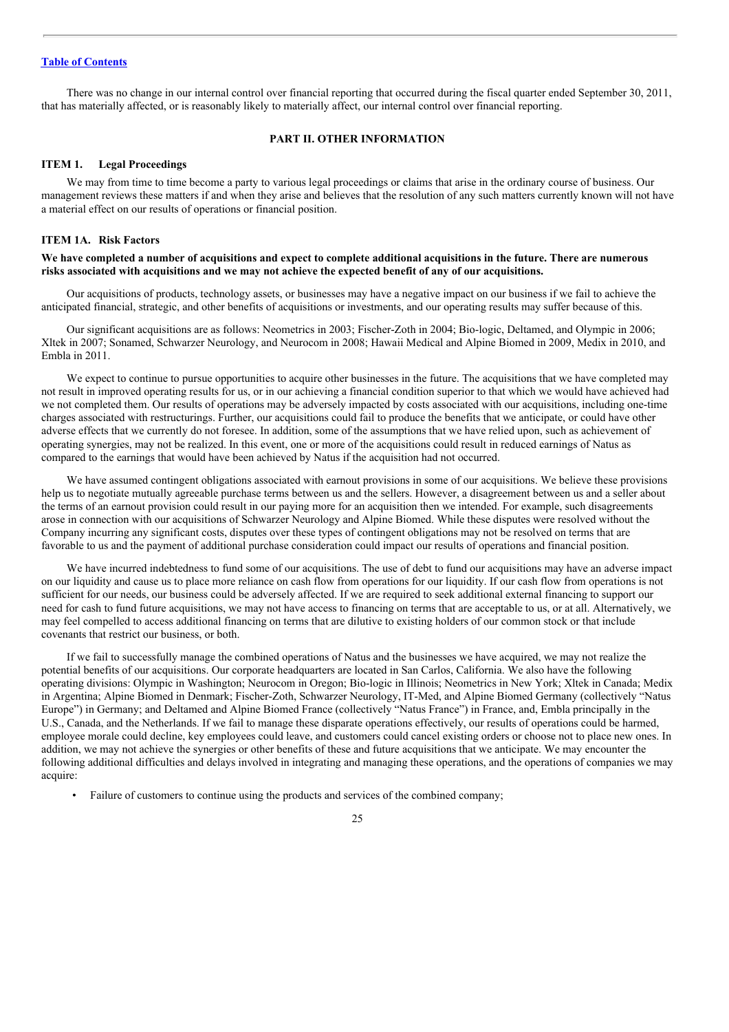There was no change in our internal control over financial reporting that occurred during the fiscal quarter ended September 30, 2011, that has materially affected, or is reasonably likely to materially affect, our internal control over financial reporting.

## PART II. OTHER INFORMATION

### ITEM 1. Legal Proceedings

We may from time to time become a party to various legal proceedings or claims that arise in the ordinary course of business. Our management reviews these matters if and when they arise and believes that the resolution of any such matters currently known will not have a material effect on our results of operations or financial position.

### ITEM 1A. Risk Factors

**We have completed a number of acquisitions and expect to complete additional acquisitions in the future. There are numerous risks associated with acquisitions and we may not achieve the expected benefit of any of our acquisitions.**

Our acquisitions of products, technology assets, or businesses may have a negative impact on our business if we fail to achieve the anticipated financial, strategic, and other benefits of acquisitions or investments, and our operating results may suffer because of this.

Our significant acquisitions are as follows: Neometrics in 2003; Fischer-Zoth in 2004; Bio-logic, Deltamed, and Olympic in 2006; Xltek in 2007; Sonamed, Schwarzer Neurology, and Neurocom in 2008; Hawaii Medical and Alpine Biomed in 2009, Medix in 2010, and Embla in 2011.

We expect to continue to pursue opportunities to acquire other businesses in the future. The acquisitions that we have completed may not result in improved operating results for us, or in our achieving a financial condition superior to that which we would have achieved had we not completed them. Our results of operations may be adversely impacted by costs associated with our acquisitions, including one-time charges associated with restructurings. Further, our acquisitions could fail to produce the benefits that we anticipate, or could have other adverse effects that we currently do not foresee. In addition, some of the assumptions that we have relied upon, such as achievement of operating synergies, may not be realized. In this event, one or more of the acquisitions could result in reduced earnings of Natus as compared to the earnings that would have been achieved by Natus if the acquisition had not occurred.

We have assumed contingent obligations associated with earnout provisions in some of our acquisitions. We believe these provisions help us to negotiate mutually agreeable purchase terms between us and the sellers. However, a disagreement between us and a seller about the terms of an earnout provision could result in our paying more for an acquisition then we intended. For example, such disagreements arose in connection with our acquisitions of Schwarzer Neurology and Alpine Biomed. While these disputes were resolved without the Company incurring any significant costs, disputes over these types of contingent obligations may not be resolved on terms that are favorable to us and the payment of additional purchase consideration could impact our results of operations and financial position.

We have incurred indebtedness to fund some of our acquisitions. The use of debt to fund our acquisitions may have an adverse impact on our liquidity and cause us to place more reliance on cash flow from operations for our liquidity. If our cash flow from operations is not sufficient for our needs, our business could be adversely affected. If we are required to seek additional external financing to support our need for cash to fund future acquisitions, we may not have access to financing on terms that are acceptable to us, or at all. Alternatively, we may feel compelled to access additional financing on terms that are dilutive to existing holders of our common stock or that include covenants that restrict our business, or both.

If we fail to successfully manage the combined operations of Natus and the businesses we have acquired, we may not realize the potential benefits of our acquisitions. Our corporate headquarters are located in San Carlos, California. We also have the following operating divisions: Olympic in Washington; Neurocom in Oregon; Bio-logic in Illinois; Neometrics in New York; Xltek in Canada; Medix in Argentina; Alpine Biomed in Denmark; Fischer-Zoth, Schwarzer Neurology, IT-Med, and Alpine Biomed Germany (collectively "Natus Europe") in Germany; and Deltamed and Alpine Biomed France (collectively "Natus France") in France, and, Embla principally in the U.S., Canada, and the Netherlands. If we fail to manage these disparate operations effectively, our results of operations could be harmed, employee morale could decline, key employees could leave, and customers could cancel existing orders or choose not to place new ones. In addition, we may not achieve the synergies or other benefits of these and future acquisitions that we anticipate. We may encounter the following additional difficulties and delays involved in integrating and managing these operations, and the operations of companies we may acquire:

- Failure of customers to continue using the products and services of the combined company;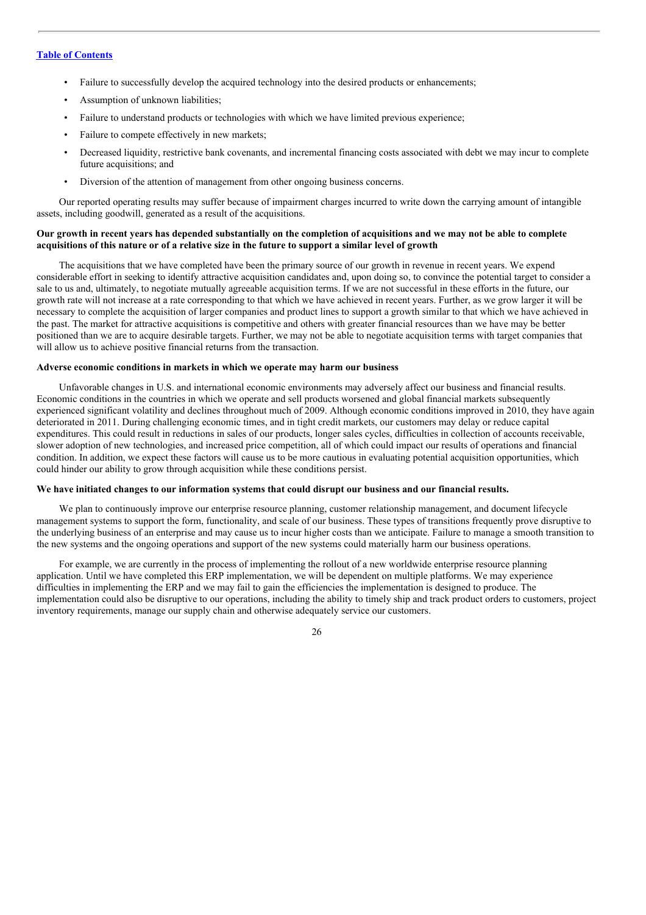- Failure to successfully develop the acquired technology into the desired products or enhancements;
- Assumption of unknown liabilities;
- Failure to understand products or technologies with which we have limited previous experience;
- Failure to compete effectively in new markets;
- Decreased liquidity, restrictive bank covenants, and incremental financing costs associated with debt we may incur to complete future acquisitions; and
- Diversion of the attention of management from other ongoing business concerns.

Our reported operating results may suffer because of impairment charges incurred to write down the carrying amount of intangible assets, including goodwill, generated as a result of the acquisitions.

**Our growth in recent years has depended substantially on the completion of acquisitions and we may not be able to complete acquisitions of this nature or of a relative size in the future to support a similar level of growth**

The acquisitions that we have completed have been the primary source of our growth in revenue in recent years. We expend considerable effort in seeking to identify attractive acquisition candidates and, upon doing so, to convince the potential target to consider a sale to us and, ultimately, to negotiate mutually agreeable acquisition terms. If we are not successful in these efforts in the future, our growth rate will not increase at a rate corresponding to that which we have achieved in recent years. Further, as we grow larger it will be necessary to complete the acquisition of larger companies and product lines to support a growth similar to that which we have achieved in the past. The market for attractive acquisitions is competitive and others with greater financial resources than we have may be better positioned than we are to acquire desirable targets. Further, we may not be able to negotiate acquisition terms with target companies that will allow us to achieve positive financial returns from the transaction.

**Adverse economic conditions in markets in which we operate may harm our business**

Unfavorable changes in U.S. and international economic environments may adversely affect our business and financial results. Economic conditions in the countries in which we operate and sell products worsened and global financial markets subsequently experienced significant volatility and declines throughout much of 2009. Although economic conditions improved in 2010, they have again deteriorated in 2011. During challenging economic times, and in tight credit markets, our customers may delay or reduce capital expenditures. This could result in reductions in sales of our products, longer sales cycles, difficulties in collection of accounts receivable, slower adoption of new technologies, and increased price competition, all of which could impact our results of operations and financial condition. In addition, we expect these factors will cause us to be more cautious in evaluating potential acquisition opportunities, which could hinder our ability to grow through acquisition while these conditions persist.

**We have initiated changes to our information systems that could disrupt our business and our financial results.**

We plan to continuously improve our enterprise resource planning, customer relationship management, and document lifecycle management systems to support the form, functionality, and scale of our business. These types of transitions frequently prove disruptive to the underlying business of an enterprise and may cause us to incur higher costs than we anticipate. Failure to manage a smooth transition to the new systems and the ongoing operations and support of the new systems could materially harm our business operations.

For example, we are currently in the process of implementing the rollout of a new worldwide enterprise resource planning application. Until we have completed this ERP implementation, we will be dependent on multiple platforms. We may experience difficulties in implementing the ERP and we may fail to gain the efficiencies the implementation is designed to produce. The implementation could also be disruptive to our operations, including the ability to timely ship and track product orders to customers, project inventory requirements, manage our supply chain and otherwise adequately service our customers.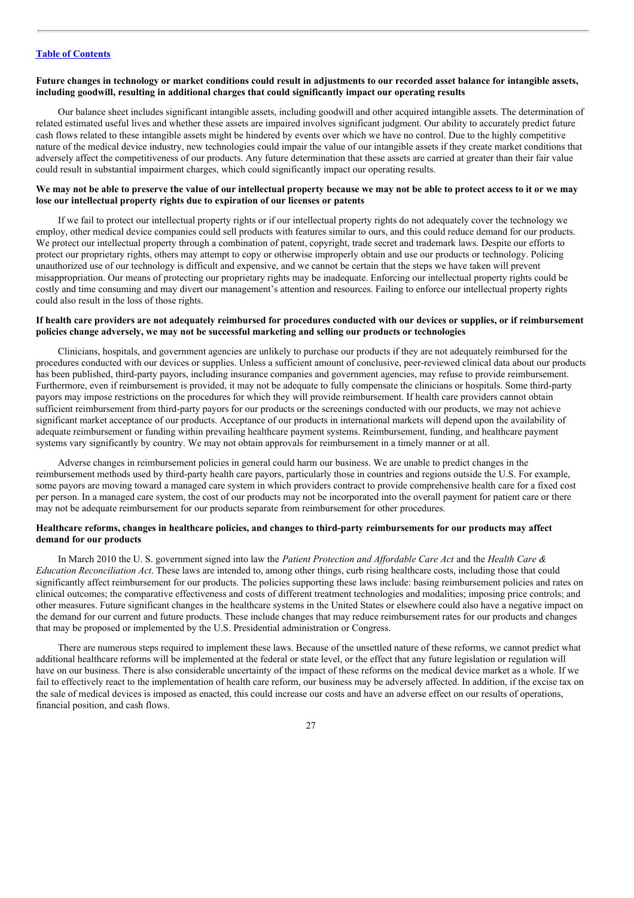**Future changes in technology or market conditions could result in adjustments to our recorded asset balance for intangible assets, including goodwill, resulting in additional charges that could significantly impact our operating results**

Our balance sheet includes significant intangible assets, including goodwill and other acquired intangible assets. The determination of related estimated useful lives and whether these assets are impaired involves significant judgment. Our ability to accurately predict future cash flows related to these intangible assets might be hindered by events over which we have no control. Due to the highly competitive nature of the medical device industry, new technologies could impair the value of our intangible assets if they create market conditions that adversely affect the competitiveness of our products. Any future determination that these assets are carried at greater than their fair value could result in substantial impairment charges, which could significantly impact our operating results.

**We may not be able to preserve the value of our intellectual property because we may not be able to protect access to it or we may lose our intellectual property rights due to expiration of our licenses or patents**

If we fail to protect our intellectual property rights or if our intellectual property rights do not adequately cover the technology we employ, other medical device companies could sell products with features similar to ours, and this could reduce demand for our products. We protect our intellectual property through a combination of patent, copyright, trade secret and trademark laws. Despite our efforts to protect our proprietary rights, others may attempt to copy or otherwise improperly obtain and use our products or technology. Policing unauthorized use of our technology is difficult and expensive, and we cannot be certain that the steps we have taken will prevent misappropriation. Our means of protecting our proprietary rights may be inadequate. Enforcing our intellectual property rights could be costly and time consuming and may divert our management's attention and resources. Failing to enforce our intellectual property rights could also result in the loss of those rights.

**If health care providers are not adequately reimbursed for procedures conducted with our devices or supplies, or if reimbursement policies change adversely, we may not be successful marketing and selling our products or technologies**

Clinicians, hospitals, and government agencies are unlikely to purchase our products if they are not adequately reimbursed for the procedures conducted with our devices or supplies. Unless a sufficient amount of conclusive, peer-reviewed clinical data about our products has been published, third-party payors, including insurance companies and government agencies, may refuse to provide reimbursement. Furthermore, even if reimbursement is provided, it may not be adequate to fully compensate the clinicians or hospitals. Some third-party payors may impose restrictions on the procedures for which they will provide reimbursement. If health care providers cannot obtain sufficient reimbursement from third-party payors for our products or the screenings conducted with our products, we may not achieve significant market acceptance of our products. Acceptance of our products in international markets will depend upon the availability of adequate reimbursement or funding within prevailing healthcare payment systems. Reimbursement, funding, and healthcare payment systems vary significantly by country. We may not obtain approvals for reimbursement in a timely manner or at all.

Adverse changes in reimbursement policies in general could harm our business. We are unable to predict changes in the reimbursement methods used by third-party health care payors, particularly those in countries and regions outside the U.S. For example, some payors are moving toward a managed care system in which providers contract to provide comprehensive health care for a fixed cost per person. In a managed care system, the cost of our products may not be incorporated into the overall payment for patient care or there may not be adequate reimbursement for our products separate from reimbursement for other procedures.

**Healthcare reforms, changes in healthcare policies, and changes to third-party reimbursements for our products may affect demand for our products**

In March 2010 the U. S. government signed into law the *Patient Protection and Affordable Care Act* and the *Health Care & Education Reconciliation Act*. These laws are intended to, among other things, curb rising healthcare costs, including those that could significantly affect reimbursement for our products. The policies supporting these laws include: basing reimbursement policies and rates on clinical outcomes; the comparative effectiveness and costs of different treatment technologies and modalities; imposing price controls; and other measures. Future significant changes in the healthcare systems in the United States or elsewhere could also have a negative impact on the demand for our current and future products. These include changes that may reduce reimbursement rates for our products and changes that may be proposed or implemented by the U.S. Presidential administration or Congress.

There are numerous steps required to implement these laws. Because of the unsettled nature of these reforms, we cannot predict what additional healthcare reforms will be implemented at the federal or state level, or the effect that any future legislation or regulation will have on our business. There is also considerable uncertainty of the impact of these reforms on the medical device market as a whole. If we fail to effectively react to the implementation of health care reform, our business may be adversely affected. In addition, if the excise tax on the sale of medical devices is imposed as enacted, this could increase our costs and have an adverse effect on our results of operations, financial position, and cash flows.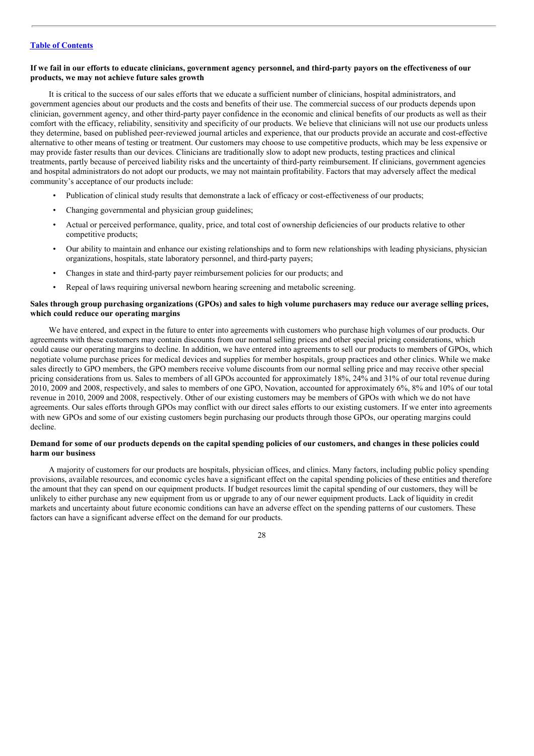**If we fail in our efforts to educate clinicians, government agency personnel, and third-party payors on the effectiveness of our products, we may not achieve future sales growth**

It is critical to the success of our sales efforts that we educate a sufficient number of clinicians, hospital administrators, and government agencies about our products and the costs and benefits of their use. The commercial success of our products depends upon clinician, government agency, and other third-party payer confidence in the economic and clinical benefits of our products as well as their comfort with the efficacy, reliability, sensitivity and specificity of our products. We believe that clinicians will not use our products unless they determine, based on published peer-reviewed journal articles and experience, that our products provide an accurate and cost-effective alternative to other means of testing or treatment. Our customers may choose to use competitive products, which may be less expensive or may provide faster results than our devices. Clinicians are traditionally slow to adopt new products, testing practices and clinical treatments, partly because of perceived liability risks and the uncertainty of third-party reimbursement. If clinicians, government agencies and hospital administrators do not adopt our products, we may not maintain profitability. Factors that may adversely affect the medical community's acceptance of our products include:

- Publication of clinical study results that demonstrate a lack of efficacy or cost-effectiveness of our products;
- Changing governmental and physician group guidelines;
- Actual or perceived performance, quality, price, and total cost of ownership deficiencies of our products relative to other competitive products;
- Our ability to maintain and enhance our existing relationships and to form new relationships with leading physicians, physician organizations, hospitals, state laboratory personnel, and third-party payers;
- Changes in state and third-party payer reimbursement policies for our products; and
- Repeal of laws requiring universal newborn hearing screening and metabolic screening.

**Sales through group purchasing organizations (GPOs) and sales to high volume purchasers may reduce our average selling prices, which could reduce our operating margins**

We have entered, and expect in the future to enter into agreements with customers who purchase high volumes of our products. Our agreements with these customers may contain discounts from our normal selling prices and other special pricing considerations, which could cause our operating margins to decline. In addition, we have entered into agreements to sell our products to members of GPOs, which negotiate volume purchase prices for medical devices and supplies for member hospitals, group practices and other clinics. While we make sales directly to GPO members, the GPO members receive volume discounts from our normal selling price and may receive other special pricing considerations from us. Sales to members of all GPOs accounted for approximately 18%, 24% and 31% of our total revenue during 2010, 2009 and 2008, respectively, and sales to members of one GPO, Novation, accounted for approximately 6%, 8% and 10% of our total revenue in 2010, 2009 and 2008, respectively. Other of our existing customers may be members of GPOs with which we do not have agreements. Our sales efforts through GPOs may conflict with our direct sales efforts to our existing customers. If we enter into agreements with new GPOs and some of our existing customers begin purchasing our products through those GPOs, our operating margins could decline.

**Demand for some of our products depends on the capital spending policies of our customers, and changes in these policies could harm our business**

A majority of customers for our products are hospitals, physician offices, and clinics. Many factors, including public policy spending provisions, available resources, and economic cycles have a significant effect on the capital spending policies of these entities and therefore the amount that they can spend on our equipment products. If budget resources limit the capital spending of our customers, they will be unlikely to either purchase any new equipment from us or upgrade to any of our newer equipment products. Lack of liquidity in credit markets and uncertainty about future economic conditions can have an adverse effect on the spending patterns of our customers. These factors can have a significant adverse effect on the demand for our products.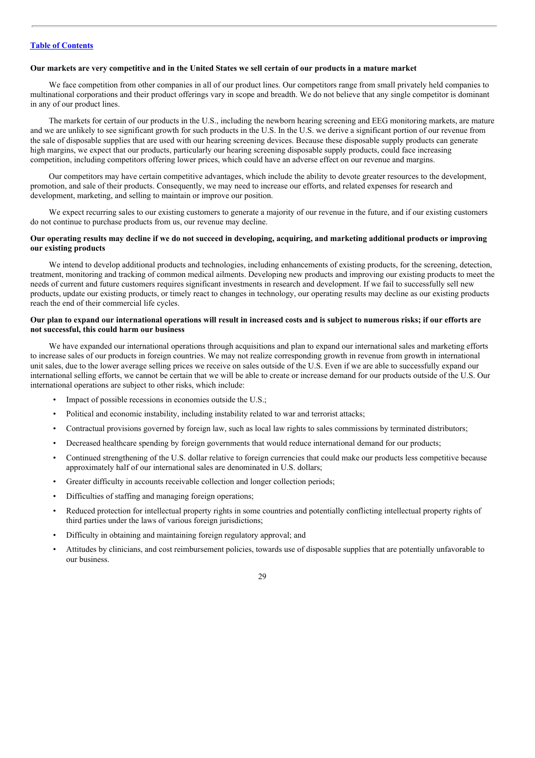[Table of Contents](#)

**Our markets are very competitive and in the United States we sell certain of our products in a mature market**

We face competition from other companies in all of our product lines. Our competitors range from small privately held companies to multinational corporations and their product offerings vary in scope and breadth. We do not believe that any single competitor is dominant in any of our product lines.

The markets for certain of our products in the U.S., including the newborn hearing screening and EEG monitoring markets, are mature and we are unlikely to see significant growth for such products in the U.S. In the U.S. we derive a significant portion of our revenue from the sale of disposable supplies that are used with our hearing screening devices. Because these disposable supply products can generate high margins, we expect that our products, particularly our hearing screening disposable supply products, could face increasing competition, including competitors offering lower prices, which could have an adverse effect on our revenue and margins.

Our competitors may have certain competitive advantages, which include the ability to devote greater resources to the development, promotion, and sale of their products. Consequently, we may need to increase our efforts, and related expenses for research and development, marketing, and selling to maintain or improve our position.

We expect recurring sales to our existing customers to generate a majority of our revenue in the future, and if our existing customers do not continue to purchase products from us, our revenue may decline.

**Our operating results may decline if we do not succeed in developing, acquiring, and marketing additional products or improving our existing products**

We intend to develop additional products and technologies, including enhancements of existing products, for the screening, detection, treatment, monitoring and tracking of common medical ailments. Developing new products and improving our existing products to meet the needs of current and future customers requires significant investments in research and development. If we fail to successfully sell new products, update our existing products, or timely react to changes in technology, our operating results may decline as our existing products reach the end of their commercial life cycles.

**Our plan to expand our international operations will result in increased costs and is subject to numerous risks; if our efforts are not successful, this could harm our business**

We have expanded our international operations through acquisitions and plan to expand our international sales and marketing efforts to increase sales of our products in foreign countries. We may not realize corresponding growth in revenue from growth in international unit sales, due to the lower average selling prices we receive on sales outside of the U.S. Even if we are able to successfully expand our international selling efforts, we cannot be certain that we will be able to create or increase demand for our products outside of the U.S. Our international operations are subject to other risks, which include:

- Impact of possible recessions in economies outside the U.S.;
- Political and economic instability, including instability related to war and terrorist attacks;
- Contractual provisions governed by foreign law, such as local law rights to sales commissions by terminated distributors;
- Decreased healthcare spending by foreign governments that would reduce international demand for our products;
- Continued strengthening of the U.S. dollar relative to foreign currencies that could make our products less competitive because approximately half of our international sales are denominated in U.S. dollars;
- Greater difficulty in accounts receivable collection and longer collection periods;
- Difficulties of staffing and managing foreign operations;
- Reduced protection for intellectual property rights in some countries and potentially conflicting intellectual property rights of third parties under the laws of various foreign jurisdictions;
- Difficulty in obtaining and maintaining foreign regulatory approval; and
- Attitudes by clinicians, and cost reimbursement policies, towards use of disposable supplies that are potentially unfavorable to our business.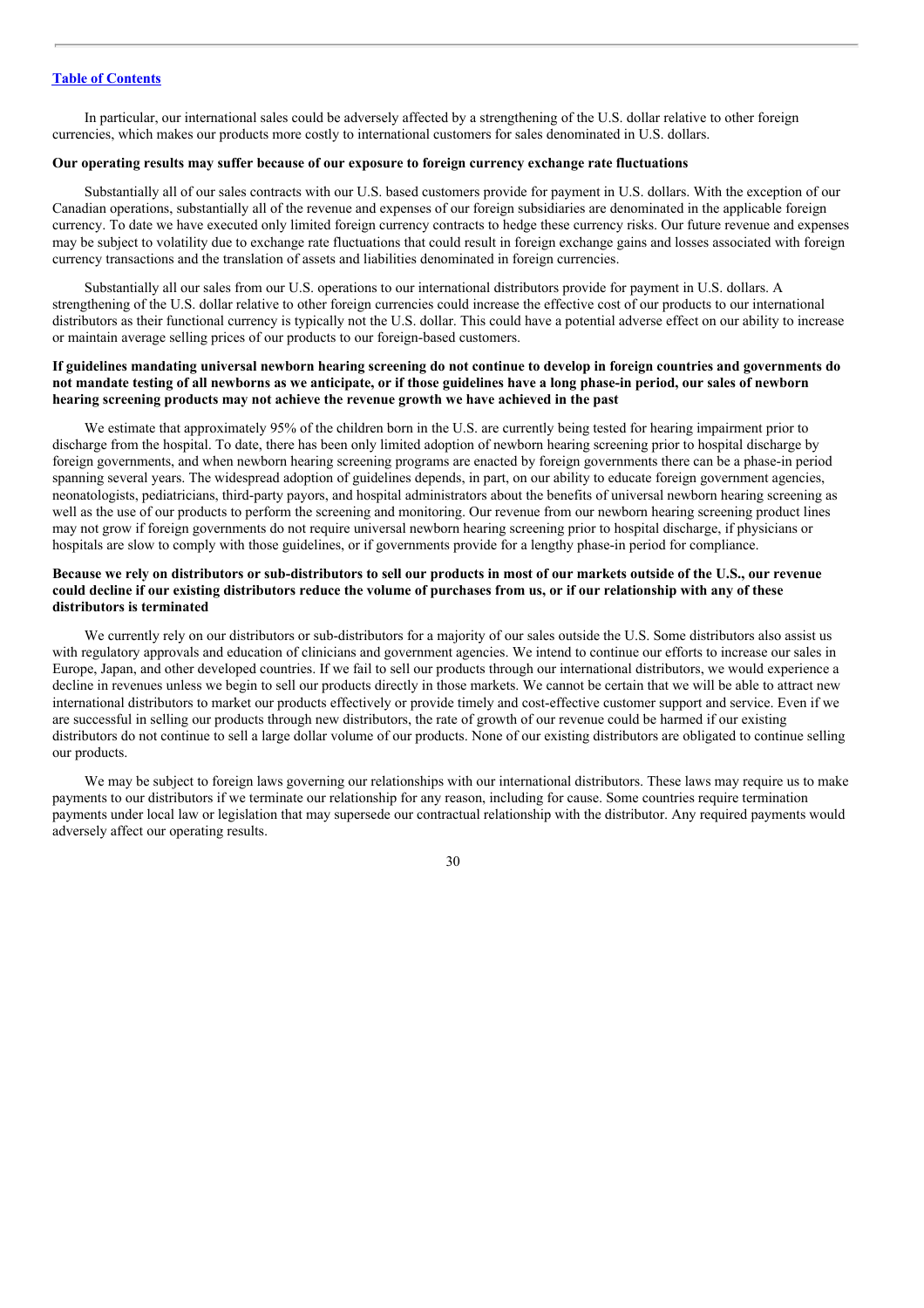In particular, our international sales could be adversely affected by a strengthening of the U.S. dollar relative to other foreign currencies, which makes our products more costly to international customers for sales denominated in U.S. dollars.

**Our operating results may suffer because of our exposure to foreign currency exchange rate fluctuations**

Substantially all of our sales contracts with our U.S. based customers provide for payment in U.S. dollars. With the exception of our Canadian operations, substantially all of the revenue and expenses of our foreign subsidiaries are denominated in the applicable foreign currency. To date we have executed only limited foreign currency contracts to hedge these currency risks. Our future revenue and expenses may be subject to volatility due to exchange rate fluctuations that could result in foreign exchange gains and losses associated with foreign currency transactions and the translation of assets and liabilities denominated in foreign currencies.

Substantially all our sales from our U.S. operations to our international distributors provide for payment in U.S. dollars. A strengthening of the U.S. dollar relative to other foreign currencies could increase the effective cost of our products to our international distributors as their functional currency is typically not the U.S. dollar. This could have a potential adverse effect on our ability to increase or maintain average selling prices of our products to our foreign-based customers.

**If guidelines mandating universal newborn hearing screening do not continue to develop in foreign countries and governments do not mandate testing of all newborns as we anticipate, or if those guidelines have a long phase-in period, our sales of newborn hearing screening products may not achieve the revenue growth we have achieved in the past**

We estimate that approximately 95% of the children born in the U.S. are currently being tested for hearing impairment prior to discharge from the hospital. To date, there has been only limited adoption of newborn hearing screening prior to hospital discharge by foreign governments, and when newborn hearing screening programs are enacted by foreign governments there can be a phase-in period spanning several years. The widespread adoption of guidelines depends, in part, on our ability to educate foreign government agencies, neonatologists, pediatricians, third-party payors, and hospital administrators about the benefits of universal newborn hearing screening as well as the use of our products to perform the screening and monitoring. Our revenue from our newborn hearing screening product lines may not grow if foreign governments do not require universal newborn hearing screening prior to hospital discharge, if physicians or hospitals are slow to comply with those guidelines, or if governments provide for a lengthy phase-in period for compliance.

**Because we rely on distributors or sub-distributors to sell our products in most of our markets outside of the U.S., our revenue could decline if our existing distributors reduce the volume of purchases from us, or if our relationship with any of these distributors is terminated**

We currently rely on our distributors or sub-distributors for a majority of our sales outside the U.S. Some distributors also assist us with regulatory approvals and education of clinicians and government agencies. We intend to continue our efforts to increase our sales in Europe, Japan, and other developed countries. If we fail to sell our products through our international distributors, we would experience a decline in revenues unless we begin to sell our products directly in those markets. We cannot be certain that we will be able to attract new international distributors to market our products effectively or provide timely and cost-effective customer support and service. Even if we are successful in selling our products through new distributors, the rate of growth of our revenue could be harmed if our existing distributors do not continue to sell a large dollar volume of our products. None of our existing distributors are obligated to continue selling our products.

We may be subject to foreign laws governing our relationships with our international distributors. These laws may require us to make payments to our distributors if we terminate our relationship for any reason, including for cause. Some countries require termination payments under local law or legislation that may supersede our contractual relationship with the distributor. Any required payments would adversely affect our operating results.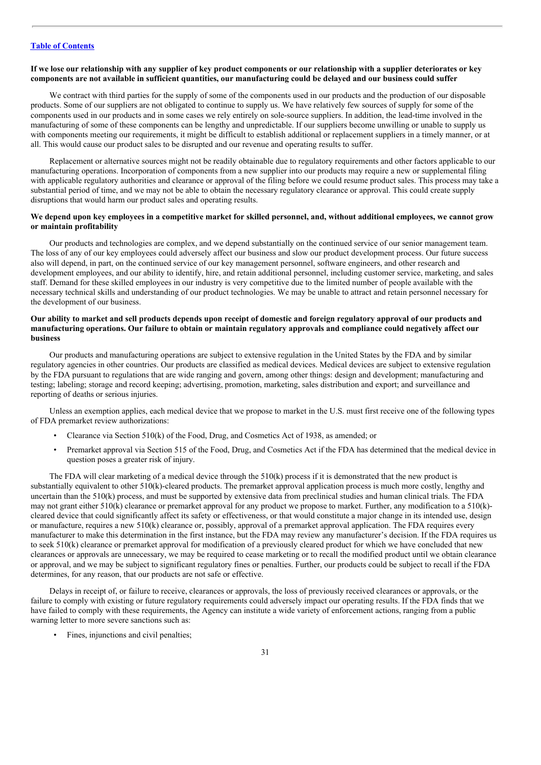[Table of Contents](#)

**If we lose our relationship with any supplier of key product components or our relationship with a supplier deteriorates or key components are not available in sufficient quantities, our manufacturing could be delayed and our business could suffer**

We contract with third parties for the supply of some of the components used in our products and the production of our disposable products. Some of our suppliers are not obligated to continue to supply us. We have relatively few sources of supply for some of the components used in our products and in some cases we rely entirely on sole-source suppliers. In addition, the lead-time involved in the manufacturing of some of these components can be lengthy and unpredictable. If our suppliers become unwilling or unable to supply us with components meeting our requirements, it might be difficult to establish additional or replacement suppliers in a timely manner, or at all. This would cause our product sales to be disrupted and our revenue and operating results to suffer.

Replacement or alternative sources might not be readily obtainable due to regulatory requirements and other factors applicable to our manufacturing operations. Incorporation of components from a new supplier into our products may require a new or supplemental filing with applicable regulatory authorities and clearance or approval of the filing before we could resume product sales. This process may take a substantial period of time, and we may not be able to obtain the necessary regulatory clearance or approval. This could create supply disruptions that would harm our product sales and operating results.

**We depend upon key employees in a competitive market for skilled personnel, and, without additional employees, we cannot grow or maintain profitability**

Our products and technologies are complex, and we depend substantially on the continued service of our senior management team. The loss of any of our key employees could adversely affect our business and slow our product development process. Our future success also will depend, in part, on the continued service of our key management personnel, software engineers, and other research and development employees, and our ability to identify, hire, and retain additional personnel, including customer service, marketing, and sales staff. Demand for these skilled employees in our industry is very competitive due to the limited number of people available with the necessary technical skills and understanding of our product technologies. We may be unable to attract and retain personnel necessary for the development of our business.

**Our ability to market and sell products depends upon receipt of domestic and foreign regulatory approval of our products and manufacturing operations. Our failure to obtain or maintain regulatory approvals and compliance could negatively affect our business**

Our products and manufacturing operations are subject to extensive regulation in the United States by the FDA and by similar regulatory agencies in other countries. Our products are classified as medical devices. Medical devices are subject to extensive regulation by the FDA pursuant to regulations that are wide ranging and govern, among other things: design and development; manufacturing and testing; labeling; storage and record keeping; advertising, promotion, marketing, sales distribution and export; and surveillance and reporting of deaths or serious injuries.

Unless an exemption applies, each medical device that we propose to market in the U.S. must first receive one of the following types of FDA premarket review authorizations:

- Clearance via Section 510(k) of the Food, Drug, and Cosmetics Act of 1938, as amended; or
- Premarket approval via Section 515 of the Food, Drug, and Cosmetics Act if the FDA has determined that the medical device in question poses a greater risk of injury.

The FDA will clear marketing of a medical device through the 510(k) process if it is demonstrated that the new product is substantially equivalent to other 510(k)-cleared products. The premarket approval application process is much more costly, lengthy and uncertain than the 510(k) process, and must be supported by extensive data from preclinical studies and human clinical trials. The FDA may not grant either 510(k) clearance or premarket approval for any product we propose to market. Further, any modification to a 510(k)-cleared device that could significantly affect its safety or effectiveness, or that would constitute a major change in its intended use, design or manufacture, requires a new 510(k) clearance or, possibly, approval of a premarket approval application. The FDA requires every manufacturer to make this determination in the first instance, but the FDA may review any manufacturer's decision. If the FDA requires us to seek 510(k) clearance or premarket approval for modification of a previously cleared product for which we have concluded that new clearances or approvals are unnecessary, we may be required to cease marketing or to recall the modified product until we obtain clearance or approval, and we may be subject to significant regulatory fines or penalties. Further, our products could be subject to recall if the FDA determines, for any reason, that our products are not safe or effective.

Delays in receipt of, or failure to receive, clearances or approvals, the loss of previously received clearances or approvals, or the failure to comply with existing or future regulatory requirements could adversely impact our operating results. If the FDA finds that we have failed to comply with these requirements, the Agency can institute a wide variety of enforcement actions, ranging from a public warning letter to more severe sanctions such as:

- Fines, injunctions and civil penalties;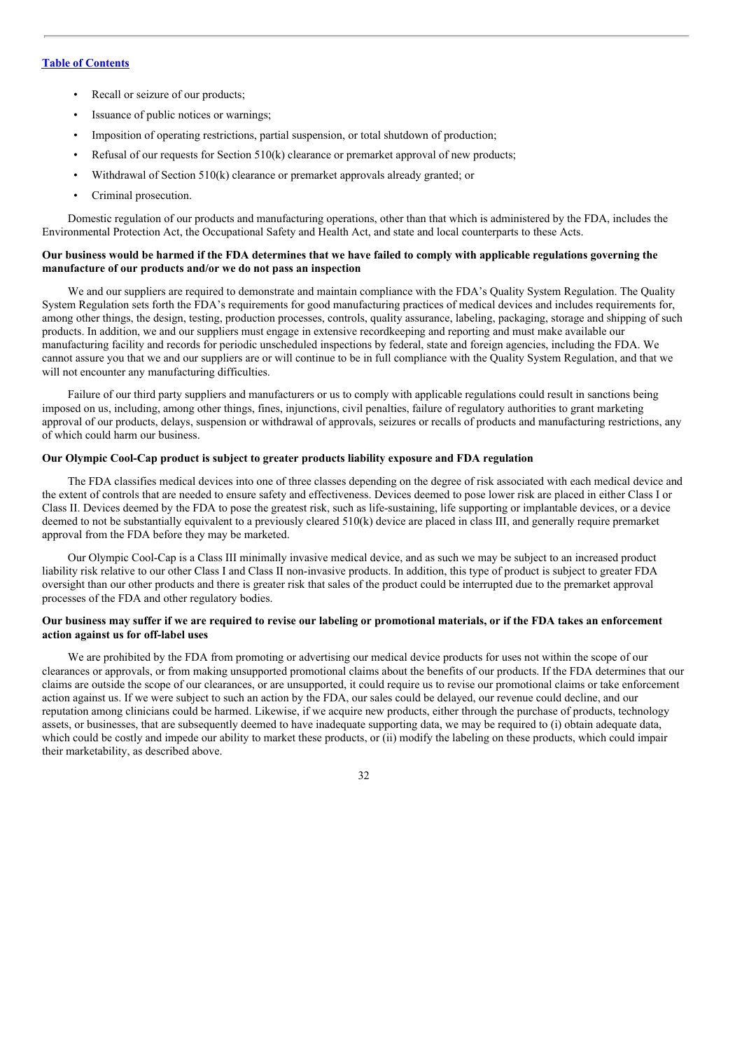- Recall or seizure of our products;
- Issuance of public notices or warnings;
- Imposition of operating restrictions, partial suspension, or total shutdown of production;
- Refusal of our requests for Section 510(k) clearance or premarket approval of new products;
- Withdrawal of Section 510(k) clearance or premarket approvals already granted; or
- Criminal prosecution.

Domestic regulation of our products and manufacturing operations, other than that which is administered by the FDA, includes the Environmental Protection Act, the Occupational Safety and Health Act, and state and local counterparts to these Acts.

**Our business would be harmed if the FDA determines that we have failed to comply with applicable regulations governing the manufacture of our products and/or we do not pass an inspection**

We and our suppliers are required to demonstrate and maintain compliance with the FDA's Quality System Regulation. The Quality System Regulation sets forth the FDA's requirements for good manufacturing practices of medical devices and includes requirements for, among other things, the design, testing, production processes, controls, quality assurance, labeling, packaging, storage and shipping of such products. In addition, we and our suppliers must engage in extensive recordkeeping and reporting and must make available our manufacturing facility and records for periodic unscheduled inspections by federal, state and foreign agencies, including the FDA. We cannot assure you that we and our suppliers are or will continue to be in full compliance with the Quality System Regulation, and that we will not encounter any manufacturing difficulties.

Failure of our third party suppliers and manufacturers or us to comply with applicable regulations could result in sanctions being imposed on us, including, among other things, fines, injunctions, civil penalties, failure of regulatory authorities to grant marketing approval of our products, delays, suspension or withdrawal of approvals, seizures or recalls of products and manufacturing restrictions, any of which could harm our business.

**Our Olympic Cool-Cap product is subject to greater products liability exposure and FDA regulation**

The FDA classifies medical devices into one of three classes depending on the degree of risk associated with each medical device and the extent of controls that are needed to ensure safety and effectiveness. Devices deemed to pose lower risk are placed in either Class I or Class II. Devices deemed by the FDA to pose the greatest risk, such as life-sustaining, life supporting or implantable devices, or a device deemed to not be substantially equivalent to a previously cleared 510(k) device are placed in class III, and generally require premarket approval from the FDA before they may be marketed.

Our Olympic Cool-Cap is a Class III minimally invasive medical device, and as such we may be subject to an increased product liability risk relative to our other Class I and Class II non-invasive products. In addition, this type of product is subject to greater FDA oversight than our other products and there is greater risk that sales of the product could be interrupted due to the premarket approval processes of the FDA and other regulatory bodies.

**Our business may suffer if we are required to revise our labeling or promotional materials, or if the FDA takes an enforcement action against us for off-label uses**

We are prohibited by the FDA from promoting or advertising our medical device products for uses not within the scope of our clearances or approvals, or from making unsupported promotional claims about the benefits of our products. If the FDA determines that our claims are outside the scope of our clearances, or are unsupported, it could require us to revise our promotional claims or take enforcement action against us. If we were subject to such an action by the FDA, our sales could be delayed, our revenue could decline, and our reputation among clinicians could be harmed. Likewise, if we acquire new products, either through the purchase of products, technology assets, or businesses, that are subsequently deemed to have inadequate supporting data, we may be required to (i) obtain adequate data, which could be costly and impede our ability to market these products, or (ii) modify the labeling on these products, which could impair their marketability, as described above.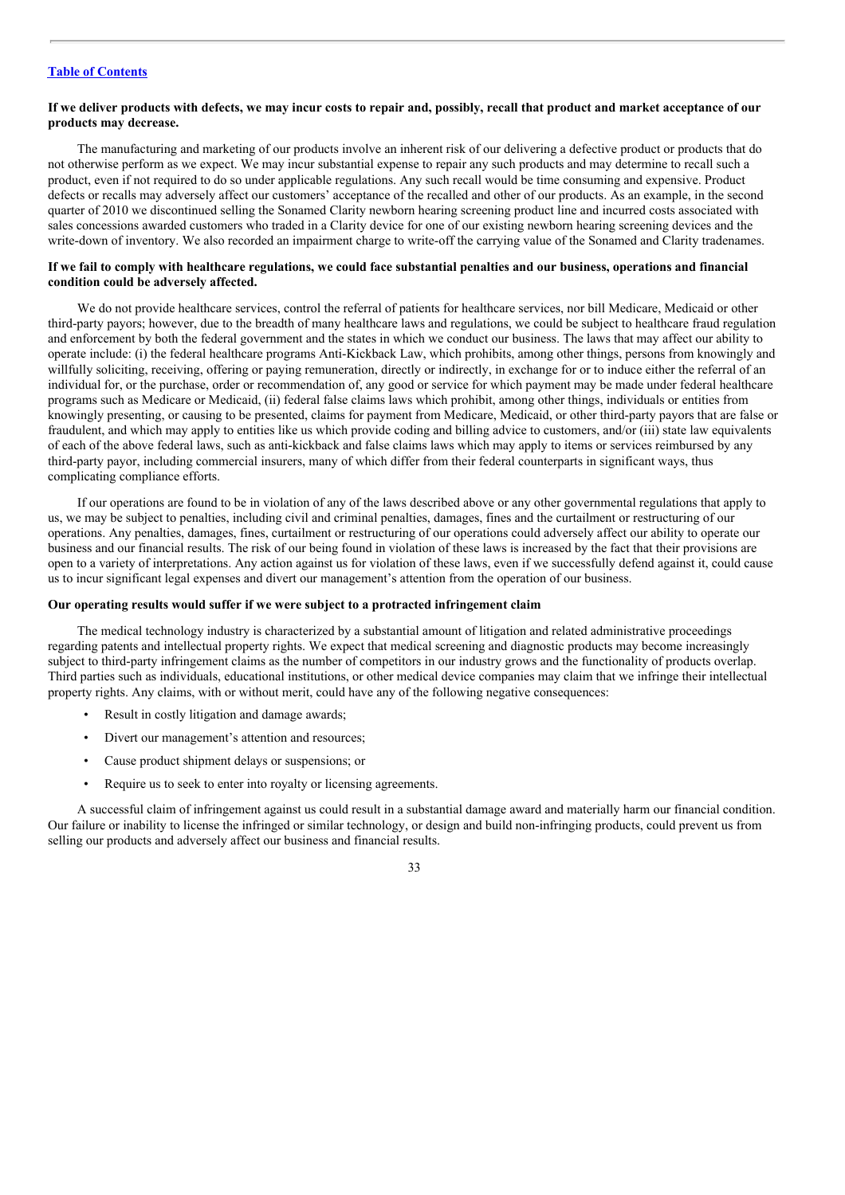**If we deliver products with defects, we may incur costs to repair and, possibly, recall that product and market acceptance of our products may decrease.**

The manufacturing and marketing of our products involve an inherent risk of our delivering a defective product or products that do not otherwise perform as we expect. We may incur substantial expense to repair any such products and may determine to recall such a product, even if not required to do so under applicable regulations. Any such recall would be time consuming and expensive. Product defects or recalls may adversely affect our customers' acceptance of the recalled and other of our products. As an example, in the second quarter of 2010 we discontinued selling the Sonamed Clarity newborn hearing screening product line and incurred costs associated with sales concessions awarded customers who traded in a Clarity device for one of our existing newborn hearing screening devices and the write-down of inventory. We also recorded an impairment charge to write-off the carrying value of the Sonamed and Clarity tradenames.

**If we fail to comply with healthcare regulations, we could face substantial penalties and our business, operations and financial condition could be adversely affected.**

We do not provide healthcare services, control the referral of patients for healthcare services, nor bill Medicare, Medicaid or other third-party payors; however, due to the breadth of many healthcare laws and regulations, we could be subject to healthcare fraud regulation and enforcement by both the federal government and the states in which we conduct our business. The laws that may affect our ability to operate include: (i) the federal healthcare programs Anti-Kickback Law, which prohibits, among other things, persons from knowingly and willfully soliciting, receiving, offering or paying remuneration, directly or indirectly, in exchange for or to induce either the referral of an individual for, or the purchase, order or recommendation of, any good or service for which payment may be made under federal healthcare programs such as Medicare or Medicaid, (ii) federal false claims laws which prohibit, among other things, individuals or entities from knowingly presenting, or causing to be presented, claims for payment from Medicare, Medicaid, or other third-party payors that are false or fraudulent, and which may apply to entities like us which provide coding and billing advice to customers, and/or (iii) state law equivalents of each of the above federal laws, such as anti-kickback and false claims laws which may apply to items or services reimbursed by any third-party payor, including commercial insurers, many of which differ from their federal counterparts in significant ways, thus complicating compliance efforts.

If our operations are found to be in violation of any of the laws described above or any other governmental regulations that apply to us, we may be subject to penalties, including civil and criminal penalties, damages, fines and the curtailment or restructuring of our operations. Any penalties, damages, fines, curtailment or restructuring of our operations could adversely affect our ability to operate our business and our financial results. The risk of our being found in violation of these laws is increased by the fact that their provisions are open to a variety of interpretations. Any action against us for violation of these laws, even if we successfully defend against it, could cause us to incur significant legal expenses and divert our management's attention from the operation of our business.

**Our operating results would suffer if we were subject to a protracted infringement claim**

The medical technology industry is characterized by a substantial amount of litigation and related administrative proceedings regarding patents and intellectual property rights. We expect that medical screening and diagnostic products may become increasingly subject to third-party infringement claims as the number of competitors in our industry grows and the functionality of products overlap. Third parties such as individuals, educational institutions, or other medical device companies may claim that we infringe their intellectual property rights. Any claims, with or without merit, could have any of the following negative consequences:

- Result in costly litigation and damage awards;
- Divert our management's attention and resources;
- Cause product shipment delays or suspensions; or
- Require us to seek to enter into royalty or licensing agreements.

A successful claim of infringement against us could result in a substantial damage award and materially harm our financial condition. Our failure or inability to license the infringed or similar technology, or design and build non-infringing products, could prevent us from selling our products and adversely affect our business and financial results.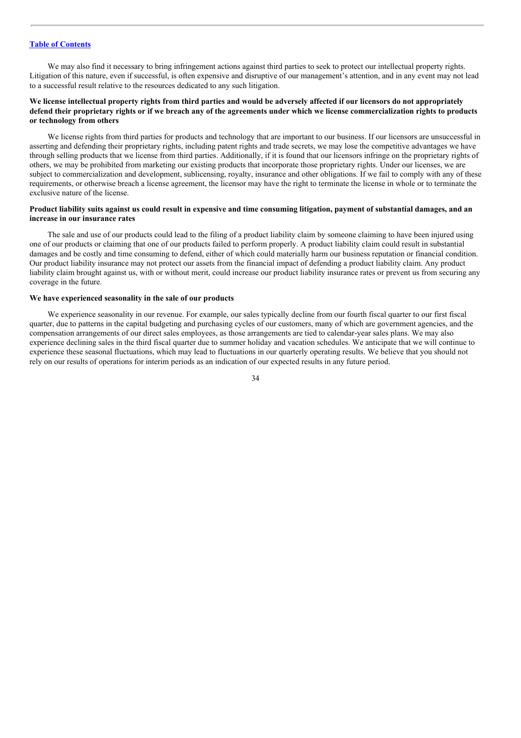We may also find it necessary to bring infringement actions against third parties to seek to protect our intellectual property rights. Litigation of this nature, even if successful, is often expensive and disruptive of our management's attention, and in any event may not lead to a successful result relative to the resources dedicated to any such litigation.

**We license intellectual property rights from third parties and would be adversely affected if our licensors do not appropriately defend their proprietary rights or if we breach any of the agreements under which we license commercialization rights to products or technology from others**

We license rights from third parties for products and technology that are important to our business. If our licensors are unsuccessful in asserting and defending their proprietary rights, including patent rights and trade secrets, we may lose the competitive advantages we have through selling products that we license from third parties. Additionally, if it is found that our licensors infringe on the proprietary rights of others, we may be prohibited from marketing our existing products that incorporate those proprietary rights. Under our licenses, we are subject to commercialization and development, sublicensing, royalty, insurance and other obligations. If we fail to comply with any of these requirements, or otherwise breach a license agreement, the licensor may have the right to terminate the license in whole or to terminate the exclusive nature of the license.

**Product liability suits against us could result in expensive and time consuming litigation, payment of substantial damages, and an increase in our insurance rates**

The sale and use of our products could lead to the filing of a product liability claim by someone claiming to have been injured using one of our products or claiming that one of our products failed to perform properly. A product liability claim could result in substantial damages and be costly and time consuming to defend, either of which could materially harm our business reputation or financial condition. Our product liability insurance may not protect our assets from the financial impact of defending a product liability claim. Any product liability claim brought against us, with or without merit, could increase our product liability insurance rates or prevent us from securing any coverage in the future.

**We have experienced seasonality in the sale of our products**

We experience seasonality in our revenue. For example, our sales typically decline from our fourth fiscal quarter to our first fiscal quarter, due to patterns in the capital budgeting and purchasing cycles of our customers, many of which are government agencies, and the compensation arrangements of our direct sales employees, as those arrangements are tied to calendar-year sales plans. We may also experience declining sales in the third fiscal quarter due to summer holiday and vacation schedules. We anticipate that we will continue to experience these seasonal fluctuations, which may lead to fluctuations in our quarterly operating results. We believe that you should not rely on our results of operations for interim periods as an indication of our expected results in any future period.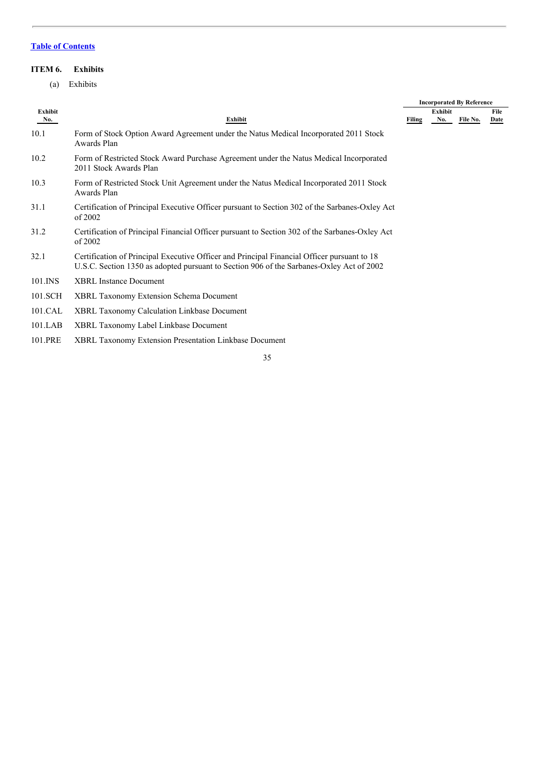[Table of Contents]

## ITEM 6. Exhibits

(a) Exhibits

| Exhibit No. | Exhibit | Incorporated By Reference | | | |
|---|---|---|---|---|---|
| | | Filing | Exhibit No. | File No. | File Date |
| 10.1 | Form of Stock Option Award Agreement under the Natus Medical Incorporated 2011 Stock Awards Plan | | | | |
| 10.2 | Form of Restricted Stock Award Purchase Agreement under the Natus Medical Incorporated 2011 Stock Awards Plan | | | | |
| 10.3 | Form of Restricted Stock Unit Agreement under the Natus Medical Incorporated 2011 Stock Awards Plan | | | | |
| 31.1 | Certification of Principal Executive Officer pursuant to Section 302 of the Sarbanes-Oxley Act of 2002 | | | | |
| 31.2 | Certification of Principal Financial Officer pursuant to Section 302 of the Sarbanes-Oxley Act of 2002 | | | | |
| 32.1 | Certification of Principal Executive Officer and Principal Financial Officer pursuant to 18 U.S.C. Section 1350 as adopted pursuant to Section 906 of the Sarbanes-Oxley Act of 2002 | | | | |
| 101.INS | XBRL Instance Document | | | | |
| 101.SCH | XBRL Taxonomy Extension Schema Document | | | | |
| 101.CAL | XBRL Taxonomy Calculation Linkbase Document | | | | |
| 101.LAB | XBRL Taxonomy Label Linkbase Document | | | | |
| 101.PRE | XBRL Taxonomy Extension Presentation Linkbase Document | | | | |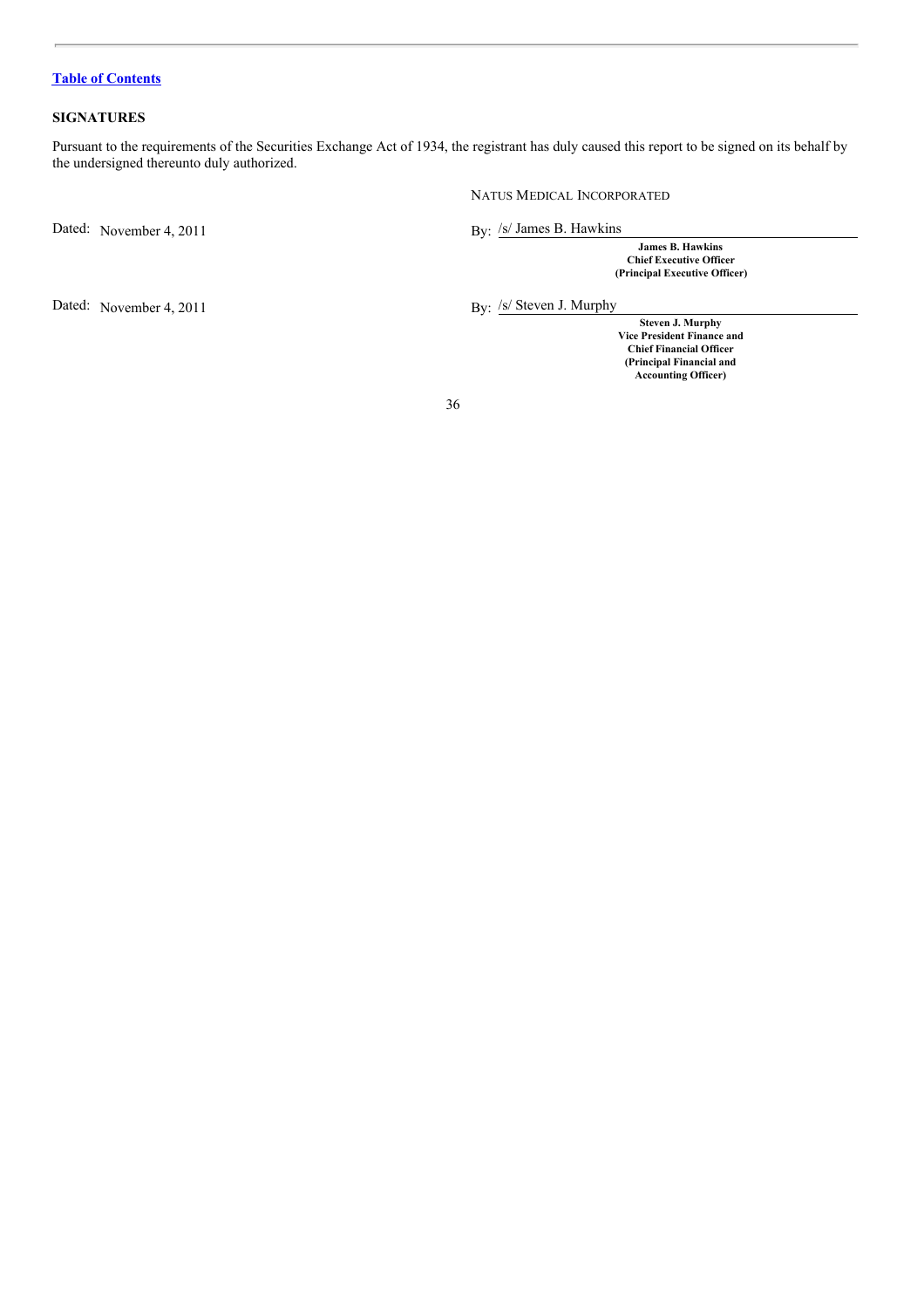[Table of Contents]

## SIGNATURES

Pursuant to the requirements of the Securities Exchange Act of 1934, the registrant has duly caused this report to be signed on its behalf by the undersigned thereunto duly authorized.

NATUS MEDICAL INCORPORATED

Dated: November 4, 2011

By: /s/ James B. Hawkins

**James B. Hawkins**
**Chief Executive Officer**
**(Principal Executive Officer)**

Dated: November 4, 2011

By: /s/ Steven J. Murphy

**Steven J. Murphy**
**Vice President Finance and**
**Chief Financial Officer**
**(Principal Financial and**
**Accounting Officer)**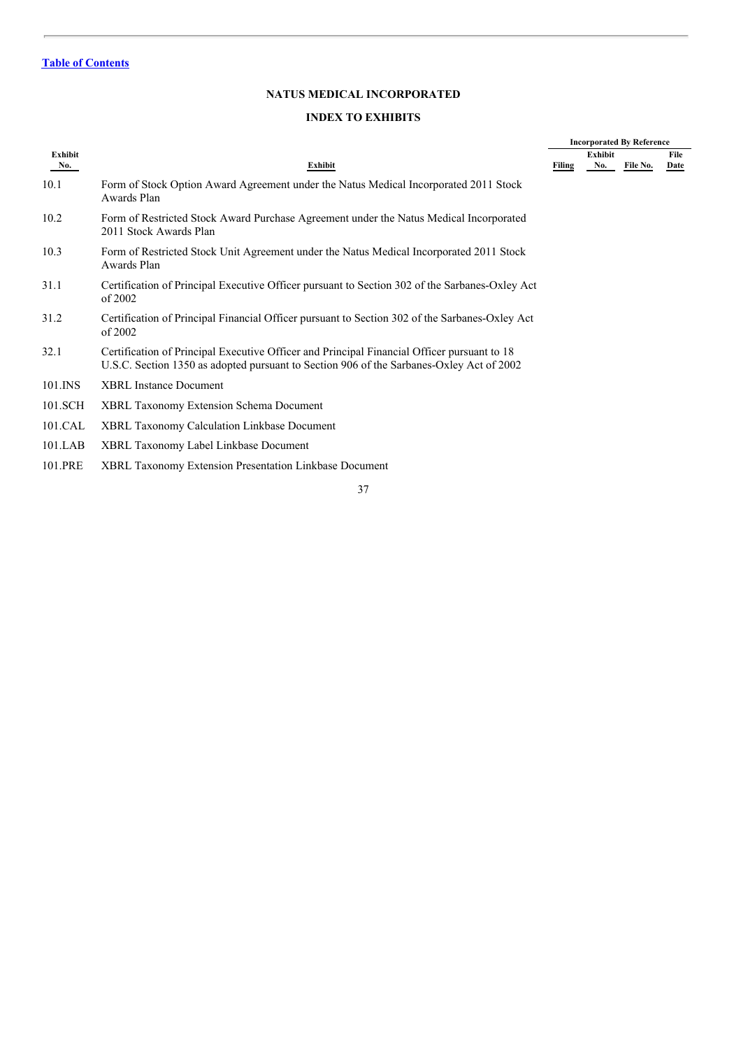[Table of Contents](#)

## NATUS MEDICAL INCORPORATED

## INDEX TO EXHIBITS

| Exhibit No. | Exhibit | Incorporated By Reference | | | |
|---|---|---|---|---|---|
| | | Filing | Exhibit No. | File No. | File Date |
| 10.1 | Form of Stock Option Award Agreement under the Natus Medical Incorporated 2011 Stock Awards Plan | | | | |
| 10.2 | Form of Restricted Stock Award Purchase Agreement under the Natus Medical Incorporated 2011 Stock Awards Plan | | | | |
| 10.3 | Form of Restricted Stock Unit Agreement under the Natus Medical Incorporated 2011 Stock Awards Plan | | | | |
| 31.1 | Certification of Principal Executive Officer pursuant to Section 302 of the Sarbanes-Oxley Act of 2002 | | | | |
| 31.2 | Certification of Principal Financial Officer pursuant to Section 302 of the Sarbanes-Oxley Act of 2002 | | | | |
| 32.1 | Certification of Principal Executive Officer and Principal Financial Officer pursuant to 18 U.S.C. Section 1350 as adopted pursuant to Section 906 of the Sarbanes-Oxley Act of 2002 | | | | |
| 101.INS | XBRL Instance Document | | | | |
| 101.SCH | XBRL Taxonomy Extension Schema Document | | | | |
| 101.CAL | XBRL Taxonomy Calculation Linkbase Document | | | | |
| 101.LAB | XBRL Taxonomy Label Linkbase Document | | | | |
| 101.PRE | XBRL Taxonomy Extension Presentation Linkbase Document | | | | |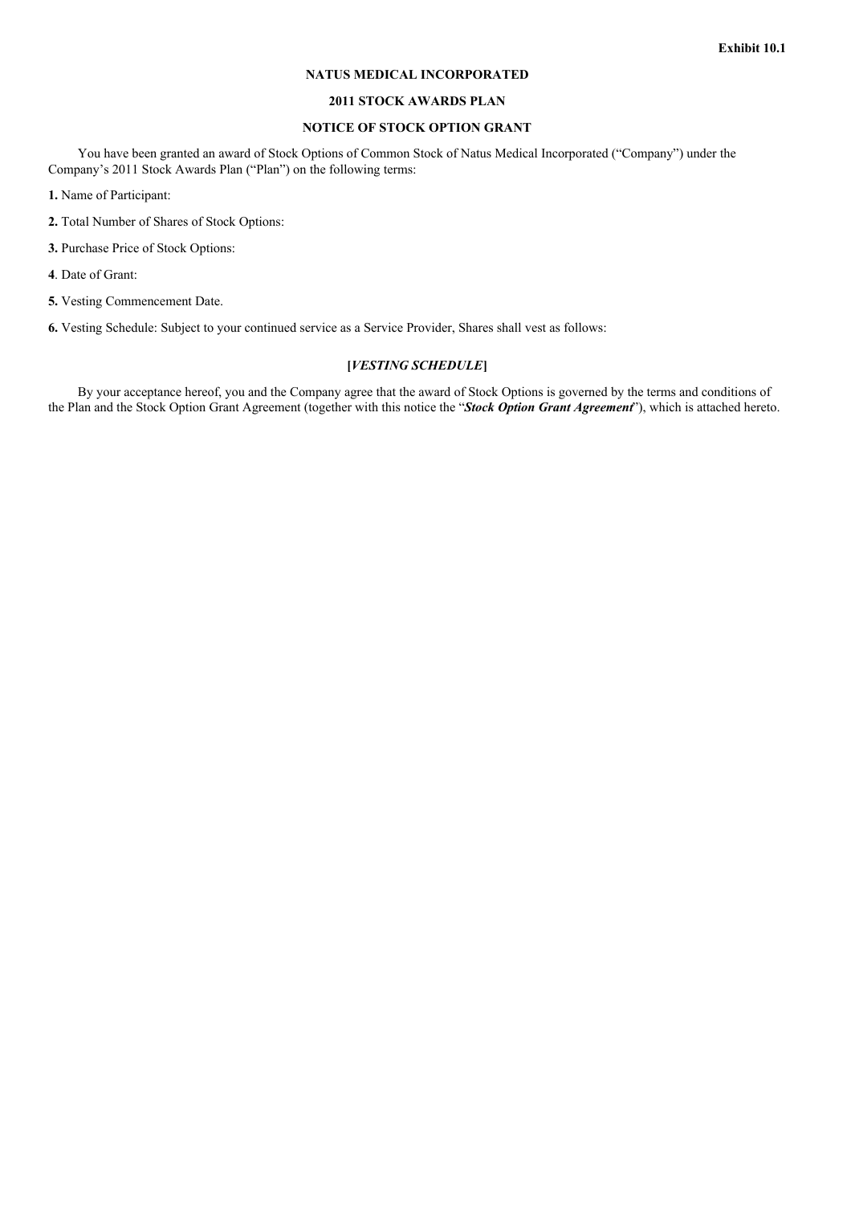**Exhibit 10.1**

# NATUS MEDICAL INCORPORATED

## 2011 STOCK AWARDS PLAN

## NOTICE OF STOCK OPTION GRANT

You have been granted an award of Stock Options of Common Stock of Natus Medical Incorporated ("Company") under the Company's 2011 Stock Awards Plan ("Plan") on the following terms:

**1.** Name of Participant:

**2.** Total Number of Shares of Stock Options:

**3.** Purchase Price of Stock Options:

**4**. Date of Grant:

**5.** Vesting Commencement Date.

**6.** Vesting Schedule: Subject to your continued service as a Service Provider, Shares shall vest as follows:

**[*VESTING SCHEDULE*]**

By your acceptance hereof, you and the Company agree that the award of Stock Options is governed by the terms and conditions of the Plan and the Stock Option Grant Agreement (together with this notice the "***Stock Option Grant Agreement***"), which is attached hereto.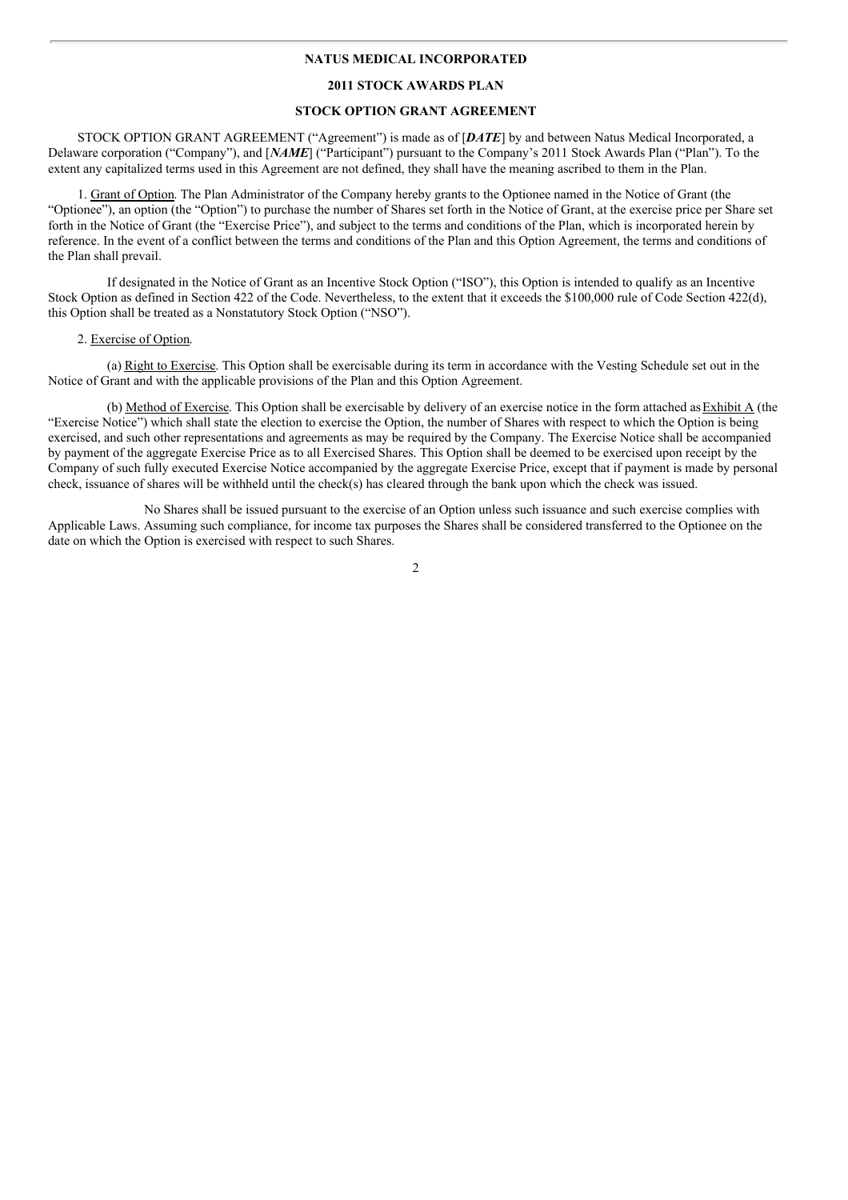**NATUS MEDICAL INCORPORATED**

**2011 STOCK AWARDS PLAN**

**STOCK OPTION GRANT AGREEMENT**

STOCK OPTION GRANT AGREEMENT ("Agreement") is made as of [***DATE***] by and between Natus Medical Incorporated, a Delaware corporation ("Company"), and [***NAME***] ("Participant") pursuant to the Company's 2011 Stock Awards Plan ("Plan"). To the extent any capitalized terms used in this Agreement are not defined, they shall have the meaning ascribed to them in the Plan.

1. Grant of Option. The Plan Administrator of the Company hereby grants to the Optionee named in the Notice of Grant (the "Optionee"), an option (the "Option") to purchase the number of Shares set forth in the Notice of Grant, at the exercise price per Share set forth in the Notice of Grant (the "Exercise Price"), and subject to the terms and conditions of the Plan, which is incorporated herein by reference. In the event of a conflict between the terms and conditions of the Plan and this Option Agreement, the terms and conditions of the Plan shall prevail.

If designated in the Notice of Grant as an Incentive Stock Option ("ISO"), this Option is intended to qualify as an Incentive Stock Option as defined in Section 422 of the Code. Nevertheless, to the extent that it exceeds the $100,000 rule of Code Section 422(d), this Option shall be treated as a Nonstatutory Stock Option ("NSO").

2. Exercise of Option.

(a) Right to Exercise. This Option shall be exercisable during its term in accordance with the Vesting Schedule set out in the Notice of Grant and with the applicable provisions of the Plan and this Option Agreement.

(b) Method of Exercise. This Option shall be exercisable by delivery of an exercise notice in the form attached as Exhibit A (the "Exercise Notice") which shall state the election to exercise the Option, the number of Shares with respect to which the Option is being exercised, and such other representations and agreements as may be required by the Company. The Exercise Notice shall be accompanied by payment of the aggregate Exercise Price as to all Exercised Shares. This Option shall be deemed to be exercised upon receipt by the Company of such fully executed Exercise Notice accompanied by the aggregate Exercise Price, except that if payment is made by personal check, issuance of shares will be withheld until the check(s) has cleared through the bank upon which the check was issued.

No Shares shall be issued pursuant to the exercise of an Option unless such issuance and such exercise complies with Applicable Laws. Assuming such compliance, for income tax purposes the Shares shall be considered transferred to the Optionee on the date on which the Option is exercised with respect to such Shares.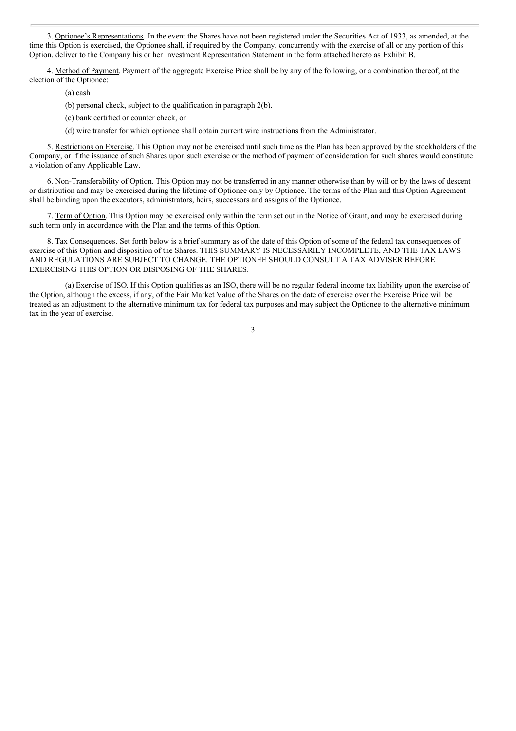3. Optionee's Representations. In the event the Shares have not been registered under the Securities Act of 1933, as amended, at the time this Option is exercised, the Optionee shall, if required by the Company, concurrently with the exercise of all or any portion of this Option, deliver to the Company his or her Investment Representation Statement in the form attached hereto as Exhibit B.

4. Method of Payment. Payment of the aggregate Exercise Price shall be by any of the following, or a combination thereof, at the election of the Optionee:

(a) cash

(b) personal check, subject to the qualification in paragraph 2(b).

(c) bank certified or counter check, or

(d) wire transfer for which optionee shall obtain current wire instructions from the Administrator.

5. Restrictions on Exercise. This Option may not be exercised until such time as the Plan has been approved by the stockholders of the Company, or if the issuance of such Shares upon such exercise or the method of payment of consideration for such shares would constitute a violation of any Applicable Law.

6. Non-Transferability of Option. This Option may not be transferred in any manner otherwise than by will or by the laws of descent or distribution and may be exercised during the lifetime of Optionee only by Optionee. The terms of the Plan and this Option Agreement shall be binding upon the executors, administrators, heirs, successors and assigns of the Optionee.

7. Term of Option. This Option may be exercised only within the term set out in the Notice of Grant, and may be exercised during such term only in accordance with the Plan and the terms of this Option.

8. Tax Consequences. Set forth below is a brief summary as of the date of this Option of some of the federal tax consequences of exercise of this Option and disposition of the Shares. THIS SUMMARY IS NECESSARILY INCOMPLETE, AND THE TAX LAWS AND REGULATIONS ARE SUBJECT TO CHANGE. THE OPTIONEE SHOULD CONSULT A TAX ADVISER BEFORE EXERCISING THIS OPTION OR DISPOSING OF THE SHARES.

(a) Exercise of ISO. If this Option qualifies as an ISO, there will be no regular federal income tax liability upon the exercise of the Option, although the excess, if any, of the Fair Market Value of the Shares on the date of exercise over the Exercise Price will be treated as an adjustment to the alternative minimum tax for federal tax purposes and may subject the Optionee to the alternative minimum tax in the year of exercise.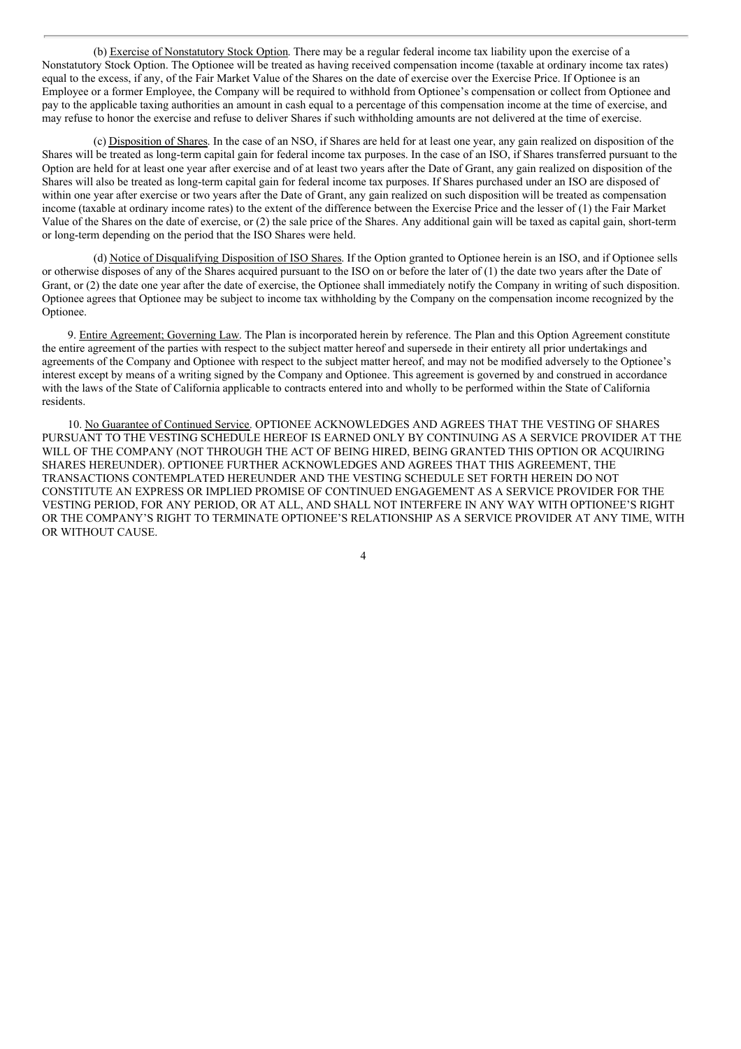(b) Exercise of Nonstatutory Stock Option. There may be a regular federal income tax liability upon the exercise of a Nonstatutory Stock Option. The Optionee will be treated as having received compensation income (taxable at ordinary income tax rates) equal to the excess, if any, of the Fair Market Value of the Shares on the date of exercise over the Exercise Price. If Optionee is an Employee or a former Employee, the Company will be required to withhold from Optionee's compensation or collect from Optionee and pay to the applicable taxing authorities an amount in cash equal to a percentage of this compensation income at the time of exercise, and may refuse to honor the exercise and refuse to deliver Shares if such withholding amounts are not delivered at the time of exercise.

(c) Disposition of Shares. In the case of an NSO, if Shares are held for at least one year, any gain realized on disposition of the Shares will be treated as long-term capital gain for federal income tax purposes. In the case of an ISO, if Shares transferred pursuant to the Option are held for at least one year after exercise and of at least two years after the Date of Grant, any gain realized on disposition of the Shares will also be treated as long-term capital gain for federal income tax purposes. If Shares purchased under an ISO are disposed of within one year after exercise or two years after the Date of Grant, any gain realized on such disposition will be treated as compensation income (taxable at ordinary income rates) to the extent of the difference between the Exercise Price and the lesser of (1) the Fair Market Value of the Shares on the date of exercise, or (2) the sale price of the Shares. Any additional gain will be taxed as capital gain, short-term or long-term depending on the period that the ISO Shares were held.

(d) Notice of Disqualifying Disposition of ISO Shares. If the Option granted to Optionee herein is an ISO, and if Optionee sells or otherwise disposes of any of the Shares acquired pursuant to the ISO on or before the later of (1) the date two years after the Date of Grant, or (2) the date one year after the date of exercise, the Optionee shall immediately notify the Company in writing of such disposition. Optionee agrees that Optionee may be subject to income tax withholding by the Company on the compensation income recognized by the Optionee.

9. Entire Agreement; Governing Law. The Plan is incorporated herein by reference. The Plan and this Option Agreement constitute the entire agreement of the parties with respect to the subject matter hereof and supersede in their entirety all prior undertakings and agreements of the Company and Optionee with respect to the subject matter hereof, and may not be modified adversely to the Optionee's interest except by means of a writing signed by the Company and Optionee. This agreement is governed by and construed in accordance with the laws of the State of California applicable to contracts entered into and wholly to be performed within the State of California residents.

10. No Guarantee of Continued Service. OPTIONEE ACKNOWLEDGES AND AGREES THAT THE VESTING OF SHARES PURSUANT TO THE VESTING SCHEDULE HEREOF IS EARNED ONLY BY CONTINUING AS A SERVICE PROVIDER AT THE WILL OF THE COMPANY (NOT THROUGH THE ACT OF BEING HIRED, BEING GRANTED THIS OPTION OR ACQUIRING SHARES HEREUNDER). OPTIONEE FURTHER ACKNOWLEDGES AND AGREES THAT THIS AGREEMENT, THE TRANSACTIONS CONTEMPLATED HEREUNDER AND THE VESTING SCHEDULE SET FORTH HEREIN DO NOT CONSTITUTE AN EXPRESS OR IMPLIED PROMISE OF CONTINUED ENGAGEMENT AS A SERVICE PROVIDER FOR THE VESTING PERIOD, FOR ANY PERIOD, OR AT ALL, AND SHALL NOT INTERFERE IN ANY WAY WITH OPTIONEE'S RIGHT OR THE COMPANY'S RIGHT TO TERMINATE OPTIONEE'S RELATIONSHIP AS A SERVICE PROVIDER AT ANY TIME, WITH OR WITHOUT CAUSE.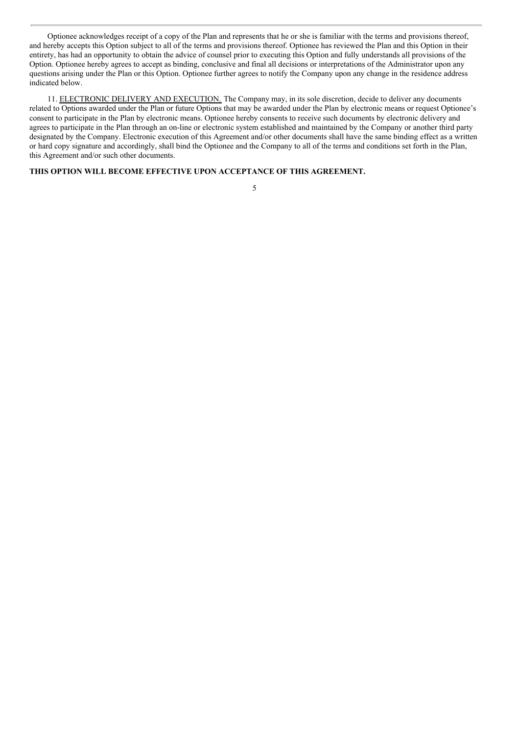Optionee acknowledges receipt of a copy of the Plan and represents that he or she is familiar with the terms and provisions thereof, and hereby accepts this Option subject to all of the terms and provisions thereof. Optionee has reviewed the Plan and this Option in their entirety, has had an opportunity to obtain the advice of counsel prior to executing this Option and fully understands all provisions of the Option. Optionee hereby agrees to accept as binding, conclusive and final all decisions or interpretations of the Administrator upon any questions arising under the Plan or this Option. Optionee further agrees to notify the Company upon any change in the residence address indicated below.

11. <u>ELECTRONIC DELIVERY AND EXECUTION.</u> The Company may, in its sole discretion, decide to deliver any documents related to Options awarded under the Plan or future Options that may be awarded under the Plan by electronic means or request Optionee's consent to participate in the Plan by electronic means. Optionee hereby consents to receive such documents by electronic delivery and agrees to participate in the Plan through an on-line or electronic system established and maintained by the Company or another third party designated by the Company. Electronic execution of this Agreement and/or other documents shall have the same binding effect as a written or hard copy signature and accordingly, shall bind the Optionee and the Company to all of the terms and conditions set forth in the Plan, this Agreement and/or such other documents.

**THIS OPTION WILL BECOME EFFECTIVE UPON ACCEPTANCE OF THIS AGREEMENT.**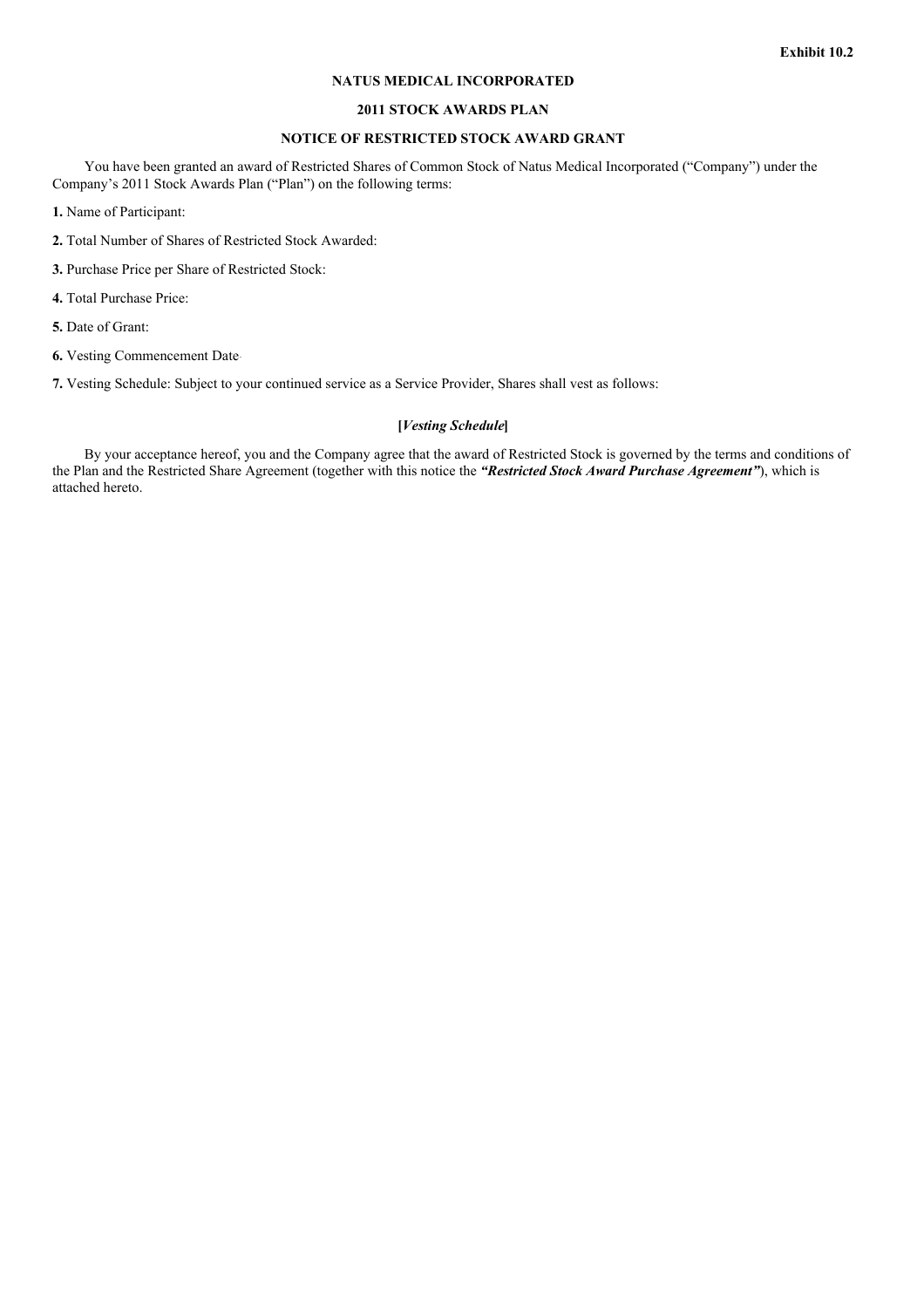**Exhibit 10.2**

**NATUS MEDICAL INCORPORATED**

**2011 STOCK AWARDS PLAN**

**NOTICE OF RESTRICTED STOCK AWARD GRANT**

You have been granted an award of Restricted Shares of Common Stock of Natus Medical Incorporated ("Company") under the Company's 2011 Stock Awards Plan ("Plan") on the following terms:

**1.** Name of Participant:

**2.** Total Number of Shares of Restricted Stock Awarded:

**3.** Purchase Price per Share of Restricted Stock:

**4.** Total Purchase Price:

**5.** Date of Grant:

**6.** Vesting Commencement Date

**7.** Vesting Schedule: Subject to your continued service as a Service Provider, Shares shall vest as follows:

**[*Vesting Schedule*]**

By your acceptance hereof, you and the Company agree that the award of Restricted Stock is governed by the terms and conditions of the Plan and the Restricted Share Agreement (together with this notice the ***"Restricted Stock Award Purchase Agreement"***), which is attached hereto.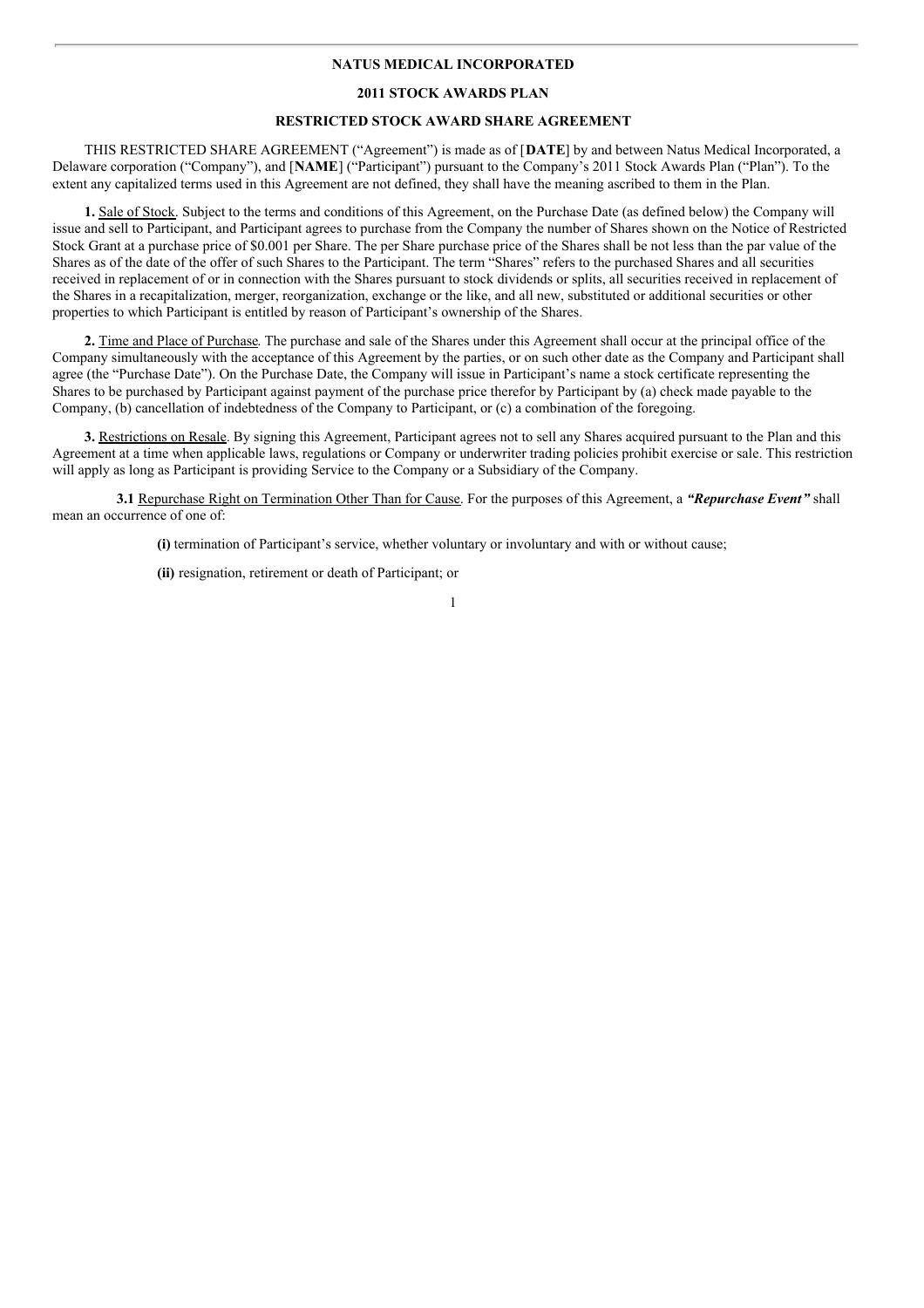**NATUS MEDICAL INCORPORATED**

**2011 STOCK AWARDS PLAN**

**RESTRICTED STOCK AWARD SHARE AGREEMENT**

THIS RESTRICTED SHARE AGREEMENT ("Agreement") is made as of [**DATE**] by and between Natus Medical Incorporated, a Delaware corporation ("Company"), and [**NAME**] ("Participant") pursuant to the Company's 2011 Stock Awards Plan ("Plan"). To the extent any capitalized terms used in this Agreement are not defined, they shall have the meaning ascribed to them in the Plan.

**1.** Sale of Stock. Subject to the terms and conditions of this Agreement, on the Purchase Date (as defined below) the Company will issue and sell to Participant, and Participant agrees to purchase from the Company the number of Shares shown on the Notice of Restricted Stock Grant at a purchase price of $0.001 per Share. The per Share purchase price of the Shares shall be not less than the par value of the Shares as of the date of the offer of such Shares to the Participant. The term "Shares" refers to the purchased Shares and all securities received in replacement of or in connection with the Shares pursuant to stock dividends or splits, all securities received in replacement of the Shares in a recapitalization, merger, reorganization, exchange or the like, and all new, substituted or additional securities or other properties to which Participant is entitled by reason of Participant's ownership of the Shares.

**2.** Time and Place of Purchase. The purchase and sale of the Shares under this Agreement shall occur at the principal office of the Company simultaneously with the acceptance of this Agreement by the parties, or on such other date as the Company and Participant shall agree (the "Purchase Date"). On the Purchase Date, the Company will issue in Participant's name a stock certificate representing the Shares to be purchased by Participant against payment of the purchase price therefor by Participant by (a) check made payable to the Company, (b) cancellation of indebtedness of the Company to Participant, or (c) a combination of the foregoing.

**3.** Restrictions on Resale. By signing this Agreement, Participant agrees not to sell any Shares acquired pursuant to the Plan and this Agreement at a time when applicable laws, regulations or Company or underwriter trading policies prohibit exercise or sale. This restriction will apply as long as Participant is providing Service to the Company or a Subsidiary of the Company.

**3.1** Repurchase Right on Termination Other Than for Cause. For the purposes of this Agreement, a ***"Repurchase Event"*** shall mean an occurrence of one of:

**(i)** termination of Participant's service, whether voluntary or involuntary and with or without cause;

**(ii)** resignation, retirement or death of Participant; or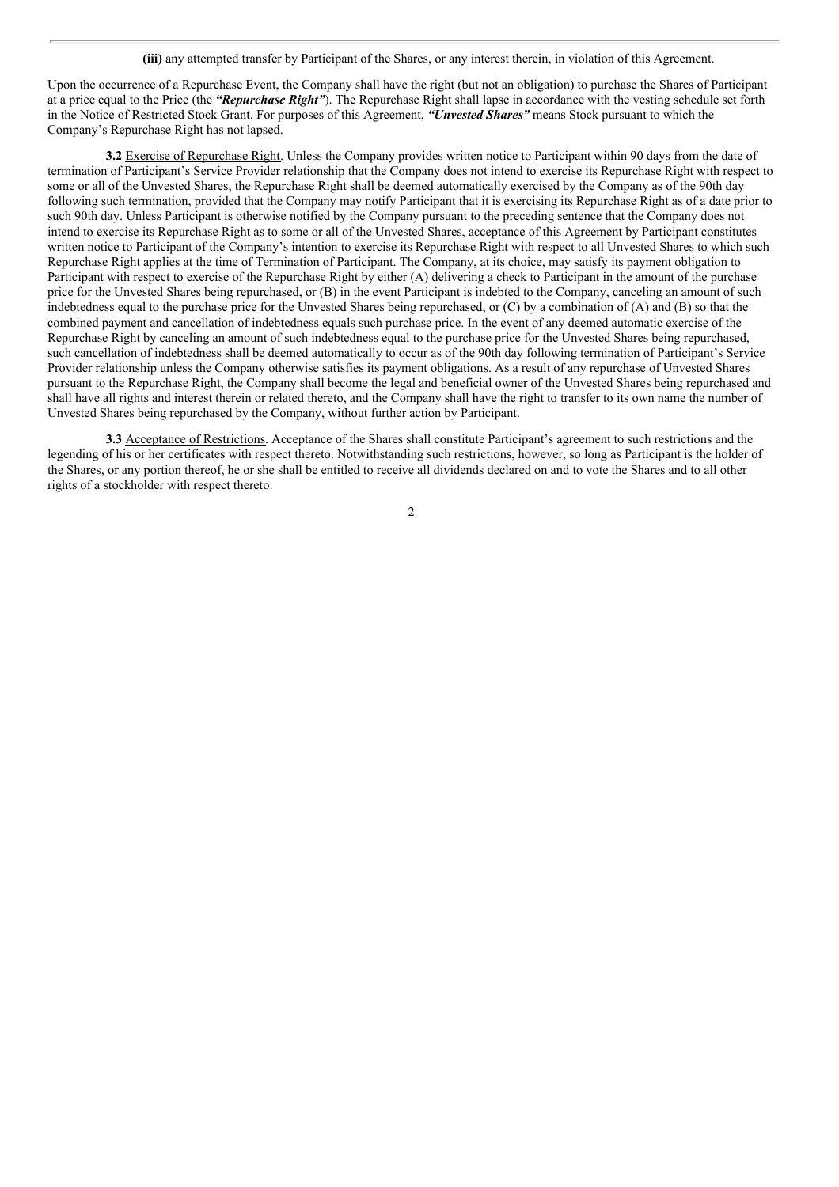**(iii)** any attempted transfer by Participant of the Shares, or any interest therein, in violation of this Agreement.

Upon the occurrence of a Repurchase Event, the Company shall have the right (but not an obligation) to purchase the Shares of Participant at a price equal to the Price (the ***"Repurchase Right"***). The Repurchase Right shall lapse in accordance with the vesting schedule set forth in the Notice of Restricted Stock Grant. For purposes of this Agreement, ***"Unvested Shares"*** means Stock pursuant to which the Company's Repurchase Right has not lapsed.

**3.2** Exercise of Repurchase Right. Unless the Company provides written notice to Participant within 90 days from the date of termination of Participant's Service Provider relationship that the Company does not intend to exercise its Repurchase Right with respect to some or all of the Unvested Shares, the Repurchase Right shall be deemed automatically exercised by the Company as of the 90th day following such termination, provided that the Company may notify Participant that it is exercising its Repurchase Right as of a date prior to such 90th day. Unless Participant is otherwise notified by the Company pursuant to the preceding sentence that the Company does not intend to exercise its Repurchase Right as to some or all of the Unvested Shares, acceptance of this Agreement by Participant constitutes written notice to Participant of the Company's intention to exercise its Repurchase Right with respect to all Unvested Shares to which such Repurchase Right applies at the time of Termination of Participant. The Company, at its choice, may satisfy its payment obligation to Participant with respect to exercise of the Repurchase Right by either (A) delivering a check to Participant in the amount of the purchase price for the Unvested Shares being repurchased, or (B) in the event Participant is indebted to the Company, canceling an amount of such indebtedness equal to the purchase price for the Unvested Shares being repurchased, or (C) by a combination of (A) and (B) so that the combined payment and cancellation of indebtedness equals such purchase price. In the event of any deemed automatic exercise of the Repurchase Right by canceling an amount of such indebtedness equal to the purchase price for the Unvested Shares being repurchased, such cancellation of indebtedness shall be deemed automatically to occur as of the 90th day following termination of Participant's Service Provider relationship unless the Company otherwise satisfies its payment obligations. As a result of any repurchase of Unvested Shares pursuant to the Repurchase Right, the Company shall become the legal and beneficial owner of the Unvested Shares being repurchased and shall have all rights and interest therein or related thereto, and the Company shall have the right to transfer to its own name the number of Unvested Shares being repurchased by the Company, without further action by Participant.

**3.3** Acceptance of Restrictions. Acceptance of the Shares shall constitute Participant's agreement to such restrictions and the legending of his or her certificates with respect thereto. Notwithstanding such restrictions, however, so long as Participant is the holder of the Shares, or any portion thereof, he or she shall be entitled to receive all dividends declared on and to vote the Shares and to all other rights of a stockholder with respect thereto.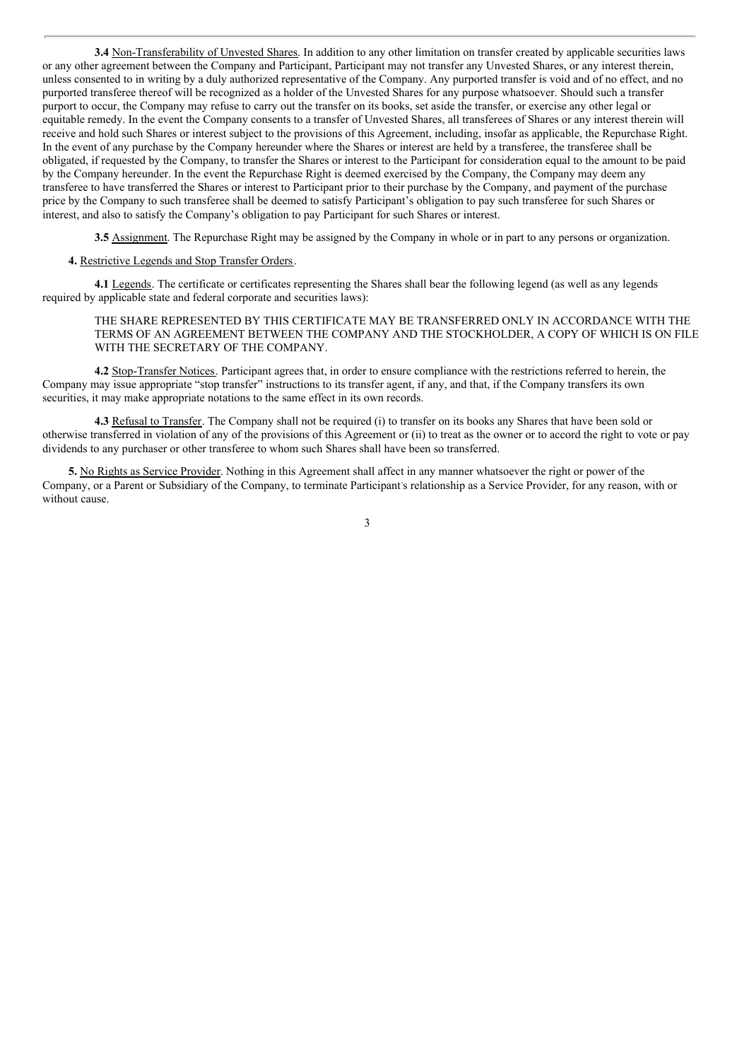**3.4** Non-Transferability of Unvested Shares. In addition to any other limitation on transfer created by applicable securities laws or any other agreement between the Company and Participant, Participant may not transfer any Unvested Shares, or any interest therein, unless consented to in writing by a duly authorized representative of the Company. Any purported transfer is void and of no effect, and no purported transferee thereof will be recognized as a holder of the Unvested Shares for any purpose whatsoever. Should such a transfer purport to occur, the Company may refuse to carry out the transfer on its books, set aside the transfer, or exercise any other legal or equitable remedy. In the event the Company consents to a transfer of Unvested Shares, all transferees of Shares or any interest therein will receive and hold such Shares or interest subject to the provisions of this Agreement, including, insofar as applicable, the Repurchase Right. In the event of any purchase by the Company hereunder where the Shares or interest are held by a transferee, the transferee shall be obligated, if requested by the Company, to transfer the Shares or interest to the Participant for consideration equal to the amount to be paid by the Company hereunder. In the event the Repurchase Right is deemed exercised by the Company, the Company may deem any transferee to have transferred the Shares or interest to Participant prior to their purchase by the Company, and payment of the purchase price by the Company to such transferee shall be deemed to satisfy Participant's obligation to pay such transferee for such Shares or interest, and also to satisfy the Company's obligation to pay Participant for such Shares or interest.

**3.5** Assignment. The Repurchase Right may be assigned by the Company in whole or in part to any persons or organization.

**4.** Restrictive Legends and Stop Transfer Orders.

**4.1** Legends. The certificate or certificates representing the Shares shall bear the following legend (as well as any legends required by applicable state and federal corporate and securities laws):

> THE SHARE REPRESENTED BY THIS CERTIFICATE MAY BE TRANSFERRED ONLY IN ACCORDANCE WITH THE TERMS OF AN AGREEMENT BETWEEN THE COMPANY AND THE STOCKHOLDER, A COPY OF WHICH IS ON FILE WITH THE SECRETARY OF THE COMPANY.

**4.2** Stop-Transfer Notices. Participant agrees that, in order to ensure compliance with the restrictions referred to herein, the Company may issue appropriate "stop transfer" instructions to its transfer agent, if any, and that, if the Company transfers its own securities, it may make appropriate notations to the same effect in its own records.

**4.3** Refusal to Transfer. The Company shall not be required (i) to transfer on its books any Shares that have been sold or otherwise transferred in violation of any of the provisions of this Agreement or (ii) to treat as the owner or to accord the right to vote or pay dividends to any purchaser or other transferee to whom such Shares shall have been so transferred.

**5.** No Rights as Service Provider. Nothing in this Agreement shall affect in any manner whatsoever the right or power of the Company, or a Parent or Subsidiary of the Company, to terminate Participant's relationship as a Service Provider, for any reason, with or without cause.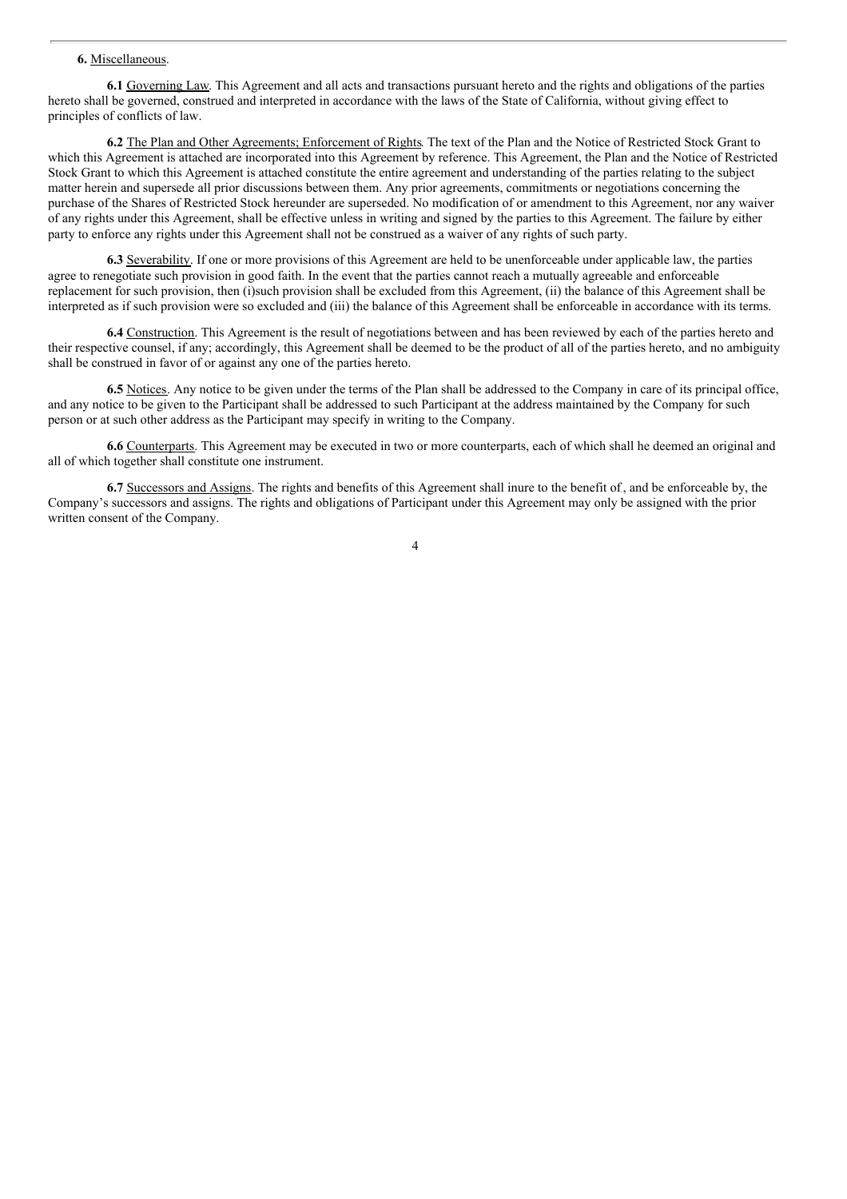**6.** Miscellaneous.

**6.1** Governing Law. This Agreement and all acts and transactions pursuant hereto and the rights and obligations of the parties hereto shall be governed, construed and interpreted in accordance with the laws of the State of California, without giving effect to principles of conflicts of law.

**6.2** The Plan and Other Agreements; Enforcement of Rights. The text of the Plan and the Notice of Restricted Stock Grant to which this Agreement is attached are incorporated into this Agreement by reference. This Agreement, the Plan and the Notice of Restricted Stock Grant to which this Agreement is attached constitute the entire agreement and understanding of the parties relating to the subject matter herein and supersede all prior discussions between them. Any prior agreements, commitments or negotiations concerning the purchase of the Shares of Restricted Stock hereunder are superseded. No modification of or amendment to this Agreement, nor any waiver of any rights under this Agreement, shall be effective unless in writing and signed by the parties to this Agreement. The failure by either party to enforce any rights under this Agreement shall not be construed as a waiver of any rights of such party.

**6.3** Severability. If one or more provisions of this Agreement are held to be unenforceable under applicable law, the parties agree to renegotiate such provision in good faith. In the event that the parties cannot reach a mutually agreeable and enforceable replacement for such provision, then (i)such provision shall be excluded from this Agreement, (ii) the balance of this Agreement shall be interpreted as if such provision were so excluded and (iii) the balance of this Agreement shall be enforceable in accordance with its terms.

**6.4** Construction. This Agreement is the result of negotiations between and has been reviewed by each of the parties hereto and their respective counsel, if any; accordingly, this Agreement shall be deemed to be the product of all of the parties hereto, and no ambiguity shall be construed in favor of or against any one of the parties hereto.

**6.5** Notices. Any notice to be given under the terms of the Plan shall be addressed to the Company in care of its principal office, and any notice to be given to the Participant shall be addressed to such Participant at the address maintained by the Company for such person or at such other address as the Participant may specify in writing to the Company.

**6.6** Counterparts. This Agreement may be executed in two or more counterparts, each of which shall he deemed an original and all of which together shall constitute one instrument.

**6.7** Successors and Assigns. The rights and benefits of this Agreement shall inure to the benefit of , and be enforceable by, the Company's successors and assigns. The rights and obligations of Participant under this Agreement may only be assigned with the prior written consent of the Company.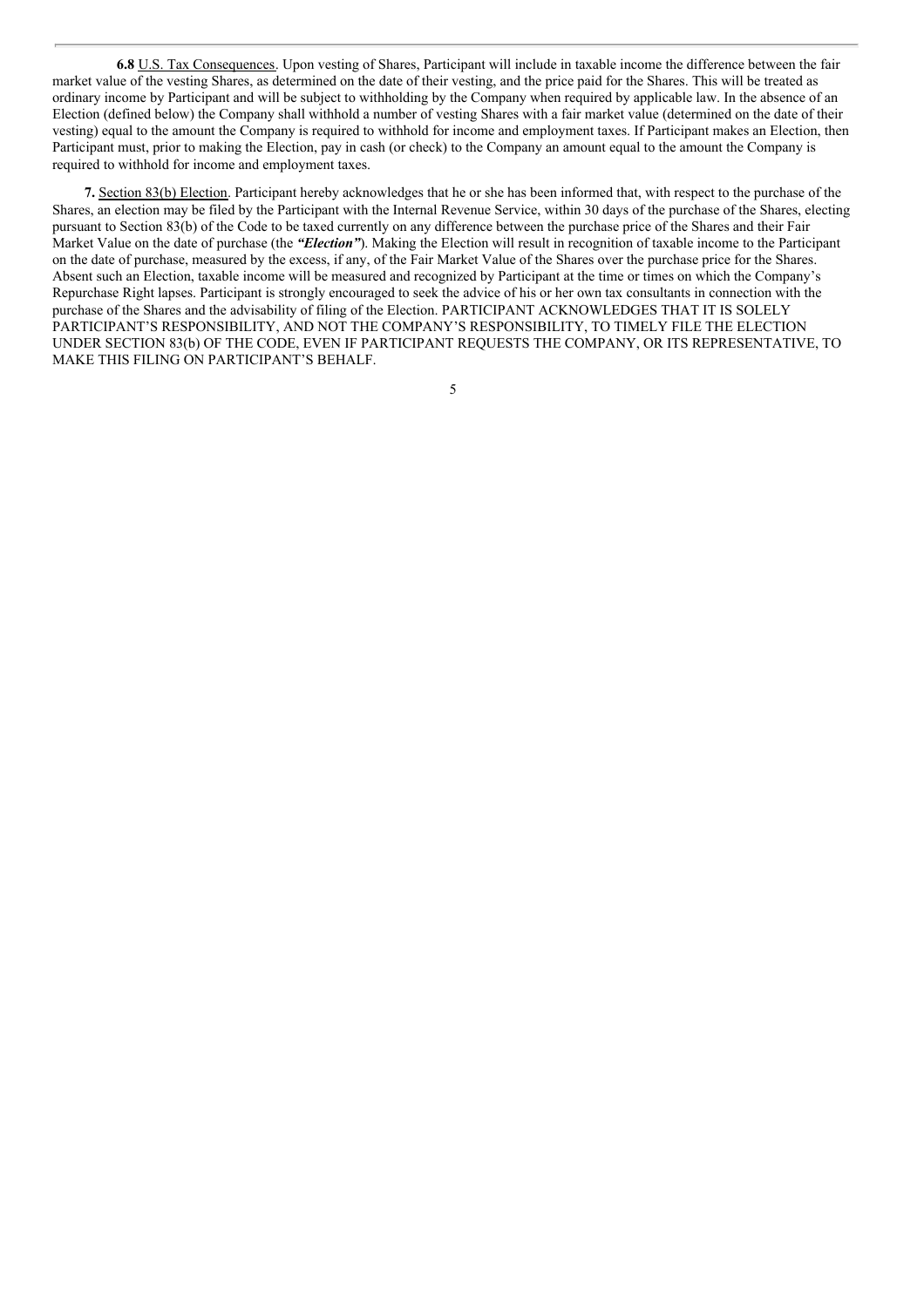**6.8** U.S. Tax Consequences. Upon vesting of Shares, Participant will include in taxable income the difference between the fair market value of the vesting Shares, as determined on the date of their vesting, and the price paid for the Shares. This will be treated as ordinary income by Participant and will be subject to withholding by the Company when required by applicable law. In the absence of an Election (defined below) the Company shall withhold a number of vesting Shares with a fair market value (determined on the date of their vesting) equal to the amount the Company is required to withhold for income and employment taxes. If Participant makes an Election, then Participant must, prior to making the Election, pay in cash (or check) to the Company an amount equal to the amount the Company is required to withhold for income and employment taxes.

**7.** Section 83(b) Election. Participant hereby acknowledges that he or she has been informed that, with respect to the purchase of the Shares, an election may be filed by the Participant with the Internal Revenue Service, within 30 days of the purchase of the Shares, electing pursuant to Section 83(b) of the Code to be taxed currently on any difference between the purchase price of the Shares and their Fair Market Value on the date of purchase (the ***"Election"***). Making the Election will result in recognition of taxable income to the Participant on the date of purchase, measured by the excess, if any, of the Fair Market Value of the Shares over the purchase price for the Shares. Absent such an Election, taxable income will be measured and recognized by Participant at the time or times on which the Company's Repurchase Right lapses. Participant is strongly encouraged to seek the advice of his or her own tax consultants in connection with the purchase of the Shares and the advisability of filing of the Election. PARTICIPANT ACKNOWLEDGES THAT IT IS SOLELY PARTICIPANT'S RESPONSIBILITY, AND NOT THE COMPANY'S RESPONSIBILITY, TO TIMELY FILE THE ELECTION UNDER SECTION 83(b) OF THE CODE, EVEN IF PARTICIPANT REQUESTS THE COMPANY, OR ITS REPRESENTATIVE, TO MAKE THIS FILING ON PARTICIPANT'S BEHALF.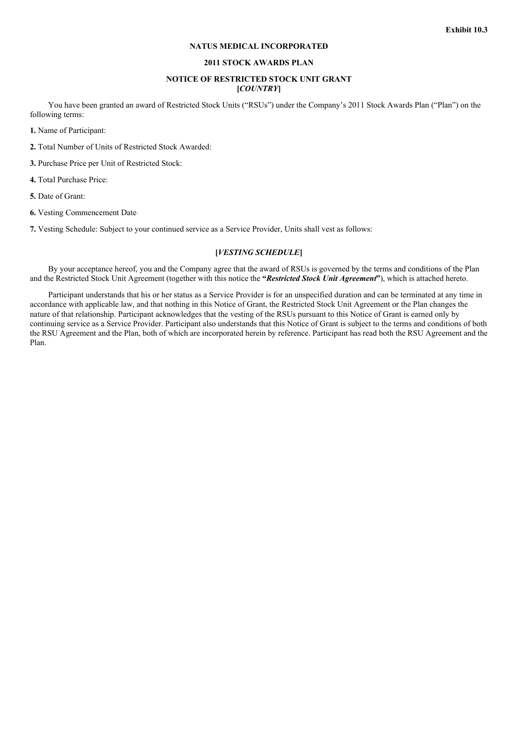**Exhibit 10.3**

**NATUS MEDICAL INCORPORATED**

**2011 STOCK AWARDS PLAN**

**NOTICE OF RESTRICTED STOCK UNIT GRANT**
**[*COUNTRY*]**

You have been granted an award of Restricted Stock Units ("RSUs") under the Company's 2011 Stock Awards Plan ("Plan") on the following terms:

**1.** Name of Participant:

**2.** Total Number of Units of Restricted Stock Awarded:

**3.** Purchase Price per Unit of Restricted Stock:

**4.** Total Purchase Price:

**5.** Date of Grant:

**6.** Vesting Commencement Date

**7.** Vesting Schedule: Subject to your continued service as a Service Provider, Units shall vest as follows:

**[*VESTING SCHEDULE*]**

By your acceptance hereof, you and the Company agree that the award of RSUs is governed by the terms and conditions of the Plan and the Restricted Stock Unit Agreement (together with this notice the **"*Restricted Stock Unit Agreement*"**), which is attached hereto.

Participant understands that his or her status as a Service Provider is for an unspecified duration and can be terminated at any time in accordance with applicable law, and that nothing in this Notice of Grant, the Restricted Stock Unit Agreement or the Plan changes the nature of that relationship. Participant acknowledges that the vesting of the RSUs pursuant to this Notice of Grant is earned only by continuing service as a Service Provider. Participant also understands that this Notice of Grant is subject to the terms and conditions of both the RSU Agreement and the Plan, both of which are incorporated herein by reference. Participant has read both the RSU Agreement and the Plan.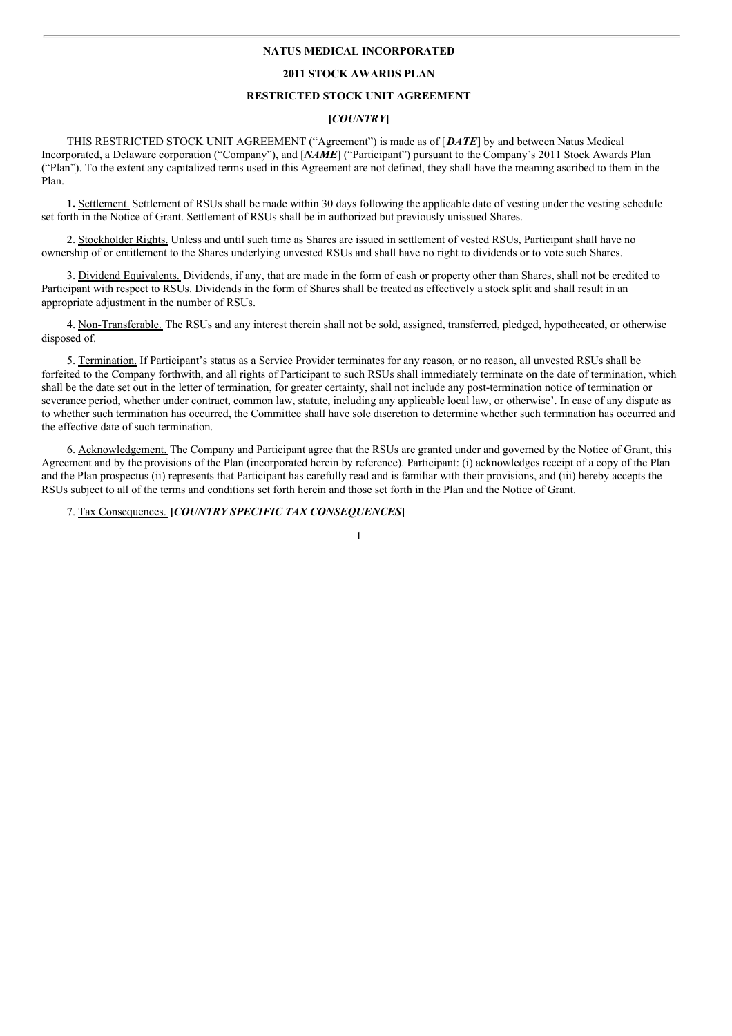**NATUS MEDICAL INCORPORATED**

**2011 STOCK AWARDS PLAN**

**RESTRICTED STOCK UNIT AGREEMENT**

**[*COUNTRY*]**

THIS RESTRICTED STOCK UNIT AGREEMENT ("Agreement") is made as of [***DATE***] by and between Natus Medical Incorporated, a Delaware corporation ("Company"), and [***NAME***] ("Participant") pursuant to the Company's 2011 Stock Awards Plan ("Plan"). To the extent any capitalized terms used in this Agreement are not defined, they shall have the meaning ascribed to them in the Plan.

**1.** Settlement. Settlement of RSUs shall be made within 30 days following the applicable date of vesting under the vesting schedule set forth in the Notice of Grant. Settlement of RSUs shall be in authorized but previously unissued Shares.

2. Stockholder Rights. Unless and until such time as Shares are issued in settlement of vested RSUs, Participant shall have no ownership of or entitlement to the Shares underlying unvested RSUs and shall have no right to dividends or to vote such Shares.

3. Dividend Equivalents. Dividends, if any, that are made in the form of cash or property other than Shares, shall not be credited to Participant with respect to RSUs. Dividends in the form of Shares shall be treated as effectively a stock split and shall result in an appropriate adjustment in the number of RSUs.

4. Non-Transferable. The RSUs and any interest therein shall not be sold, assigned, transferred, pledged, hypothecated, or otherwise disposed of.

5. Termination. If Participant's status as a Service Provider terminates for any reason, or no reason, all unvested RSUs shall be forfeited to the Company forthwith, and all rights of Participant to such RSUs shall immediately terminate on the date of termination, which shall be the date set out in the letter of termination, for greater certainty, shall not include any post-termination notice of termination or severance period, whether under contract, common law, statute, including any applicable local law, or otherwise'. In case of any dispute as to whether such termination has occurred, the Committee shall have sole discretion to determine whether such termination has occurred and the effective date of such termination.

6. Acknowledgement. The Company and Participant agree that the RSUs are granted under and governed by the Notice of Grant, this Agreement and by the provisions of the Plan (incorporated herein by reference). Participant: (i) acknowledges receipt of a copy of the Plan and the Plan prospectus (ii) represents that Participant has carefully read and is familiar with their provisions, and (iii) hereby accepts the RSUs subject to all of the terms and conditions set forth herein and those set forth in the Plan and the Notice of Grant.

7. Tax Consequences. **[*COUNTRY SPECIFIC TAX CONSEQUENCES*]**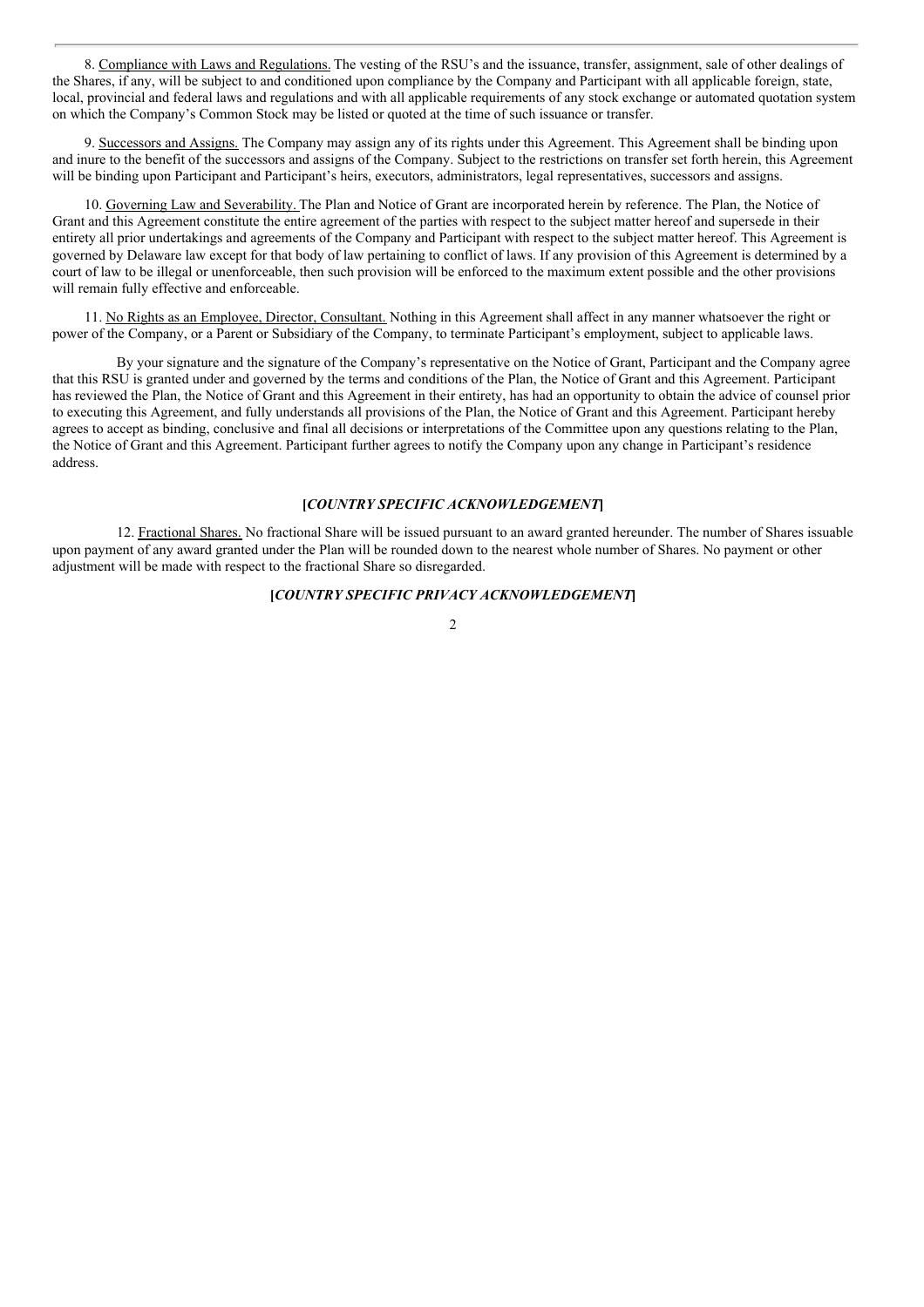8. Compliance with Laws and Regulations. The vesting of the RSU's and the issuance, transfer, assignment, sale of other dealings of the Shares, if any, will be subject to and conditioned upon compliance by the Company and Participant with all applicable foreign, state, local, provincial and federal laws and regulations and with all applicable requirements of any stock exchange or automated quotation system on which the Company's Common Stock may be listed or quoted at the time of such issuance or transfer.

9. Successors and Assigns. The Company may assign any of its rights under this Agreement. This Agreement shall be binding upon and inure to the benefit of the successors and assigns of the Company. Subject to the restrictions on transfer set forth herein, this Agreement will be binding upon Participant and Participant's heirs, executors, administrators, legal representatives, successors and assigns.

10. Governing Law and Severability. The Plan and Notice of Grant are incorporated herein by reference. The Plan, the Notice of Grant and this Agreement constitute the entire agreement of the parties with respect to the subject matter hereof and supersede in their entirety all prior undertakings and agreements of the Company and Participant with respect to the subject matter hereof. This Agreement is governed by Delaware law except for that body of law pertaining to conflict of laws. If any provision of this Agreement is determined by a court of law to be illegal or unenforceable, then such provision will be enforced to the maximum extent possible and the other provisions will remain fully effective and enforceable.

11. No Rights as an Employee, Director, Consultant. Nothing in this Agreement shall affect in any manner whatsoever the right or power of the Company, or a Parent or Subsidiary of the Company, to terminate Participant's employment, subject to applicable laws.

By your signature and the signature of the Company's representative on the Notice of Grant, Participant and the Company agree that this RSU is granted under and governed by the terms and conditions of the Plan, the Notice of Grant and this Agreement. Participant has reviewed the Plan, the Notice of Grant and this Agreement in their entirety, has had an opportunity to obtain the advice of counsel prior to executing this Agreement, and fully understands all provisions of the Plan, the Notice of Grant and this Agreement. Participant hereby agrees to accept as binding, conclusive and final all decisions or interpretations of the Committee upon any questions relating to the Plan, the Notice of Grant and this Agreement. Participant further agrees to notify the Company upon any change in Participant's residence address.

**[*COUNTRY SPECIFIC ACKNOWLEDGEMENT*]**

12. Fractional Shares. No fractional Share will be issued pursuant to an award granted hereunder. The number of Shares issuable upon payment of any award granted under the Plan will be rounded down to the nearest whole number of Shares. No payment or other adjustment will be made with respect to the fractional Share so disregarded.

**[*COUNTRY SPECIFIC PRIVACY ACKNOWLEDGEMENT*]**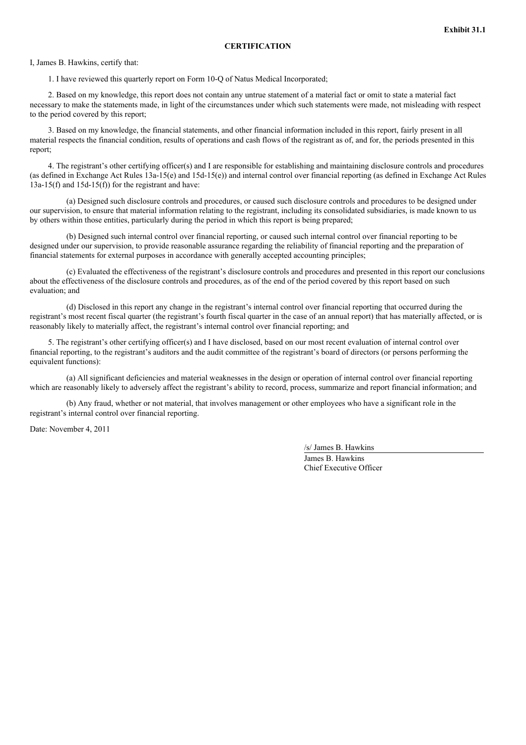**Exhibit 31.1**

**CERTIFICATION**

I, James B. Hawkins, certify that:

1. I have reviewed this quarterly report on Form 10-Q of Natus Medical Incorporated;

2. Based on my knowledge, this report does not contain any untrue statement of a material fact or omit to state a material fact necessary to make the statements made, in light of the circumstances under which such statements were made, not misleading with respect to the period covered by this report;

3. Based on my knowledge, the financial statements, and other financial information included in this report, fairly present in all material respects the financial condition, results of operations and cash flows of the registrant as of, and for, the periods presented in this report;

4. The registrant's other certifying officer(s) and I are responsible for establishing and maintaining disclosure controls and procedures (as defined in Exchange Act Rules 13a-15(e) and 15d-15(e)) and internal control over financial reporting (as defined in Exchange Act Rules 13a-15(f) and 15d-15(f)) for the registrant and have:

(a) Designed such disclosure controls and procedures, or caused such disclosure controls and procedures to be designed under our supervision, to ensure that material information relating to the registrant, including its consolidated subsidiaries, is made known to us by others within those entities, particularly during the period in which this report is being prepared;

(b) Designed such internal control over financial reporting, or caused such internal control over financial reporting to be designed under our supervision, to provide reasonable assurance regarding the reliability of financial reporting and the preparation of financial statements for external purposes in accordance with generally accepted accounting principles;

(c) Evaluated the effectiveness of the registrant's disclosure controls and procedures and presented in this report our conclusions about the effectiveness of the disclosure controls and procedures, as of the end of the period covered by this report based on such evaluation; and

(d) Disclosed in this report any change in the registrant's internal control over financial reporting that occurred during the registrant's most recent fiscal quarter (the registrant's fourth fiscal quarter in the case of an annual report) that has materially affected, or is reasonably likely to materially affect, the registrant's internal control over financial reporting; and

5. The registrant's other certifying officer(s) and I have disclosed, based on our most recent evaluation of internal control over financial reporting, to the registrant's auditors and the audit committee of the registrant's board of directors (or persons performing the equivalent functions):

(a) All significant deficiencies and material weaknesses in the design or operation of internal control over financial reporting which are reasonably likely to adversely affect the registrant's ability to record, process, summarize and report financial information; and

(b) Any fraud, whether or not material, that involves management or other employees who have a significant role in the registrant's internal control over financial reporting.

Date: November 4, 2011

/s/ James B. Hawkins

James B. Hawkins

Chief Executive Officer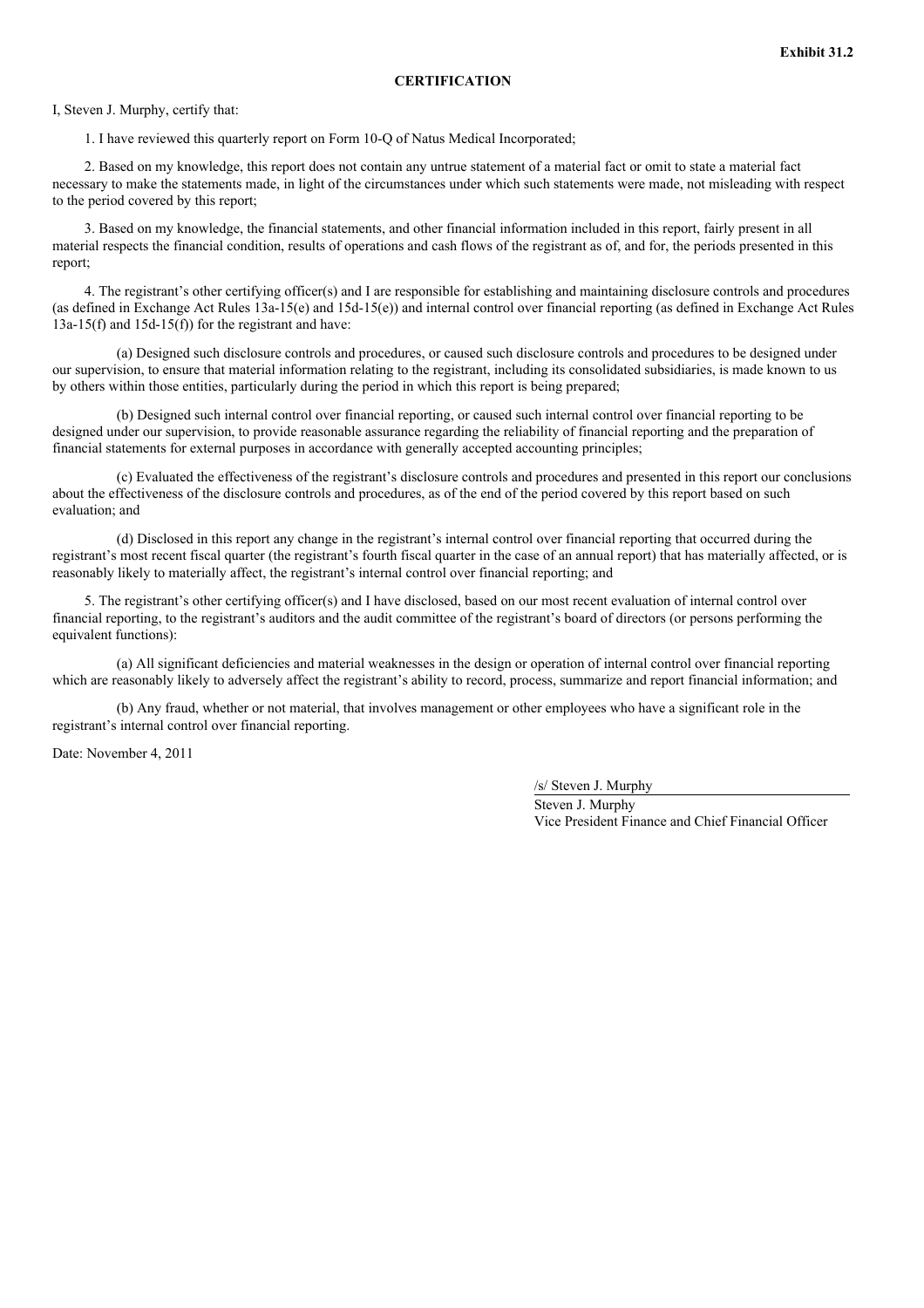**Exhibit 31.2**

**CERTIFICATION**

I, Steven J. Murphy, certify that:

1. I have reviewed this quarterly report on Form 10-Q of Natus Medical Incorporated;

2. Based on my knowledge, this report does not contain any untrue statement of a material fact or omit to state a material fact necessary to make the statements made, in light of the circumstances under which such statements were made, not misleading with respect to the period covered by this report;

3. Based on my knowledge, the financial statements, and other financial information included in this report, fairly present in all material respects the financial condition, results of operations and cash flows of the registrant as of, and for, the periods presented in this report;

4. The registrant's other certifying officer(s) and I are responsible for establishing and maintaining disclosure controls and procedures (as defined in Exchange Act Rules 13a-15(e) and 15d-15(e)) and internal control over financial reporting (as defined in Exchange Act Rules 13a-15(f) and 15d-15(f)) for the registrant and have:

(a) Designed such disclosure controls and procedures, or caused such disclosure controls and procedures to be designed under our supervision, to ensure that material information relating to the registrant, including its consolidated subsidiaries, is made known to us by others within those entities, particularly during the period in which this report is being prepared;

(b) Designed such internal control over financial reporting, or caused such internal control over financial reporting to be designed under our supervision, to provide reasonable assurance regarding the reliability of financial reporting and the preparation of financial statements for external purposes in accordance with generally accepted accounting principles;

(c) Evaluated the effectiveness of the registrant's disclosure controls and procedures and presented in this report our conclusions about the effectiveness of the disclosure controls and procedures, as of the end of the period covered by this report based on such evaluation; and

(d) Disclosed in this report any change in the registrant's internal control over financial reporting that occurred during the registrant's most recent fiscal quarter (the registrant's fourth fiscal quarter in the case of an annual report) that has materially affected, or is reasonably likely to materially affect, the registrant's internal control over financial reporting; and

5. The registrant's other certifying officer(s) and I have disclosed, based on our most recent evaluation of internal control over financial reporting, to the registrant's auditors and the audit committee of the registrant's board of directors (or persons performing the equivalent functions):

(a) All significant deficiencies and material weaknesses in the design or operation of internal control over financial reporting which are reasonably likely to adversely affect the registrant's ability to record, process, summarize and report financial information; and

(b) Any fraud, whether or not material, that involves management or other employees who have a significant role in the registrant's internal control over financial reporting.

Date: November 4, 2011

/s/ Steven J. Murphy

Steven J. Murphy
Vice President Finance and Chief Financial Officer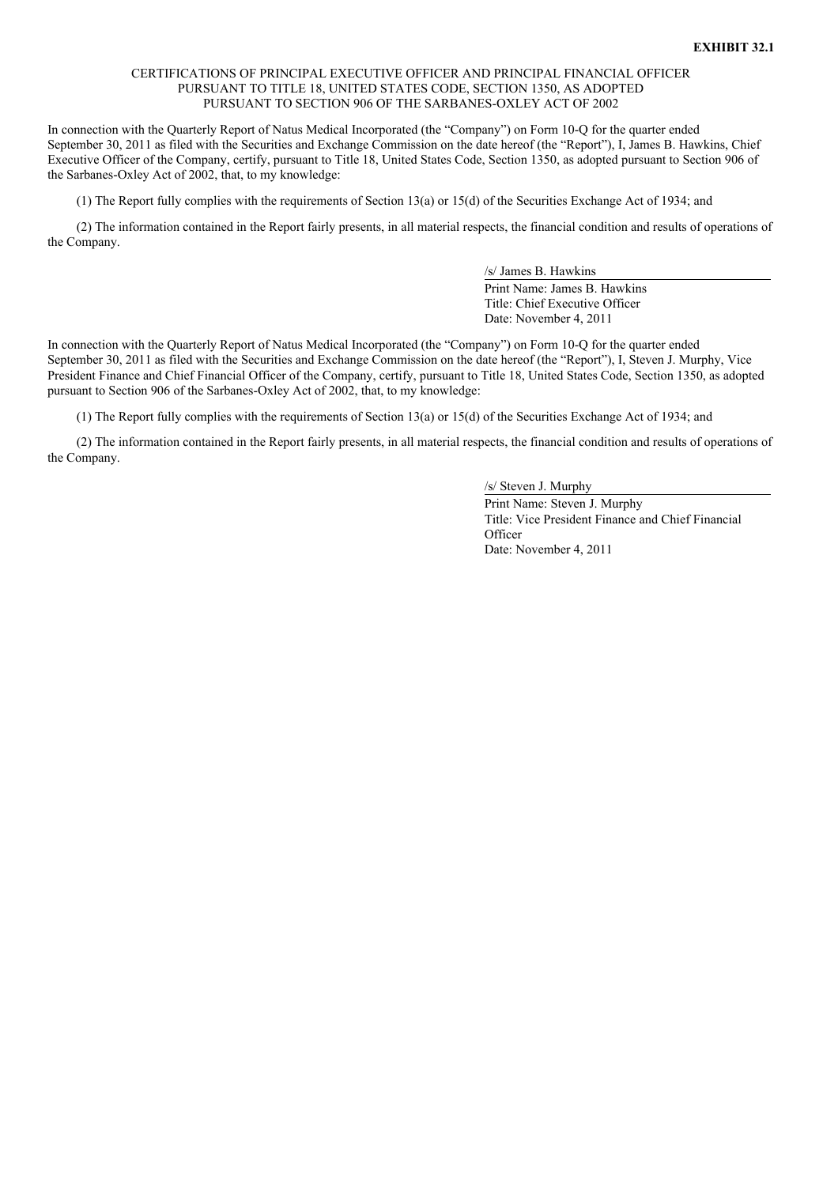**EXHIBIT 32.1**

CERTIFICATIONS OF PRINCIPAL EXECUTIVE OFFICER AND PRINCIPAL FINANCIAL OFFICER
PURSUANT TO TITLE 18, UNITED STATES CODE, SECTION 1350, AS ADOPTED
PURSUANT TO SECTION 906 OF THE SARBANES-OXLEY ACT OF 2002

In connection with the Quarterly Report of Natus Medical Incorporated (the "Company") on Form 10-Q for the quarter ended September 30, 2011 as filed with the Securities and Exchange Commission on the date hereof (the "Report"), I, James B. Hawkins, Chief Executive Officer of the Company, certify, pursuant to Title 18, United States Code, Section 1350, as adopted pursuant to Section 906 of the Sarbanes-Oxley Act of 2002, that, to my knowledge:

(1) The Report fully complies with the requirements of Section 13(a) or 15(d) of the Securities Exchange Act of 1934; and

(2) The information contained in the Report fairly presents, in all material respects, the financial condition and results of operations of the Company.

/s/ James B. Hawkins

Print Name: James B. Hawkins
Title: Chief Executive Officer
Date: November 4, 2011

In connection with the Quarterly Report of Natus Medical Incorporated (the "Company") on Form 10-Q for the quarter ended September 30, 2011 as filed with the Securities and Exchange Commission on the date hereof (the "Report"), I, Steven J. Murphy, Vice President Finance and Chief Financial Officer of the Company, certify, pursuant to Title 18, United States Code, Section 1350, as adopted pursuant to Section 906 of the Sarbanes-Oxley Act of 2002, that, to my knowledge:

(1) The Report fully complies with the requirements of Section 13(a) or 15(d) of the Securities Exchange Act of 1934; and

(2) The information contained in the Report fairly presents, in all material respects, the financial condition and results of operations of the Company.

/s/ Steven J. Murphy

Print Name: Steven J. Murphy
Title: Vice President Finance and Chief Financial Officer
Date: November 4, 2011